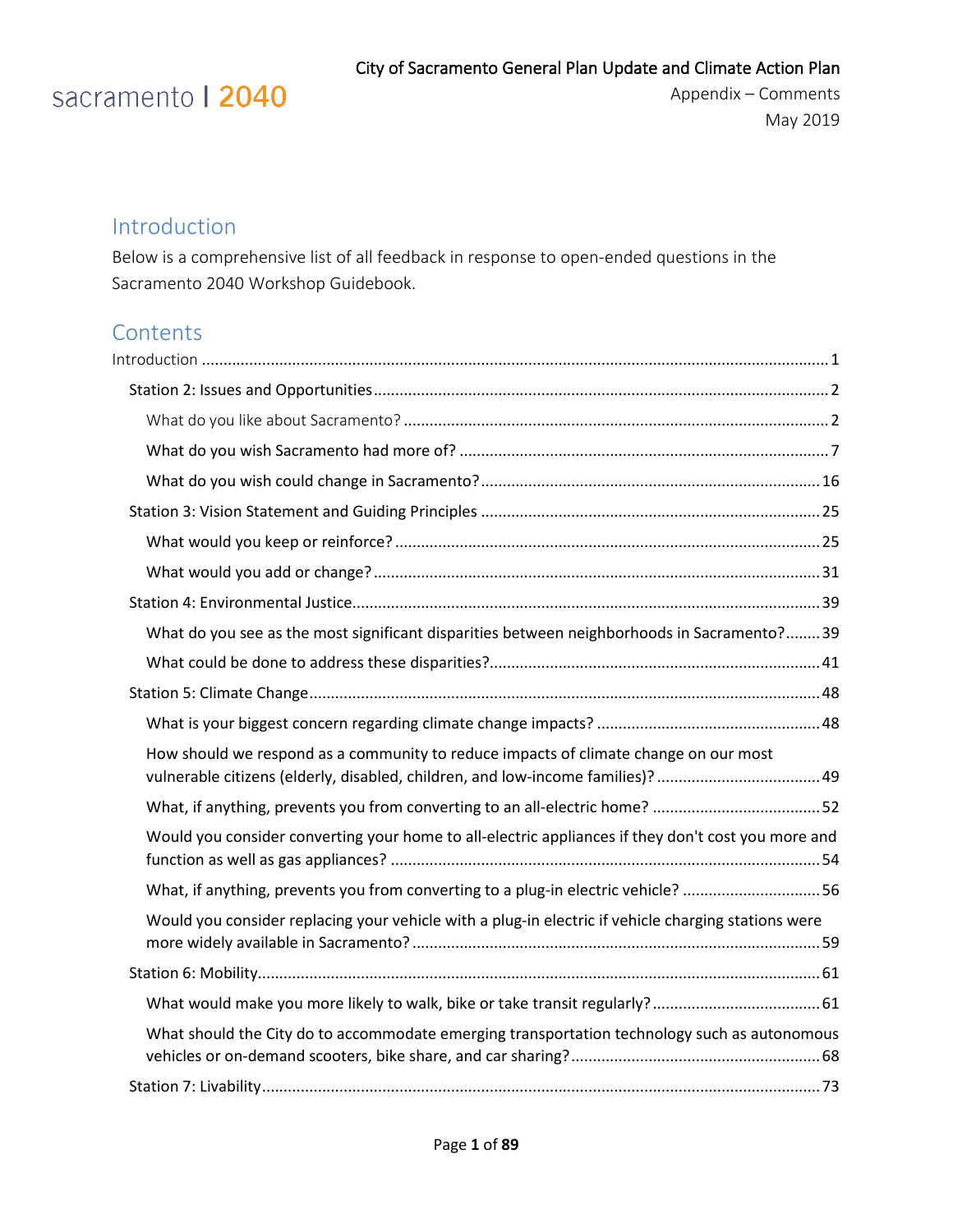sacramento | 2040

City of Sacramento General Plan Update and Climate Action Plan
Appendix – Comments
May 2019

## Introduction

Below is a comprehensive list of all feedback in response to open-ended questions in the Sacramento 2040 Workshop Guidebook.

## Contents

Introduction ............................................................ 1
- Station 2: Issues and Opportunities ............................................................ 2
  - What do you like about Sacramento? ............................................................ 2
  - What do you wish Sacramento had more of? ............................................................ 7
  - What do you wish could change in Sacramento? ............................................................ 16
- Station 3: Vision Statement and Guiding Principles ............................................................ 25
  - What would you keep or reinforce? ............................................................ 25
  - What would you add or change? ............................................................ 31
- Station 4: Environmental Justice ............................................................ 39
  - What do you see as the most significant disparities between neighborhoods in Sacramento? ........ 39
  - What could be done to address these disparities? ............................................................ 41
- Station 5: Climate Change ............................................................ 48
  - What is your biggest concern regarding climate change impacts? ............................................................ 48
  - How should we respond as a community to reduce impacts of climate change on our most vulnerable citizens (elderly, disabled, children, and low-income families)? ............................................................ 49
  - What, if anything, prevents you from converting to an all-electric home? ............................................................ 52
  - Would you consider converting your home to all-electric appliances if they don't cost you more and function as well as gas appliances? ............................................................ 54
  - What, if anything, prevents you from converting to a plug-in electric vehicle? ............................................................ 56
  - Would you consider replacing your vehicle with a plug-in electric if vehicle charging stations were more widely available in Sacramento? ............................................................ 59
- Station 6: Mobility ............................................................ 61
  - What would make you more likely to walk, bike or take transit regularly? ............................................................ 61
  - What should the City do to accommodate emerging transportation technology such as autonomous vehicles or on-demand scooters, bike share, and car sharing? ............................................................ 68
- Station 7: Livability ............................................................ 73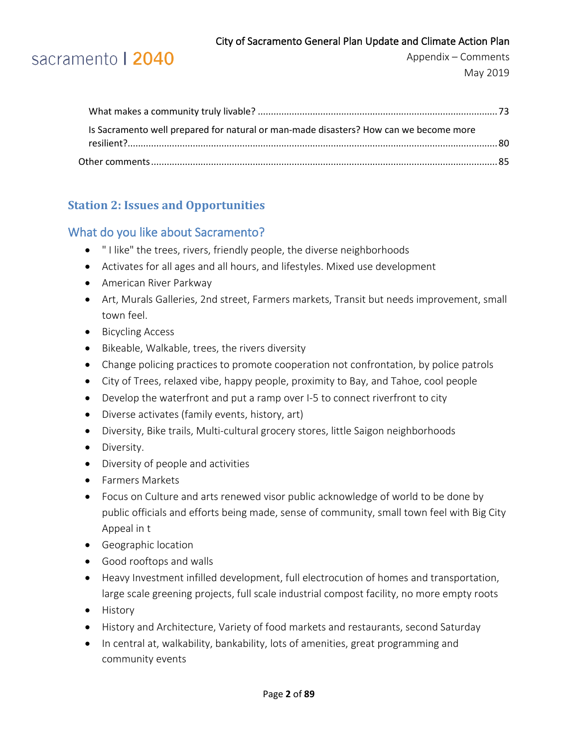What makes a community truly livable? .......... 73

Is Sacramento well prepared for natural or man-made disasters? How can we become more resilient? .......... 80

Other comments .......... 85

## Station 2: Issues and Opportunities

### What do you like about Sacramento?

- " I like" the trees, rivers, friendly people, the diverse neighborhoods
- Activates for all ages and all hours, and lifestyles. Mixed use development
- American River Parkway
- Art, Murals Galleries, 2nd street, Farmers markets, Transit but needs improvement, small town feel.
- Bicycling Access
- Bikeable, Walkable, trees, the rivers diversity
- Change policing practices to promote cooperation not confrontation, by police patrols
- City of Trees, relaxed vibe, happy people, proximity to Bay, and Tahoe, cool people
- Develop the waterfront and put a ramp over I-5 to connect riverfront to city
- Diverse activates (family events, history, art)
- Diversity, Bike trails, Multi-cultural grocery stores, little Saigon neighborhoods
- Diversity.
- Diversity of people and activities
- Farmers Markets
- Focus on Culture and arts renewed visor public acknowledge of world to be done by public officials and efforts being made, sense of community, small town feel with Big City Appeal in t
- Geographic location
- Good rooftops and walls
- Heavy Investment infilled development, full electrocution of homes and transportation, large scale greening projects, full scale industrial compost facility, no more empty roots
- History
- History and Architecture, Variety of food markets and restaurants, second Saturday
- In central at, walkability, bankability, lots of amenities, great programming and community events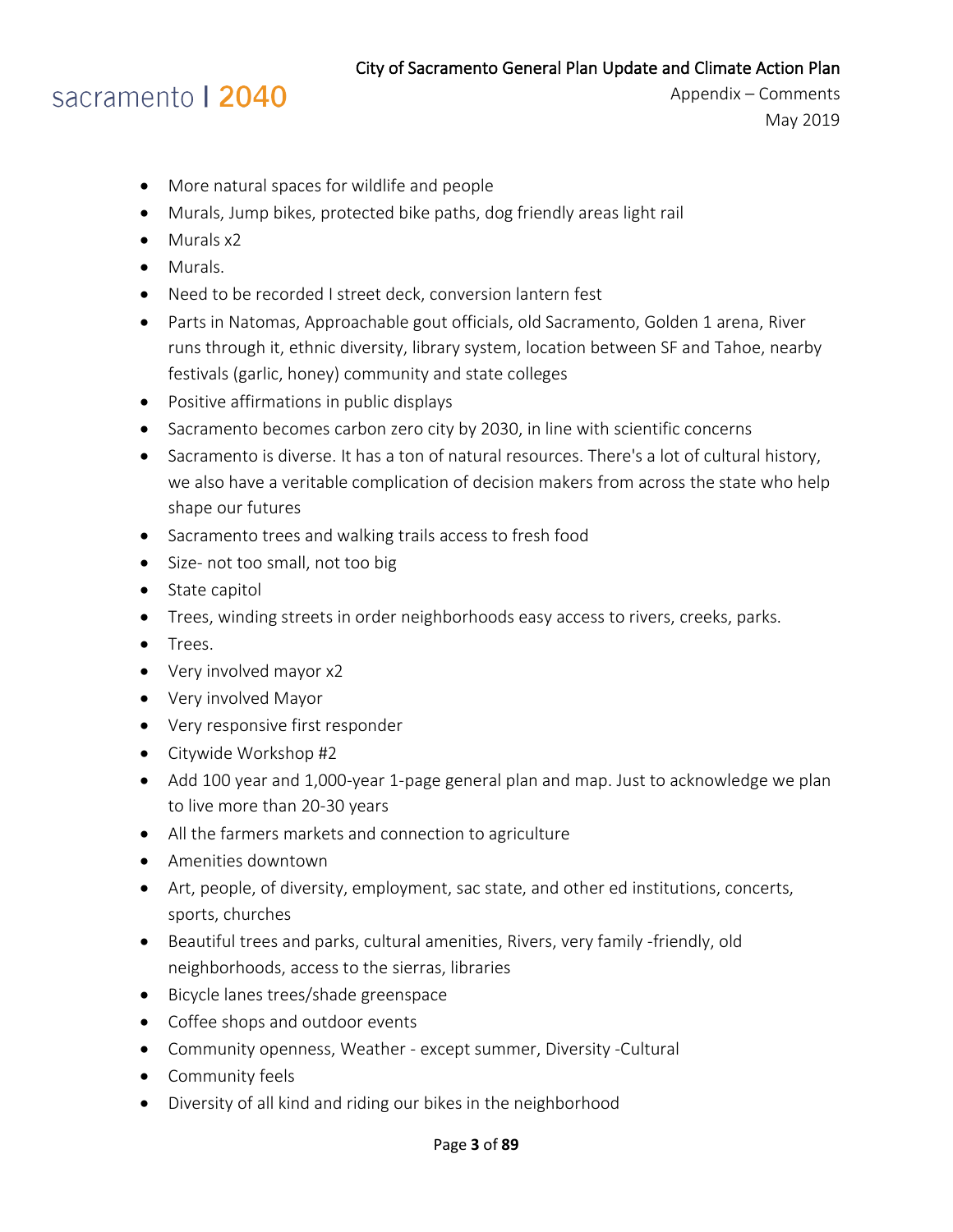- More natural spaces for wildlife and people
- Murals, Jump bikes, protected bike paths, dog friendly areas light rail
- Murals x2
- Murals.
- Need to be recorded I street deck, conversion lantern fest
- Parts in Natomas, Approachable gout officials, old Sacramento, Golden 1 arena, River runs through it, ethnic diversity, library system, location between SF and Tahoe, nearby festivals (garlic, honey) community and state colleges
- Positive affirmations in public displays
- Sacramento becomes carbon zero city by 2030, in line with scientific concerns
- Sacramento is diverse. It has a ton of natural resources. There's a lot of cultural history, we also have a veritable complication of decision makers from across the state who help shape our futures
- Sacramento trees and walking trails access to fresh food
- Size- not too small, not too big
- State capitol
- Trees, winding streets in order neighborhoods easy access to rivers, creeks, parks.
- Trees.
- Very involved mayor x2
- Very involved Mayor
- Very responsive first responder
- Citywide Workshop #2
- Add 100 year and 1,000-year 1-page general plan and map. Just to acknowledge we plan to live more than 20-30 years
- All the farmers markets and connection to agriculture
- Amenities downtown
- Art, people, of diversity, employment, sac state, and other ed institutions, concerts, sports, churches
- Beautiful trees and parks, cultural amenities, Rivers, very family -friendly, old neighborhoods, access to the sierras, libraries
- Bicycle lanes trees/shade greenspace
- Coffee shops and outdoor events
- Community openness, Weather - except summer, Diversity -Cultural
- Community feels
- Diversity of all kind and riding our bikes in the neighborhood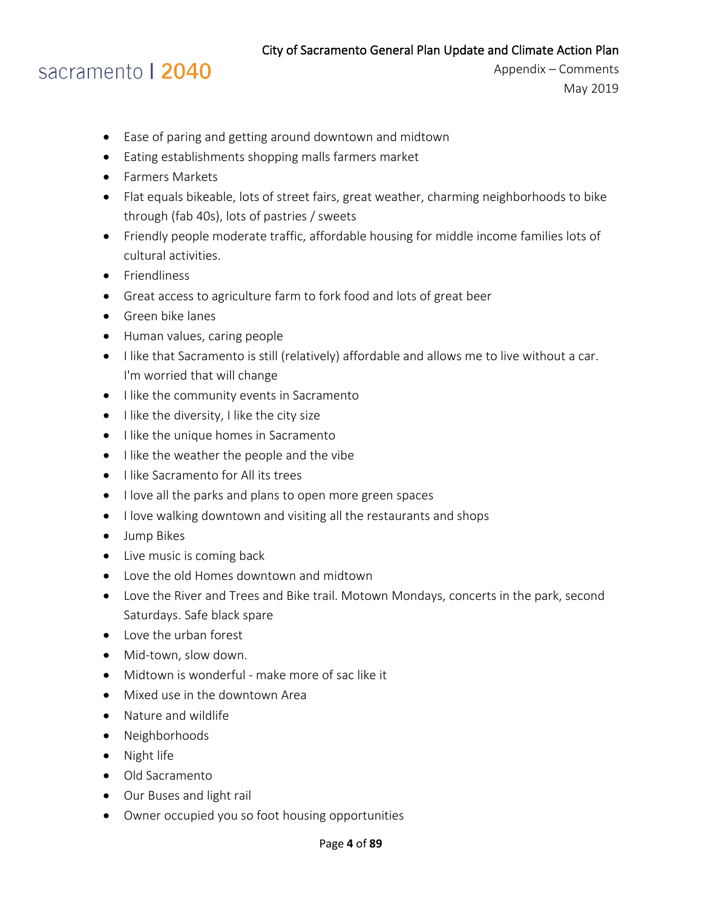- Ease of paring and getting around downtown and midtown
- Eating establishments shopping malls farmers market
- Farmers Markets
- Flat equals bikeable, lots of street fairs, great weather, charming neighborhoods to bike through (fab 40s), lots of pastries / sweets
- Friendly people moderate traffic, affordable housing for middle income families lots of cultural activities.
- Friendliness
- Great access to agriculture farm to fork food and lots of great beer
- Green bike lanes
- Human values, caring people
- I like that Sacramento is still (relatively) affordable and allows me to live without a car. I'm worried that will change
- I like the community events in Sacramento
- I like the diversity, I like the city size
- I like the unique homes in Sacramento
- I like the weather the people and the vibe
- I like Sacramento for All its trees
- I love all the parks and plans to open more green spaces
- I love walking downtown and visiting all the restaurants and shops
- Jump Bikes
- Live music is coming back
- Love the old Homes downtown and midtown
- Love the River and Trees and Bike trail. Motown Mondays, concerts in the park, second Saturdays. Safe black spare
- Love the urban forest
- Mid-town, slow down.
- Midtown is wonderful - make more of sac like it
- Mixed use in the downtown Area
- Nature and wildlife
- Neighborhoods
- Night life
- Old Sacramento
- Our Buses and light rail
- Owner occupied you so foot housing opportunities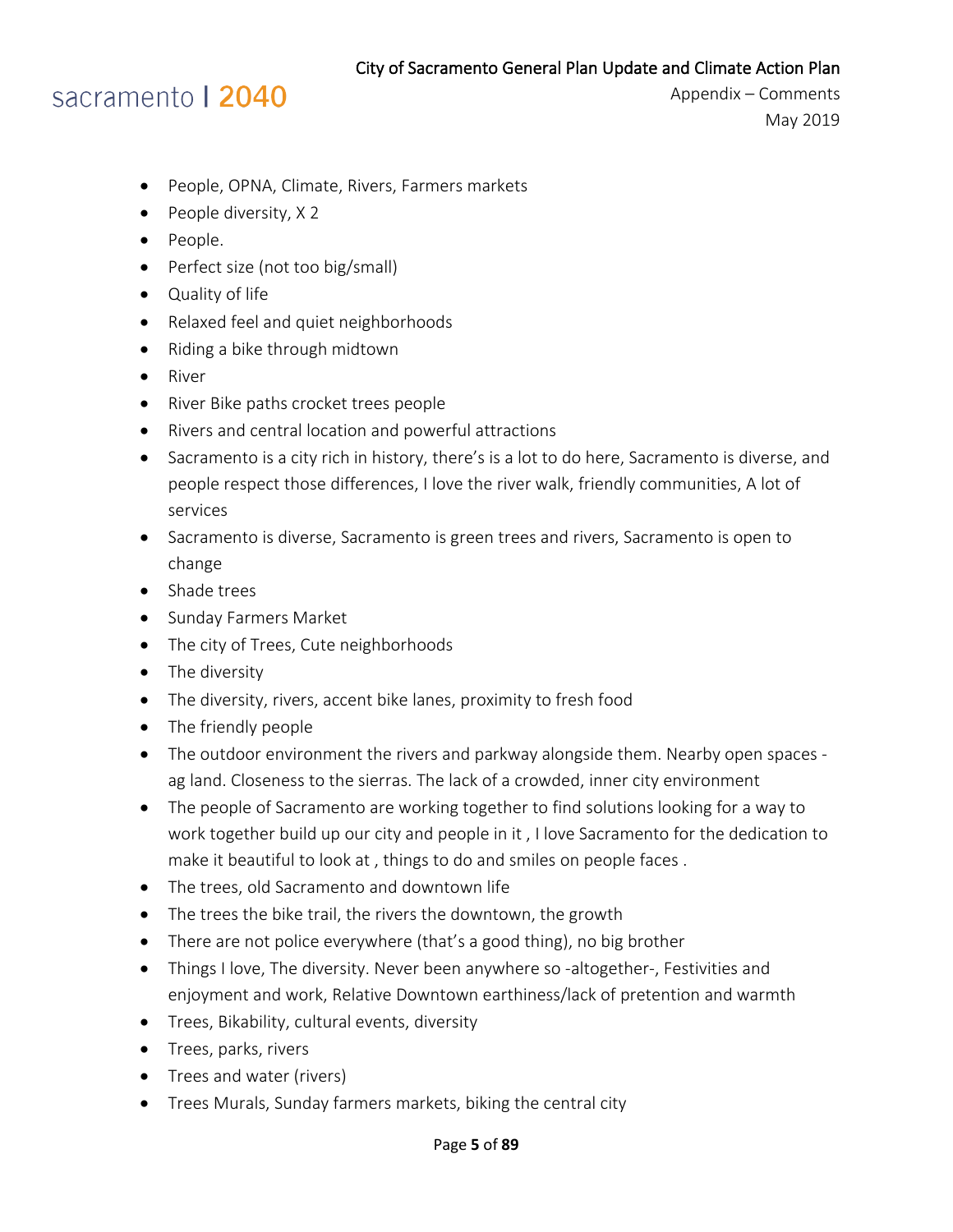- People, OPNA, Climate, Rivers, Farmers markets
- People diversity, X 2
- People.
- Perfect size (not too big/small)
- Quality of life
- Relaxed feel and quiet neighborhoods
- Riding a bike through midtown
- River
- River Bike paths crocket trees people
- Rivers and central location and powerful attractions
- Sacramento is a city rich in history, there's is a lot to do here, Sacramento is diverse, and people respect those differences, I love the river walk, friendly communities, A lot of services
- Sacramento is diverse, Sacramento is green trees and rivers, Sacramento is open to change
- Shade trees
- Sunday Farmers Market
- The city of Trees, Cute neighborhoods
- The diversity
- The diversity, rivers, accent bike lanes, proximity to fresh food
- The friendly people
- The outdoor environment the rivers and parkway alongside them. Nearby open spaces - ag land. Closeness to the sierras. The lack of a crowded, inner city environment
- The people of Sacramento are working together to find solutions looking for a way to work together build up our city and people in it , I love Sacramento for the dedication to make it beautiful to look at , things to do and smiles on people faces .
- The trees, old Sacramento and downtown life
- The trees the bike trail, the rivers the downtown, the growth
- There are not police everywhere (that's a good thing), no big brother
- Things I love, The diversity. Never been anywhere so -altogether-, Festivities and enjoyment and work, Relative Downtown earthiness/lack of pretention and warmth
- Trees, Bikability, cultural events, diversity
- Trees, parks, rivers
- Trees and water (rivers)
- Trees Murals, Sunday farmers markets, biking the central city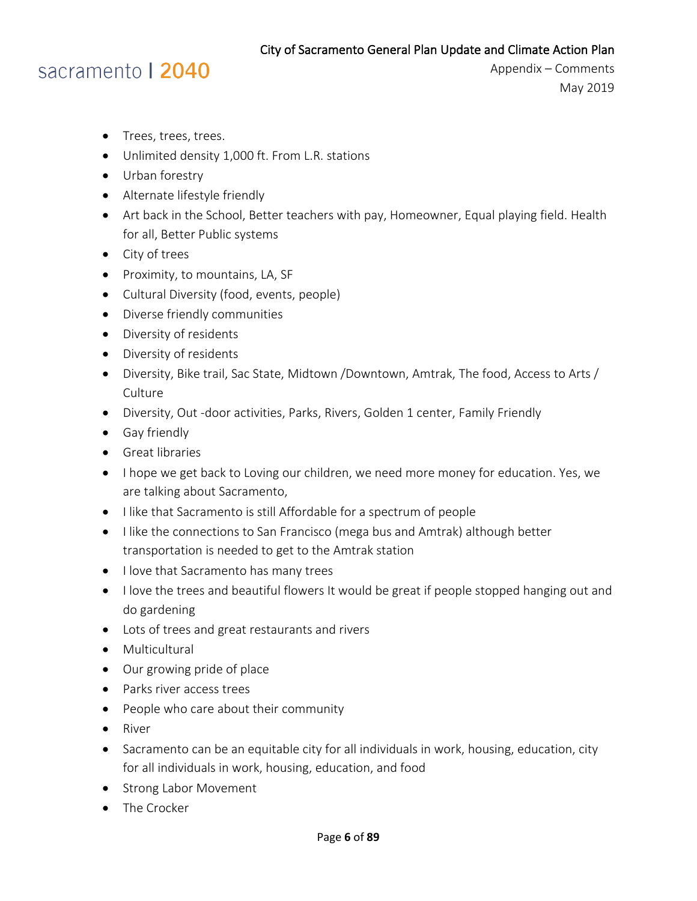- Trees, trees, trees.
- Unlimited density 1,000 ft. From L.R. stations
- Urban forestry
- Alternate lifestyle friendly
- Art back in the School, Better teachers with pay, Homeowner, Equal playing field. Health for all, Better Public systems
- City of trees
- Proximity, to mountains, LA, SF
- Cultural Diversity (food, events, people)
- Diverse friendly communities
- Diversity of residents
- Diversity of residents
- Diversity, Bike trail, Sac State, Midtown /Downtown, Amtrak, The food, Access to Arts / Culture
- Diversity, Out -door activities, Parks, Rivers, Golden 1 center, Family Friendly
- Gay friendly
- Great libraries
- I hope we get back to Loving our children, we need more money for education. Yes, we are talking about Sacramento,
- I like that Sacramento is still Affordable for a spectrum of people
- I like the connections to San Francisco (mega bus and Amtrak) although better transportation is needed to get to the Amtrak station
- I love that Sacramento has many trees
- I love the trees and beautiful flowers It would be great if people stopped hanging out and do gardening
- Lots of trees and great restaurants and rivers
- Multicultural
- Our growing pride of place
- Parks river access trees
- People who care about their community
- River
- Sacramento can be an equitable city for all individuals in work, housing, education, city for all individuals in work, housing, education, and food
- Strong Labor Movement
- The Crocker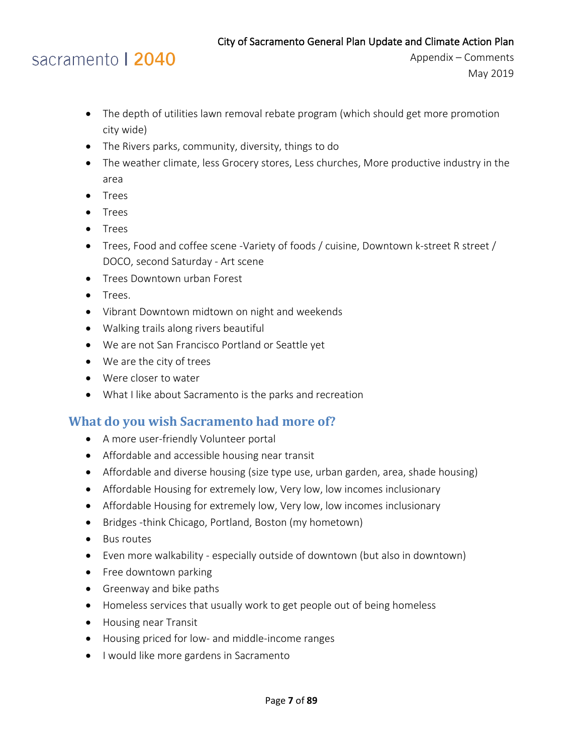- The depth of utilities lawn removal rebate program (which should get more promotion city wide)
- The Rivers parks, community, diversity, things to do
- The weather climate, less Grocery stores, Less churches, More productive industry in the area
- Trees
- Trees
- Trees
- Trees, Food and coffee scene -Variety of foods / cuisine, Downtown k-street R street / DOCO, second Saturday - Art scene
- Trees Downtown urban Forest
- Trees.
- Vibrant Downtown midtown on night and weekends
- Walking trails along rivers beautiful
- We are not San Francisco Portland or Seattle yet
- We are the city of trees
- Were closer to water
- What I like about Sacramento is the parks and recreation

## What do you wish Sacramento had more of?

- A more user-friendly Volunteer portal
- Affordable and accessible housing near transit
- Affordable and diverse housing (size type use, urban garden, area, shade housing)
- Affordable Housing for extremely low, Very low, low incomes inclusionary
- Affordable Housing for extremely low, Very low, low incomes inclusionary
- Bridges -think Chicago, Portland, Boston (my hometown)
- Bus routes
- Even more walkability - especially outside of downtown (but also in downtown)
- Free downtown parking
- Greenway and bike paths
- Homeless services that usually work to get people out of being homeless
- Housing near Transit
- Housing priced for low- and middle-income ranges
- I would like more gardens in Sacramento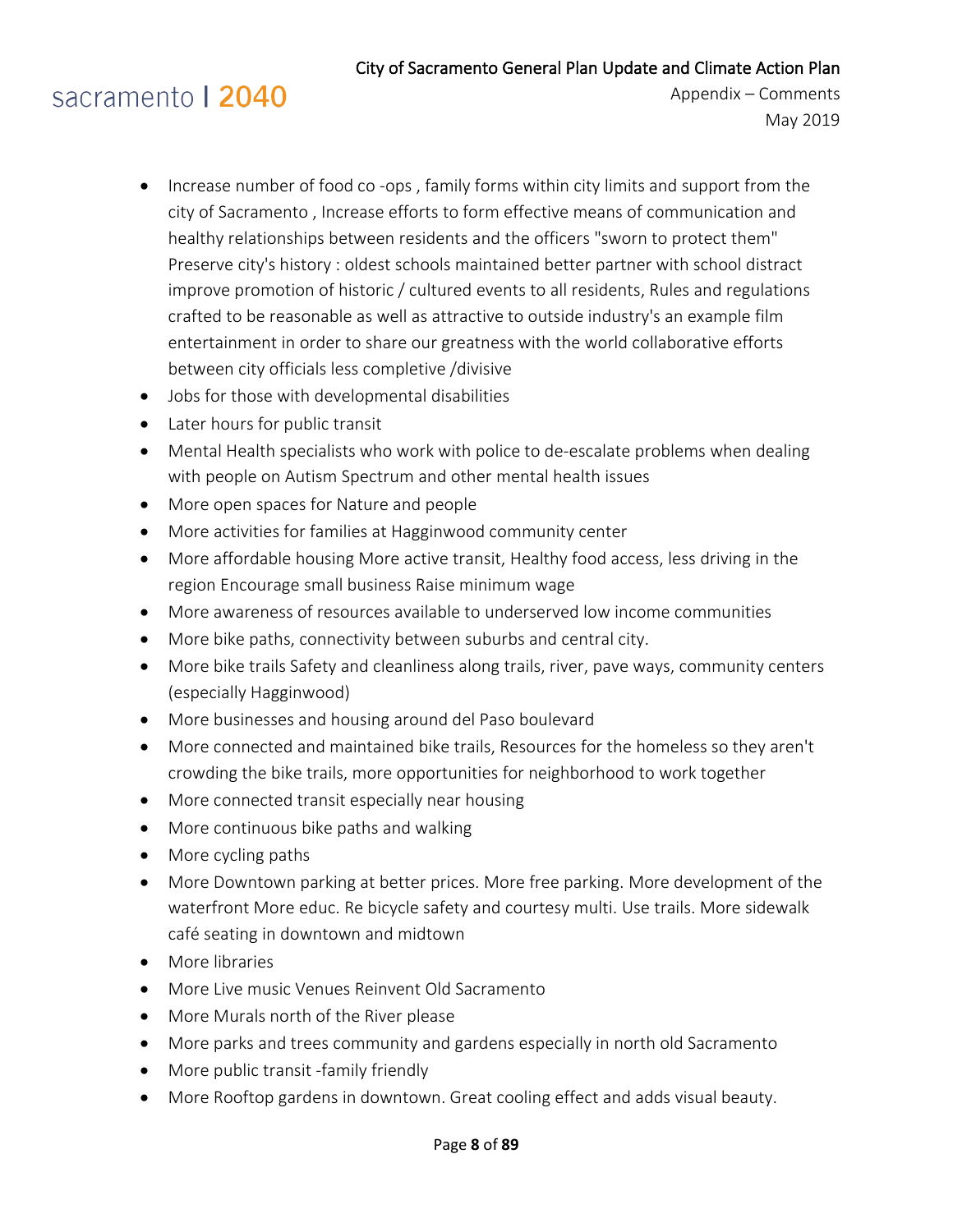- Increase number of food co -ops , family forms within city limits and support from the city of Sacramento , Increase efforts to form effective means of communication and healthy relationships between residents and the officers "sworn to protect them" Preserve city's history : oldest schools maintained better partner with school distract improve promotion of historic / cultured events to all residents, Rules and regulations crafted to be reasonable as well as attractive to outside industry's an example film entertainment in order to share our greatness with the world collaborative efforts between city officials less completive /divisive
- Jobs for those with developmental disabilities
- Later hours for public transit
- Mental Health specialists who work with police to de-escalate problems when dealing with people on Autism Spectrum and other mental health issues
- More open spaces for Nature and people
- More activities for families at Hagginwood community center
- More affordable housing More active transit, Healthy food access, less driving in the region Encourage small business Raise minimum wage
- More awareness of resources available to underserved low income communities
- More bike paths, connectivity between suburbs and central city.
- More bike trails Safety and cleanliness along trails, river, pave ways, community centers (especially Hagginwood)
- More businesses and housing around del Paso boulevard
- More connected and maintained bike trails, Resources for the homeless so they aren't crowding the bike trails, more opportunities for neighborhood to work together
- More connected transit especially near housing
- More continuous bike paths and walking
- More cycling paths
- More Downtown parking at better prices. More free parking. More development of the waterfront More educ. Re bicycle safety and courtesy multi. Use trails. More sidewalk café seating in downtown and midtown
- More libraries
- More Live music Venues Reinvent Old Sacramento
- More Murals north of the River please
- More parks and trees community and gardens especially in north old Sacramento
- More public transit -family friendly
- More Rooftop gardens in downtown. Great cooling effect and adds visual beauty.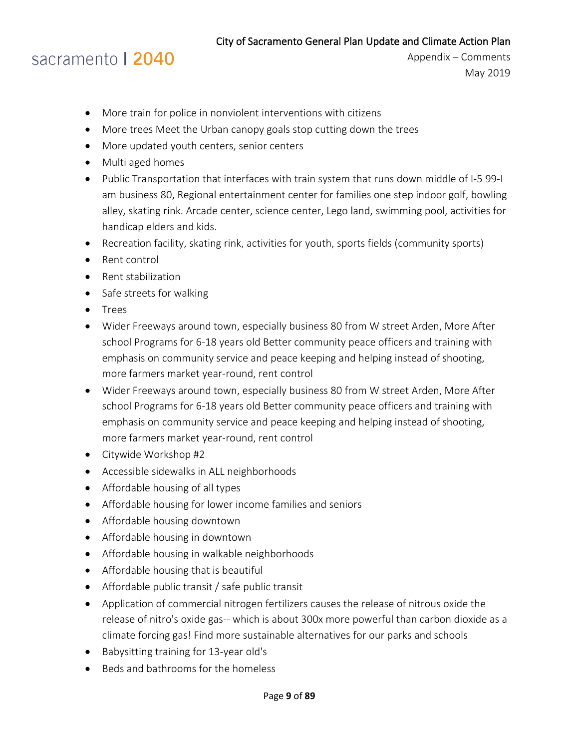- More train for police in nonviolent interventions with citizens
- More trees Meet the Urban canopy goals stop cutting down the trees
- More updated youth centers, senior centers
- Multi aged homes
- Public Transportation that interfaces with train system that runs down middle of I-5 99-I am business 80, Regional entertainment center for families one step indoor golf, bowling alley, skating rink. Arcade center, science center, Lego land, swimming pool, activities for handicap elders and kids.
- Recreation facility, skating rink, activities for youth, sports fields (community sports)
- Rent control
- Rent stabilization
- Safe streets for walking
- Trees
- Wider Freeways around town, especially business 80 from W street Arden, More After school Programs for 6-18 years old Better community peace officers and training with emphasis on community service and peace keeping and helping instead of shooting, more farmers market year-round, rent control
- Wider Freeways around town, especially business 80 from W street Arden, More After school Programs for 6-18 years old Better community peace officers and training with emphasis on community service and peace keeping and helping instead of shooting, more farmers market year-round, rent control
- Citywide Workshop #2
- Accessible sidewalks in ALL neighborhoods
- Affordable housing of all types
- Affordable housing for lower income families and seniors
- Affordable housing downtown
- Affordable housing in downtown
- Affordable housing in walkable neighborhoods
- Affordable housing that is beautiful
- Affordable public transit / safe public transit
- Application of commercial nitrogen fertilizers causes the release of nitrous oxide the release of nitro's oxide gas-- which is about 300x more powerful than carbon dioxide as a climate forcing gas! Find more sustainable alternatives for our parks and schools
- Babysitting training for 13-year old's
- Beds and bathrooms for the homeless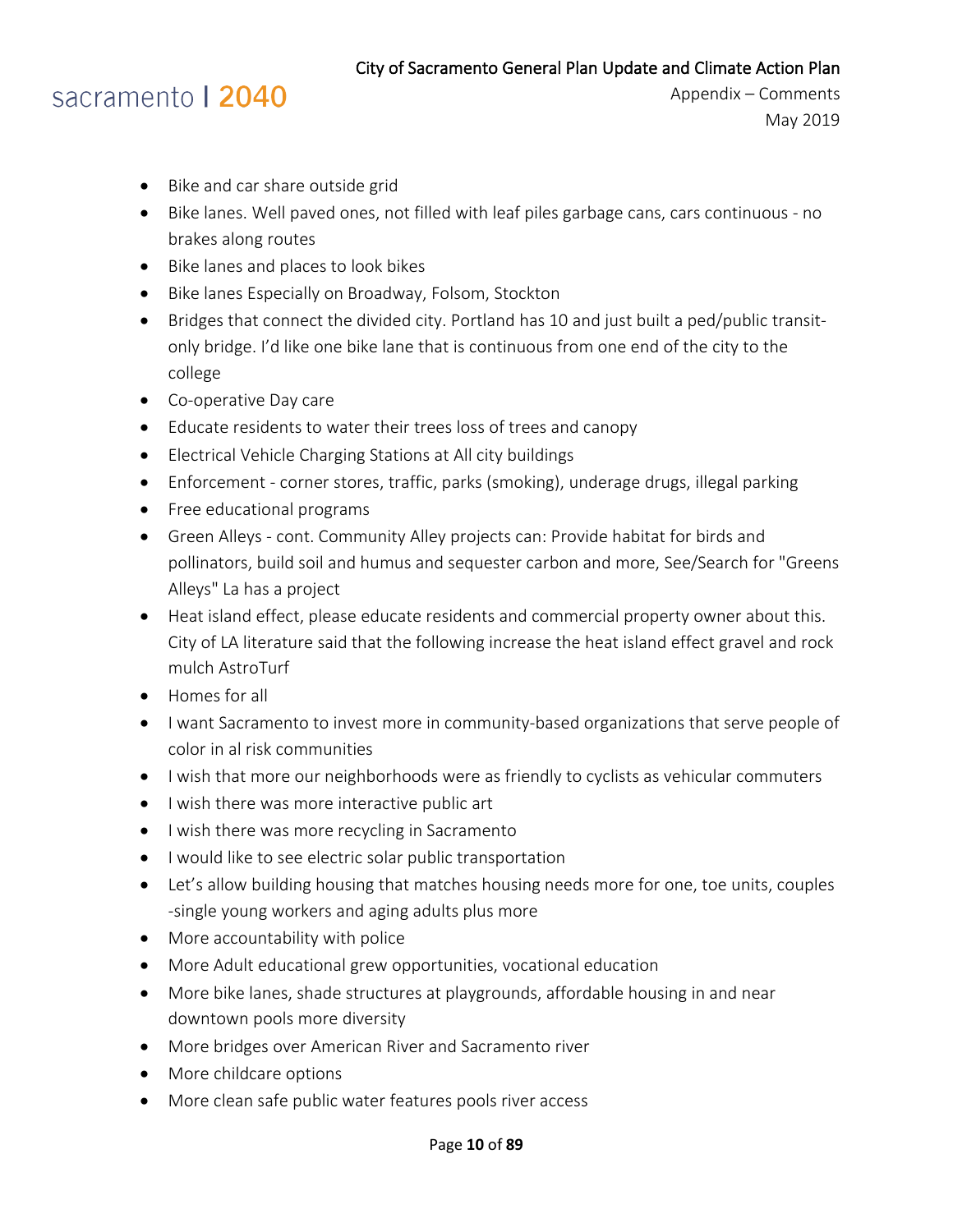- Bike and car share outside grid
- Bike lanes. Well paved ones, not filled with leaf piles garbage cans, cars continuous - no brakes along routes
- Bike lanes and places to look bikes
- Bike lanes Especially on Broadway, Folsom, Stockton
- Bridges that connect the divided city. Portland has 10 and just built a ped/public transit-only bridge. I'd like one bike lane that is continuous from one end of the city to the college
- Co-operative Day care
- Educate residents to water their trees loss of trees and canopy
- Electrical Vehicle Charging Stations at All city buildings
- Enforcement - corner stores, traffic, parks (smoking), underage drugs, illegal parking
- Free educational programs
- Green Alleys - cont. Community Alley projects can: Provide habitat for birds and pollinators, build soil and humus and sequester carbon and more, See/Search for "Greens Alleys" La has a project
- Heat island effect, please educate residents and commercial property owner about this. City of LA literature said that the following increase the heat island effect gravel and rock mulch AstroTurf
- Homes for all
- I want Sacramento to invest more in community-based organizations that serve people of color in al risk communities
- I wish that more our neighborhoods were as friendly to cyclists as vehicular commuters
- I wish there was more interactive public art
- I wish there was more recycling in Sacramento
- I would like to see electric solar public transportation
- Let's allow building housing that matches housing needs more for one, toe units, couples -single young workers and aging adults plus more
- More accountability with police
- More Adult educational grew opportunities, vocational education
- More bike lanes, shade structures at playgrounds, affordable housing in and near downtown pools more diversity
- More bridges over American River and Sacramento river
- More childcare options
- More clean safe public water features pools river access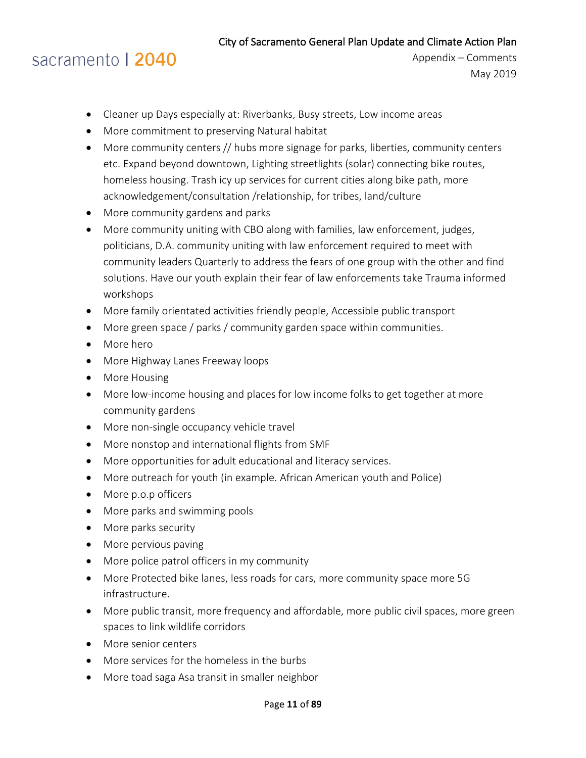- Cleaner up Days especially at: Riverbanks, Busy streets, Low income areas
- More commitment to preserving Natural habitat
- More community centers // hubs more signage for parks, liberties, community centers etc. Expand beyond downtown, Lighting streetlights (solar) connecting bike routes, homeless housing. Trash icy up services for current cities along bike path, more acknowledgement/consultation /relationship, for tribes, land/culture
- More community gardens and parks
- More community uniting with CBO along with families, law enforcement, judges, politicians, D.A. community uniting with law enforcement required to meet with community leaders Quarterly to address the fears of one group with the other and find solutions. Have our youth explain their fear of law enforcements take Trauma informed workshops
- More family orientated activities friendly people, Accessible public transport
- More green space / parks / community garden space within communities.
- More hero
- More Highway Lanes Freeway loops
- More Housing
- More low-income housing and places for low income folks to get together at more community gardens
- More non-single occupancy vehicle travel
- More nonstop and international flights from SMF
- More opportunities for adult educational and literacy services.
- More outreach for youth (in example. African American youth and Police)
- More p.o.p officers
- More parks and swimming pools
- More parks security
- More pervious paving
- More police patrol officers in my community
- More Protected bike lanes, less roads for cars, more community space more 5G infrastructure.
- More public transit, more frequency and affordable, more public civil spaces, more green spaces to link wildlife corridors
- More senior centers
- More services for the homeless in the burbs
- More toad saga Asa transit in smaller neighbor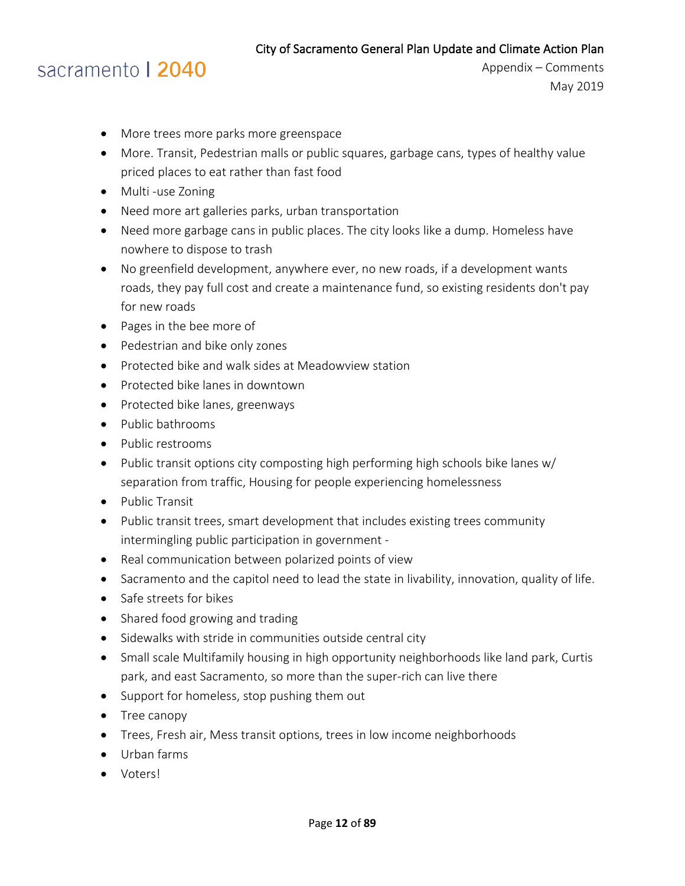- More trees more parks more greenspace
- More. Transit, Pedestrian malls or public squares, garbage cans, types of healthy value priced places to eat rather than fast food
- Multi -use Zoning
- Need more art galleries parks, urban transportation
- Need more garbage cans in public places. The city looks like a dump. Homeless have nowhere to dispose to trash
- No greenfield development, anywhere ever, no new roads, if a development wants roads, they pay full cost and create a maintenance fund, so existing residents don't pay for new roads
- Pages in the bee more of
- Pedestrian and bike only zones
- Protected bike and walk sides at Meadowview station
- Protected bike lanes in downtown
- Protected bike lanes, greenways
- Public bathrooms
- Public restrooms
- Public transit options city composting high performing high schools bike lanes w/ separation from traffic, Housing for people experiencing homelessness
- Public Transit
- Public transit trees, smart development that includes existing trees community intermingling public participation in government -
- Real communication between polarized points of view
- Sacramento and the capitol need to lead the state in livability, innovation, quality of life.
- Safe streets for bikes
- Shared food growing and trading
- Sidewalks with stride in communities outside central city
- Small scale Multifamily housing in high opportunity neighborhoods like land park, Curtis park, and east Sacramento, so more than the super-rich can live there
- Support for homeless, stop pushing them out
- Tree canopy
- Trees, Fresh air, Mess transit options, trees in low income neighborhoods
- Urban farms
- Voters!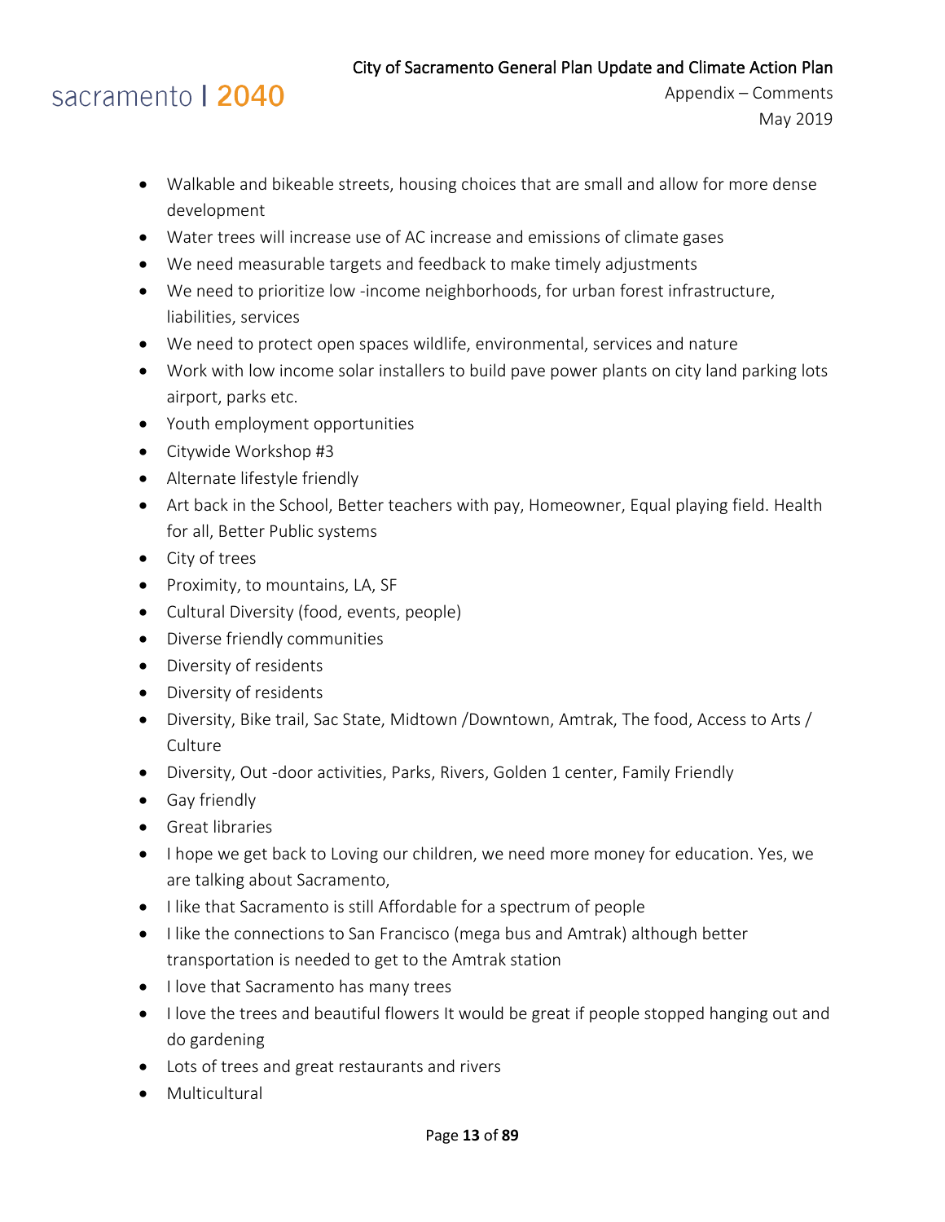- Walkable and bikeable streets, housing choices that are small and allow for more dense development
- Water trees will increase use of AC increase and emissions of climate gases
- We need measurable targets and feedback to make timely adjustments
- We need to prioritize low -income neighborhoods, for urban forest infrastructure, liabilities, services
- We need to protect open spaces wildlife, environmental, services and nature
- Work with low income solar installers to build pave power plants on city land parking lots airport, parks etc.
- Youth employment opportunities
- Citywide Workshop #3
- Alternate lifestyle friendly
- Art back in the School, Better teachers with pay, Homeowner, Equal playing field. Health for all, Better Public systems
- City of trees
- Proximity, to mountains, LA, SF
- Cultural Diversity (food, events, people)
- Diverse friendly communities
- Diversity of residents
- Diversity of residents
- Diversity, Bike trail, Sac State, Midtown /Downtown, Amtrak, The food, Access to Arts / Culture
- Diversity, Out -door activities, Parks, Rivers, Golden 1 center, Family Friendly
- Gay friendly
- Great libraries
- I hope we get back to Loving our children, we need more money for education. Yes, we are talking about Sacramento,
- I like that Sacramento is still Affordable for a spectrum of people
- I like the connections to San Francisco (mega bus and Amtrak) although better transportation is needed to get to the Amtrak station
- I love that Sacramento has many trees
- I love the trees and beautiful flowers It would be great if people stopped hanging out and do gardening
- Lots of trees and great restaurants and rivers
- Multicultural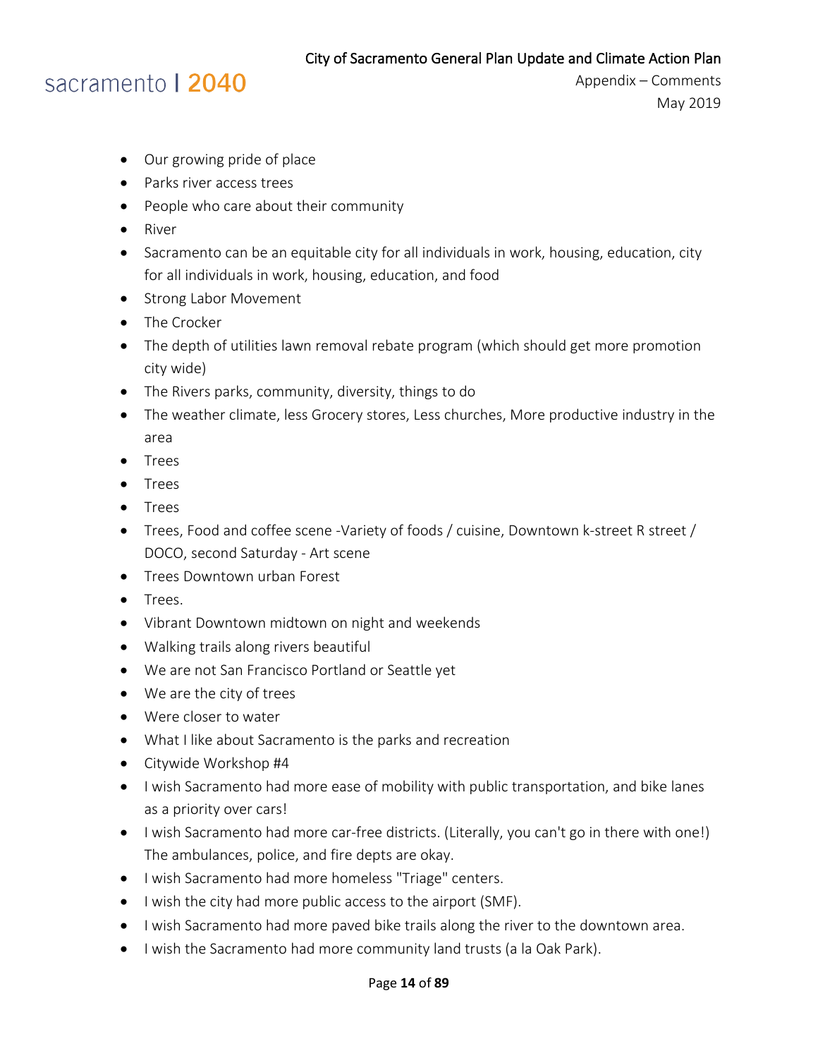- Our growing pride of place
- Parks river access trees
- People who care about their community
- River
- Sacramento can be an equitable city for all individuals in work, housing, education, city for all individuals in work, housing, education, and food
- Strong Labor Movement
- The Crocker
- The depth of utilities lawn removal rebate program (which should get more promotion city wide)
- The Rivers parks, community, diversity, things to do
- The weather climate, less Grocery stores, Less churches, More productive industry in the area
- Trees
- Trees
- Trees
- Trees, Food and coffee scene -Variety of foods / cuisine, Downtown k-street R street / DOCO, second Saturday - Art scene
- Trees Downtown urban Forest
- Trees.
- Vibrant Downtown midtown on night and weekends
- Walking trails along rivers beautiful
- We are not San Francisco Portland or Seattle yet
- We are the city of trees
- Were closer to water
- What I like about Sacramento is the parks and recreation
- Citywide Workshop #4
- I wish Sacramento had more ease of mobility with public transportation, and bike lanes as a priority over cars!
- I wish Sacramento had more car-free districts. (Literally, you can't go in there with one!) The ambulances, police, and fire depts are okay.
- I wish Sacramento had more homeless "Triage" centers.
- I wish the city had more public access to the airport (SMF).
- I wish Sacramento had more paved bike trails along the river to the downtown area.
- I wish the Sacramento had more community land trusts (a la Oak Park).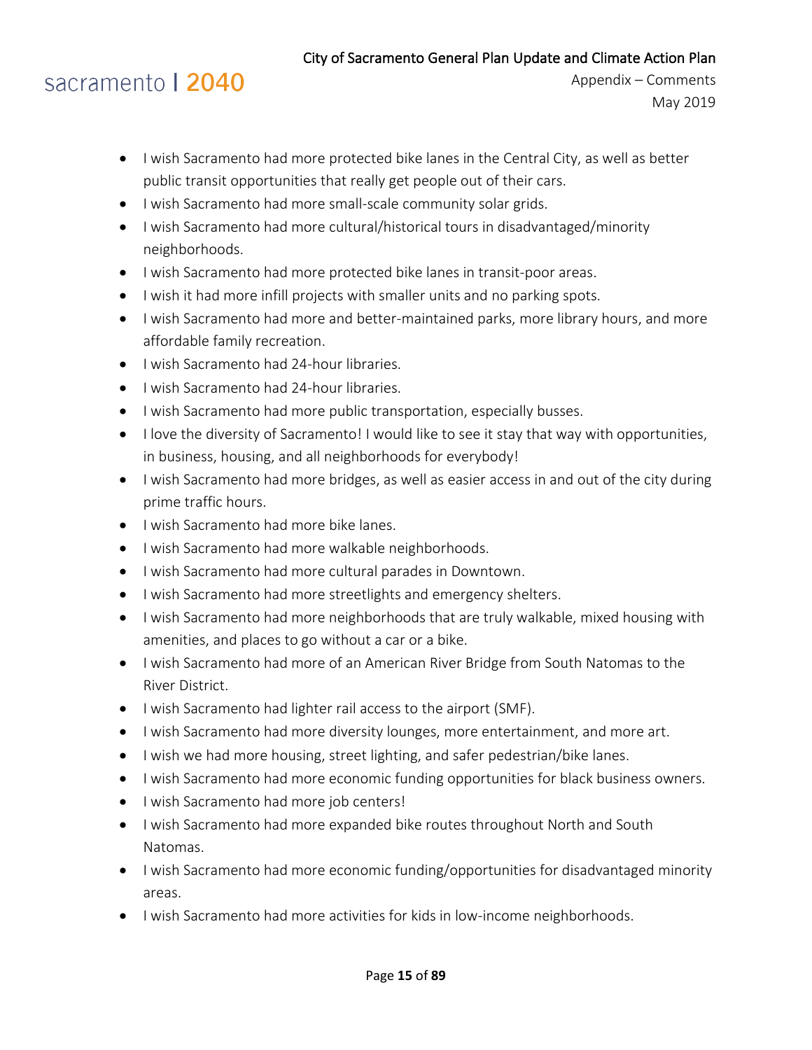- I wish Sacramento had more protected bike lanes in the Central City, as well as better public transit opportunities that really get people out of their cars.
- I wish Sacramento had more small-scale community solar grids.
- I wish Sacramento had more cultural/historical tours in disadvantaged/minority neighborhoods.
- I wish Sacramento had more protected bike lanes in transit-poor areas.
- I wish it had more infill projects with smaller units and no parking spots.
- I wish Sacramento had more and better-maintained parks, more library hours, and more affordable family recreation.
- I wish Sacramento had 24-hour libraries.
- I wish Sacramento had 24-hour libraries.
- I wish Sacramento had more public transportation, especially busses.
- I love the diversity of Sacramento! I would like to see it stay that way with opportunities, in business, housing, and all neighborhoods for everybody!
- I wish Sacramento had more bridges, as well as easier access in and out of the city during prime traffic hours.
- I wish Sacramento had more bike lanes.
- I wish Sacramento had more walkable neighborhoods.
- I wish Sacramento had more cultural parades in Downtown.
- I wish Sacramento had more streetlights and emergency shelters.
- I wish Sacramento had more neighborhoods that are truly walkable, mixed housing with amenities, and places to go without a car or a bike.
- I wish Sacramento had more of an American River Bridge from South Natomas to the River District.
- I wish Sacramento had lighter rail access to the airport (SMF).
- I wish Sacramento had more diversity lounges, more entertainment, and more art.
- I wish we had more housing, street lighting, and safer pedestrian/bike lanes.
- I wish Sacramento had more economic funding opportunities for black business owners.
- I wish Sacramento had more job centers!
- I wish Sacramento had more expanded bike routes throughout North and South Natomas.
- I wish Sacramento had more economic funding/opportunities for disadvantaged minority areas.
- I wish Sacramento had more activities for kids in low-income neighborhoods.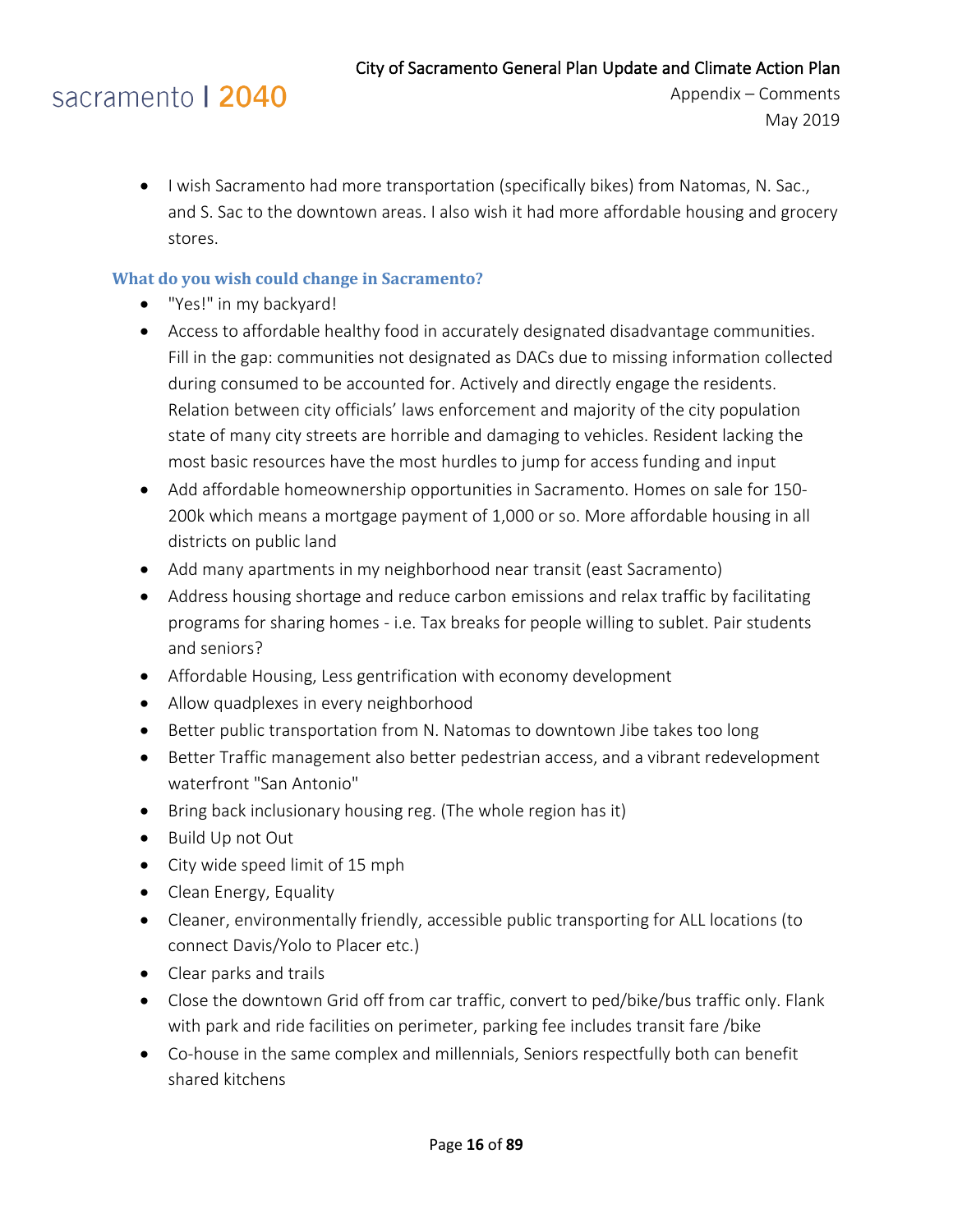- I wish Sacramento had more transportation (specifically bikes) from Natomas, N. Sac., and S. Sac to the downtown areas. I also wish it had more affordable housing and grocery stores.

### What do you wish could change in Sacramento?

- "Yes!" in my backyard!
- Access to affordable healthy food in accurately designated disadvantage communities. Fill in the gap: communities not designated as DACs due to missing information collected during consumed to be accounted for. Actively and directly engage the residents. Relation between city officials' laws enforcement and majority of the city population state of many city streets are horrible and damaging to vehicles. Resident lacking the most basic resources have the most hurdles to jump for access funding and input
- Add affordable homeownership opportunities in Sacramento. Homes on sale for 150-200k which means a mortgage payment of 1,000 or so. More affordable housing in all districts on public land
- Add many apartments in my neighborhood near transit (east Sacramento)
- Address housing shortage and reduce carbon emissions and relax traffic by facilitating programs for sharing homes - i.e. Tax breaks for people willing to sublet. Pair students and seniors?
- Affordable Housing, Less gentrification with economy development
- Allow quadplexes in every neighborhood
- Better public transportation from N. Natomas to downtown Jibe takes too long
- Better Traffic management also better pedestrian access, and a vibrant redevelopment waterfront "San Antonio"
- Bring back inclusionary housing reg. (The whole region has it)
- Build Up not Out
- City wide speed limit of 15 mph
- Clean Energy, Equality
- Cleaner, environmentally friendly, accessible public transporting for ALL locations (to connect Davis/Yolo to Placer etc.)
- Clear parks and trails
- Close the downtown Grid off from car traffic, convert to ped/bike/bus traffic only. Flank with park and ride facilities on perimeter, parking fee includes transit fare /bike
- Co-house in the same complex and millennials, Seniors respectfully both can benefit shared kitchens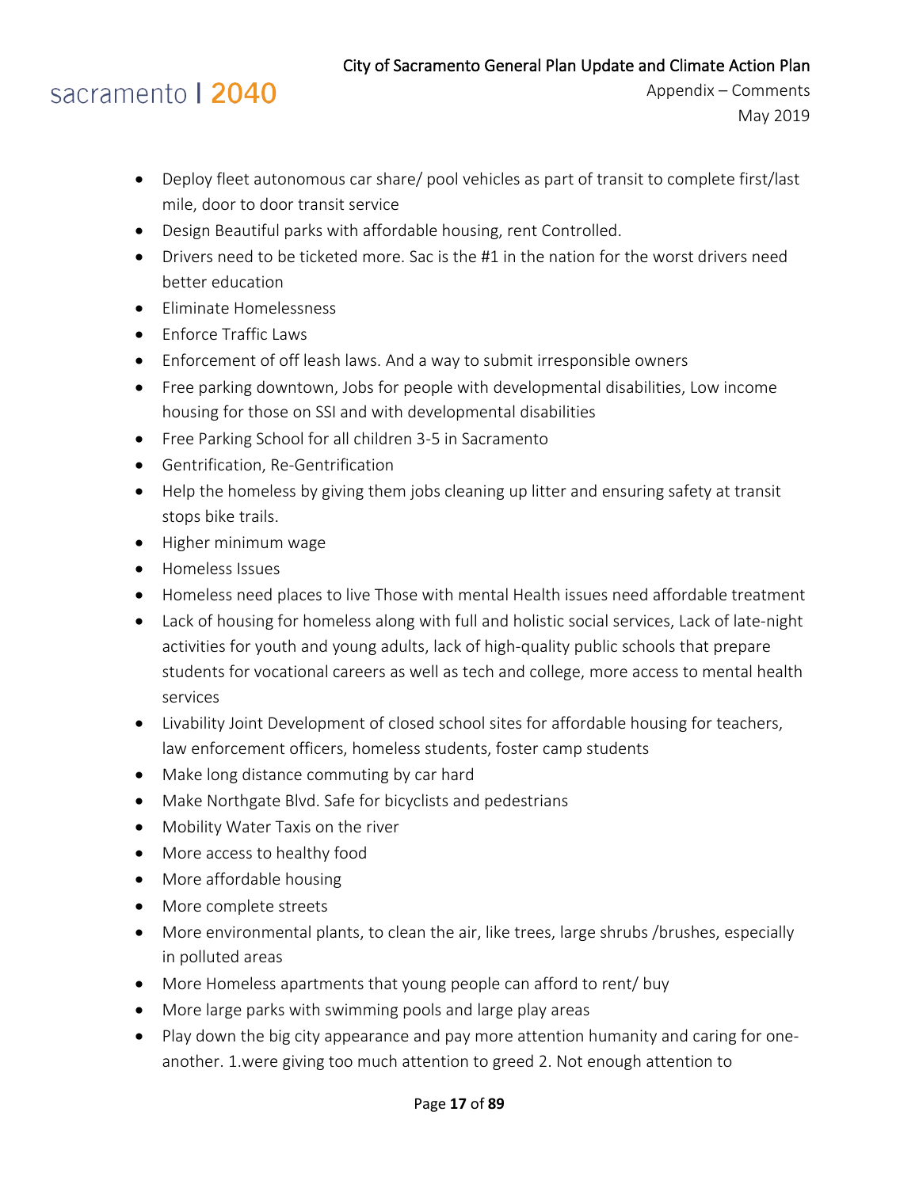- Deploy fleet autonomous car share/ pool vehicles as part of transit to complete first/last mile, door to door transit service
- Design Beautiful parks with affordable housing, rent Controlled.
- Drivers need to be ticketed more. Sac is the #1 in the nation for the worst drivers need better education
- Eliminate Homelessness
- Enforce Traffic Laws
- Enforcement of off leash laws. And a way to submit irresponsible owners
- Free parking downtown, Jobs for people with developmental disabilities, Low income housing for those on SSI and with developmental disabilities
- Free Parking School for all children 3-5 in Sacramento
- Gentrification, Re-Gentrification
- Help the homeless by giving them jobs cleaning up litter and ensuring safety at transit stops bike trails.
- Higher minimum wage
- Homeless Issues
- Homeless need places to live Those with mental Health issues need affordable treatment
- Lack of housing for homeless along with full and holistic social services, Lack of late-night activities for youth and young adults, lack of high-quality public schools that prepare students for vocational careers as well as tech and college, more access to mental health services
- Livability Joint Development of closed school sites for affordable housing for teachers, law enforcement officers, homeless students, foster camp students
- Make long distance commuting by car hard
- Make Northgate Blvd. Safe for bicyclists and pedestrians
- Mobility Water Taxis on the river
- More access to healthy food
- More affordable housing
- More complete streets
- More environmental plants, to clean the air, like trees, large shrubs /brushes, especially in polluted areas
- More Homeless apartments that young people can afford to rent/ buy
- More large parks with swimming pools and large play areas
- Play down the big city appearance and pay more attention humanity and caring for one-another. 1.were giving too much attention to greed 2. Not enough attention to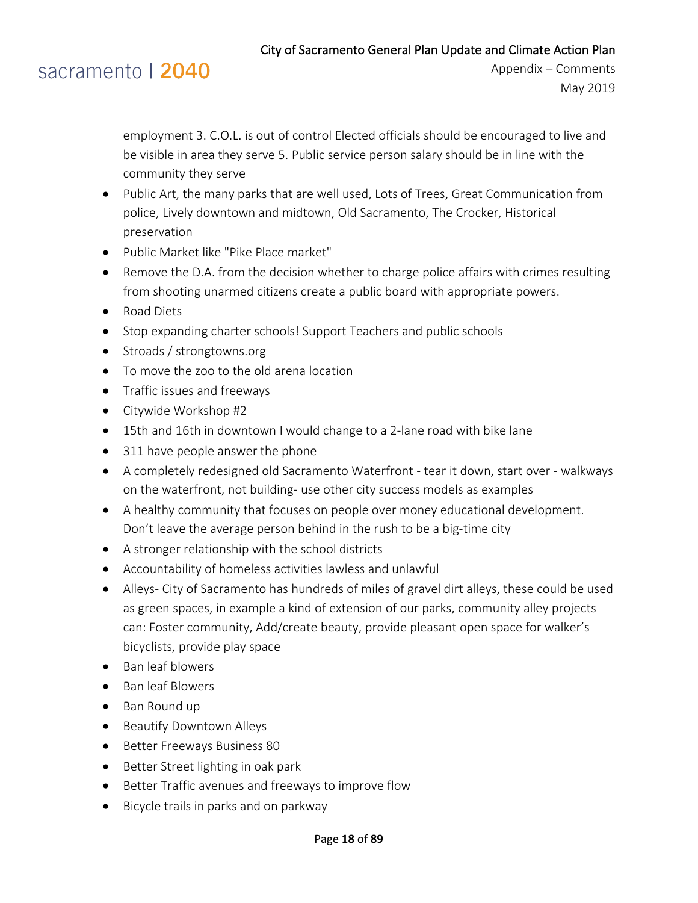employment 3. C.O.L. is out of control Elected officials should be encouraged to live and be visible in area they serve 5. Public service person salary should be in line with the community they serve

- Public Art, the many parks that are well used, Lots of Trees, Great Communication from police, Lively downtown and midtown, Old Sacramento, The Crocker, Historical preservation
- Public Market like "Pike Place market"
- Remove the D.A. from the decision whether to charge police affairs with crimes resulting from shooting unarmed citizens create a public board with appropriate powers.
- Road Diets
- Stop expanding charter schools! Support Teachers and public schools
- Stroads / strongtowns.org
- To move the zoo to the old arena location
- Traffic issues and freeways
- Citywide Workshop #2
- 15th and 16th in downtown I would change to a 2-lane road with bike lane
- 311 have people answer the phone
- A completely redesigned old Sacramento Waterfront - tear it down, start over - walkways on the waterfront, not building- use other city success models as examples
- A healthy community that focuses on people over money educational development. Don't leave the average person behind in the rush to be a big-time city
- A stronger relationship with the school districts
- Accountability of homeless activities lawless and unlawful
- Alleys- City of Sacramento has hundreds of miles of gravel dirt alleys, these could be used as green spaces, in example a kind of extension of our parks, community alley projects can: Foster community, Add/create beauty, provide pleasant open space for walker's bicyclists, provide play space
- Ban leaf blowers
- Ban leaf Blowers
- Ban Round up
- Beautify Downtown Alleys
- Better Freeways Business 80
- Better Street lighting in oak park
- Better Traffic avenues and freeways to improve flow
- Bicycle trails in parks and on parkway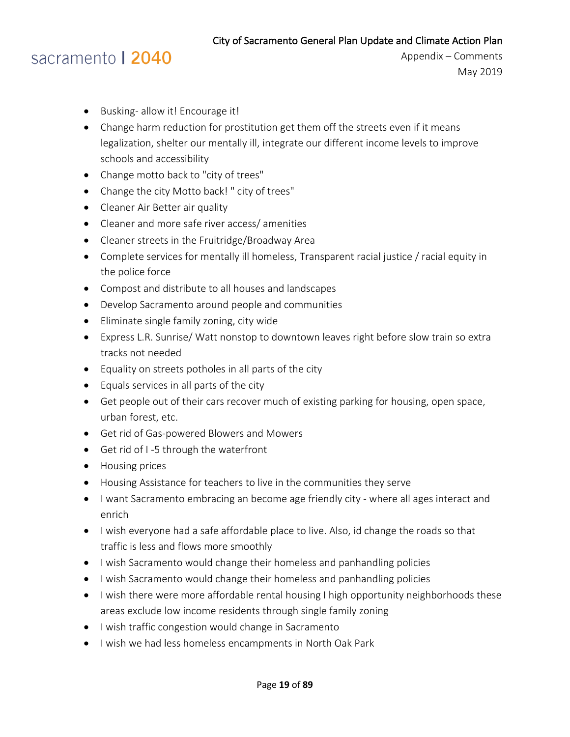- Busking- allow it! Encourage it!
- Change harm reduction for prostitution get them off the streets even if it means legalization, shelter our mentally ill, integrate our different income levels to improve schools and accessibility
- Change motto back to "city of trees"
- Change the city Motto back! " city of trees"
- Cleaner Air Better air quality
- Cleaner and more safe river access/ amenities
- Cleaner streets in the Fruitridge/Broadway Area
- Complete services for mentally ill homeless, Transparent racial justice / racial equity in the police force
- Compost and distribute to all houses and landscapes
- Develop Sacramento around people and communities
- Eliminate single family zoning, city wide
- Express L.R. Sunrise/ Watt nonstop to downtown leaves right before slow train so extra tracks not needed
- Equality on streets potholes in all parts of the city
- Equals services in all parts of the city
- Get people out of their cars recover much of existing parking for housing, open space, urban forest, etc.
- Get rid of Gas-powered Blowers and Mowers
- Get rid of I -5 through the waterfront
- Housing prices
- Housing Assistance for teachers to live in the communities they serve
- I want Sacramento embracing an become age friendly city - where all ages interact and enrich
- I wish everyone had a safe affordable place to live. Also, id change the roads so that traffic is less and flows more smoothly
- I wish Sacramento would change their homeless and panhandling policies
- I wish Sacramento would change their homeless and panhandling policies
- I wish there were more affordable rental housing I high opportunity neighborhoods these areas exclude low income residents through single family zoning
- I wish traffic congestion would change in Sacramento
- I wish we had less homeless encampments in North Oak Park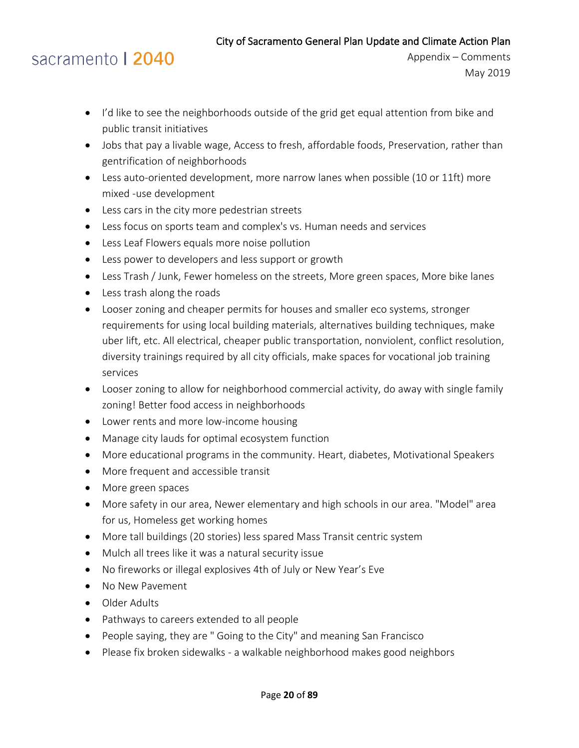- I'd like to see the neighborhoods outside of the grid get equal attention from bike and public transit initiatives
- Jobs that pay a livable wage, Access to fresh, affordable foods, Preservation, rather than gentrification of neighborhoods
- Less auto-oriented development, more narrow lanes when possible (10 or 11ft) more mixed -use development
- Less cars in the city more pedestrian streets
- Less focus on sports team and complex's vs. Human needs and services
- Less Leaf Flowers equals more noise pollution
- Less power to developers and less support or growth
- Less Trash / Junk, Fewer homeless on the streets, More green spaces, More bike lanes
- Less trash along the roads
- Looser zoning and cheaper permits for houses and smaller eco systems, stronger requirements for using local building materials, alternatives building techniques, make uber lift, etc. All electrical, cheaper public transportation, nonviolent, conflict resolution, diversity trainings required by all city officials, make spaces for vocational job training services
- Looser zoning to allow for neighborhood commercial activity, do away with single family zoning! Better food access in neighborhoods
- Lower rents and more low-income housing
- Manage city lauds for optimal ecosystem function
- More educational programs in the community. Heart, diabetes, Motivational Speakers
- More frequent and accessible transit
- More green spaces
- More safety in our area, Newer elementary and high schools in our area. "Model" area for us, Homeless get working homes
- More tall buildings (20 stories) less spared Mass Transit centric system
- Mulch all trees like it was a natural security issue
- No fireworks or illegal explosives 4th of July or New Year's Eve
- No New Pavement
- Older Adults
- Pathways to careers extended to all people
- People saying, they are " Going to the City" and meaning San Francisco
- Please fix broken sidewalks - a walkable neighborhood makes good neighbors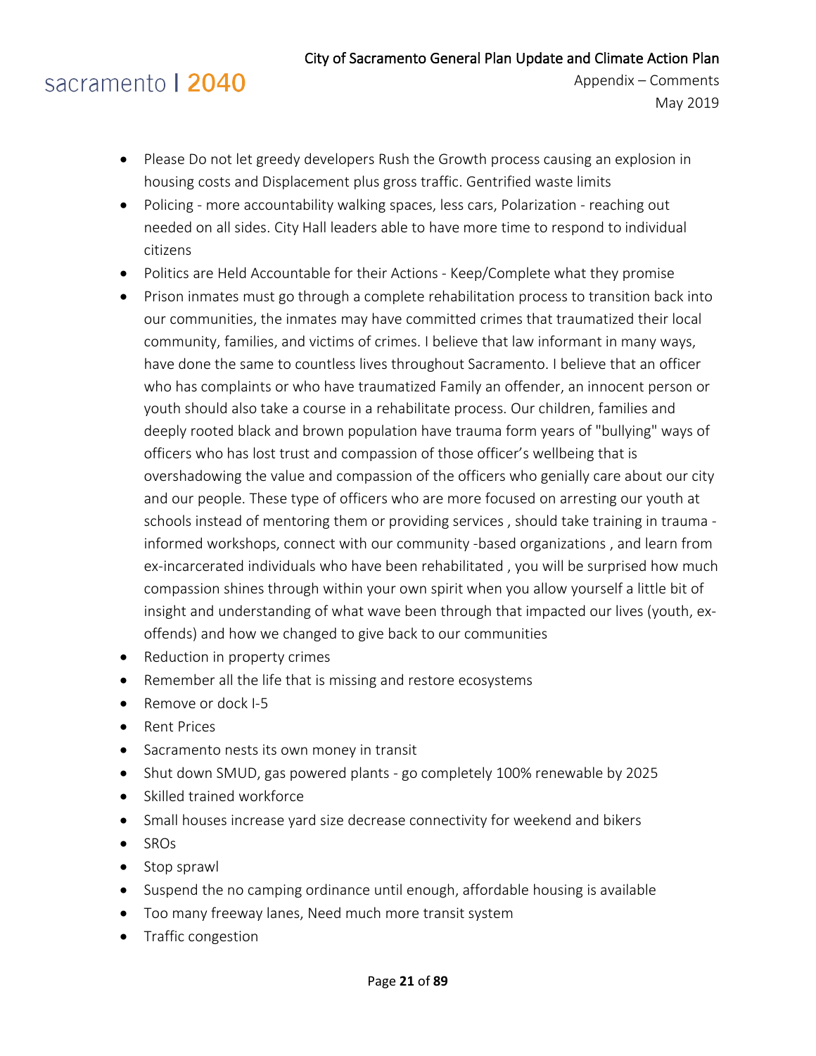- Please Do not let greedy developers Rush the Growth process causing an explosion in housing costs and Displacement plus gross traffic. Gentrified waste limits
- Policing - more accountability walking spaces, less cars, Polarization - reaching out needed on all sides. City Hall leaders able to have more time to respond to individual citizens
- Politics are Held Accountable for their Actions - Keep/Complete what they promise
- Prison inmates must go through a complete rehabilitation process to transition back into our communities, the inmates may have committed crimes that traumatized their local community, families, and victims of crimes. I believe that law informant in many ways, have done the same to countless lives throughout Sacramento. I believe that an officer who has complaints or who have traumatized Family an offender, an innocent person or youth should also take a course in a rehabilitate process. Our children, families and deeply rooted black and brown population have trauma form years of "bullying" ways of officers who has lost trust and compassion of those officer's wellbeing that is overshadowing the value and compassion of the officers who genially care about our city and our people. These type of officers who are more focused on arresting our youth at schools instead of mentoring them or providing services , should take training in trauma - informed workshops, connect with our community -based organizations , and learn from ex-incarcerated individuals who have been rehabilitated , you will be surprised how much compassion shines through within your own spirit when you allow yourself a little bit of insight and understanding of what wave been through that impacted our lives (youth, ex-offends) and how we changed to give back to our communities
- Reduction in property crimes
- Remember all the life that is missing and restore ecosystems
- Remove or dock I-5
- Rent Prices
- Sacramento nests its own money in transit
- Shut down SMUD, gas powered plants - go completely 100% renewable by 2025
- Skilled trained workforce
- Small houses increase yard size decrease connectivity for weekend and bikers
- SROs
- Stop sprawl
- Suspend the no camping ordinance until enough, affordable housing is available
- Too many freeway lanes, Need much more transit system
- Traffic congestion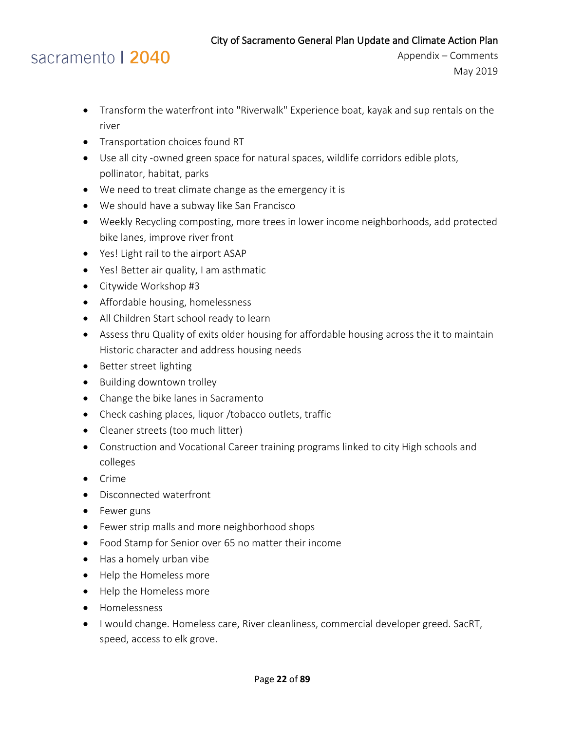- Transform the waterfront into "Riverwalk" Experience boat, kayak and sup rentals on the river
- Transportation choices found RT
- Use all city -owned green space for natural spaces, wildlife corridors edible plots, pollinator, habitat, parks
- We need to treat climate change as the emergency it is
- We should have a subway like San Francisco
- Weekly Recycling composting, more trees in lower income neighborhoods, add protected bike lanes, improve river front
- Yes! Light rail to the airport ASAP
- Yes! Better air quality, I am asthmatic
- Citywide Workshop #3
- Affordable housing, homelessness
- All Children Start school ready to learn
- Assess thru Quality of exits older housing for affordable housing across the it to maintain Historic character and address housing needs
- Better street lighting
- Building downtown trolley
- Change the bike lanes in Sacramento
- Check cashing places, liquor /tobacco outlets, traffic
- Cleaner streets (too much litter)
- Construction and Vocational Career training programs linked to city High schools and colleges
- Crime
- Disconnected waterfront
- Fewer guns
- Fewer strip malls and more neighborhood shops
- Food Stamp for Senior over 65 no matter their income
- Has a homely urban vibe
- Help the Homeless more
- Help the Homeless more
- Homelessness
- I would change. Homeless care, River cleanliness, commercial developer greed. SacRT, speed, access to elk grove.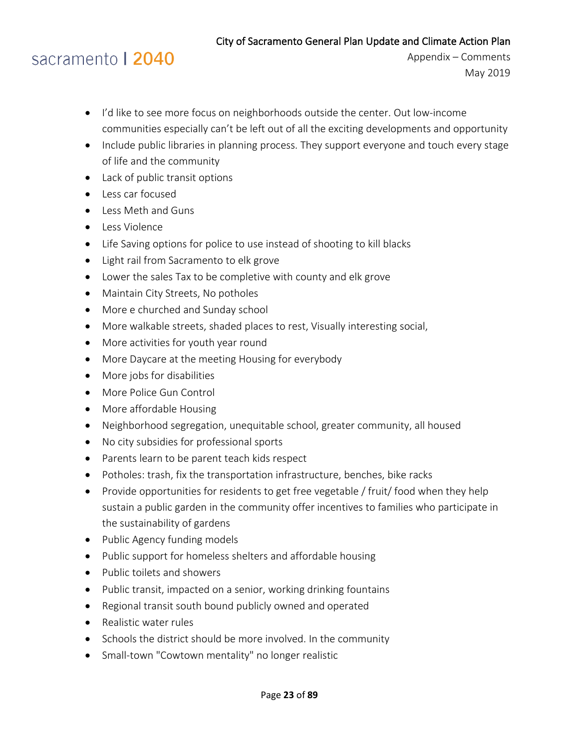- I'd like to see more focus on neighborhoods outside the center. Out low-income communities especially can't be left out of all the exciting developments and opportunity
- Include public libraries in planning process. They support everyone and touch every stage of life and the community
- Lack of public transit options
- Less car focused
- Less Meth and Guns
- Less Violence
- Life Saving options for police to use instead of shooting to kill blacks
- Light rail from Sacramento to elk grove
- Lower the sales Tax to be completive with county and elk grove
- Maintain City Streets, No potholes
- More e churched and Sunday school
- More walkable streets, shaded places to rest, Visually interesting social,
- More activities for youth year round
- More Daycare at the meeting Housing for everybody
- More jobs for disabilities
- More Police Gun Control
- More affordable Housing
- Neighborhood segregation, unequitable school, greater community, all housed
- No city subsidies for professional sports
- Parents learn to be parent teach kids respect
- Potholes: trash, fix the transportation infrastructure, benches, bike racks
- Provide opportunities for residents to get free vegetable / fruit/ food when they help sustain a public garden in the community offer incentives to families who participate in the sustainability of gardens
- Public Agency funding models
- Public support for homeless shelters and affordable housing
- Public toilets and showers
- Public transit, impacted on a senior, working drinking fountains
- Regional transit south bound publicly owned and operated
- Realistic water rules
- Schools the district should be more involved. In the community
- Small-town "Cowtown mentality" no longer realistic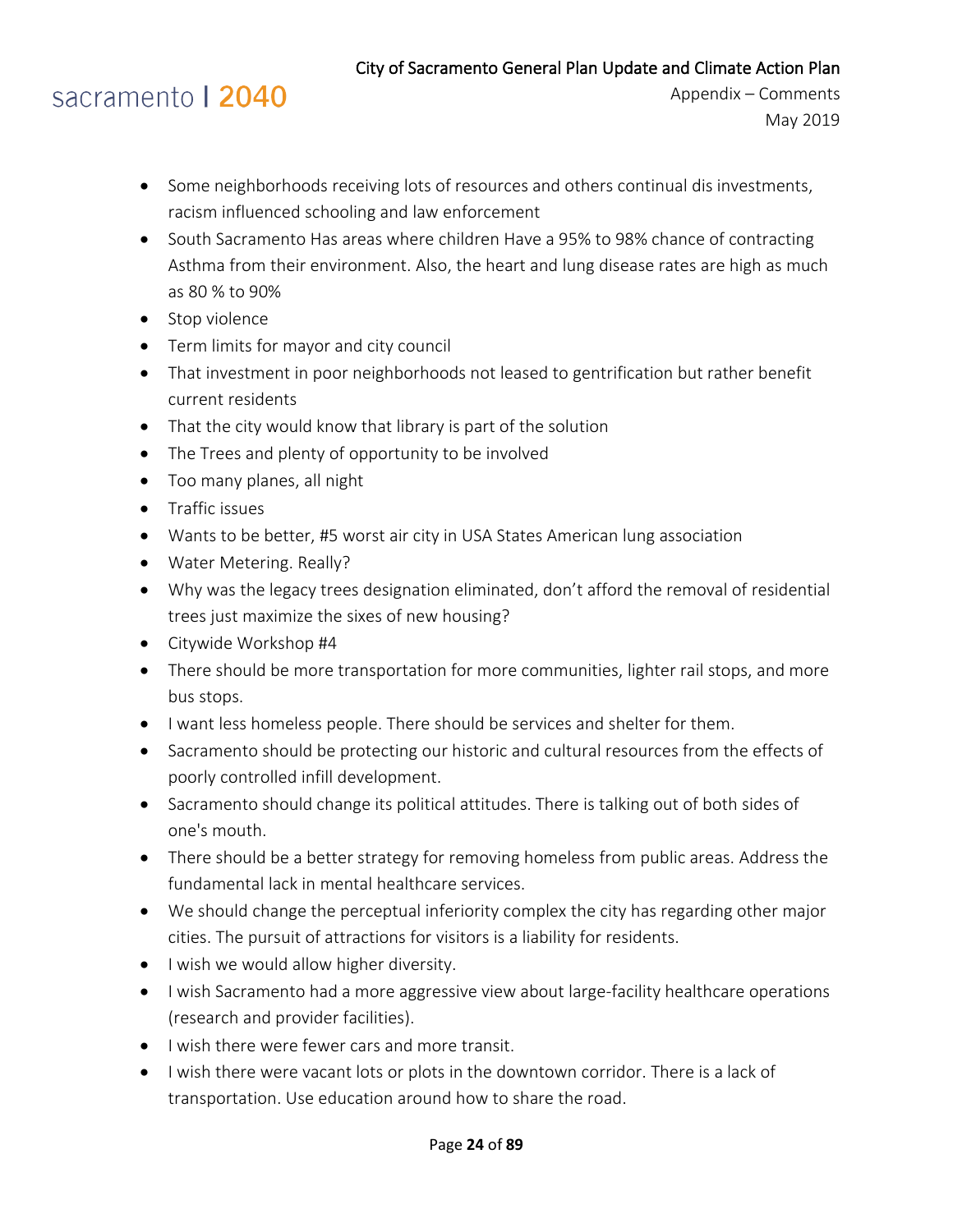- Some neighborhoods receiving lots of resources and others continual dis investments, racism influenced schooling and law enforcement
- South Sacramento Has areas where children Have a 95% to 98% chance of contracting Asthma from their environment. Also, the heart and lung disease rates are high as much as 80 % to 90%
- Stop violence
- Term limits for mayor and city council
- That investment in poor neighborhoods not leased to gentrification but rather benefit current residents
- That the city would know that library is part of the solution
- The Trees and plenty of opportunity to be involved
- Too many planes, all night
- Traffic issues
- Wants to be better, #5 worst air city in USA States American lung association
- Water Metering. Really?
- Why was the legacy trees designation eliminated, don't afford the removal of residential trees just maximize the sixes of new housing?
- Citywide Workshop #4
- There should be more transportation for more communities, lighter rail stops, and more bus stops.
- I want less homeless people. There should be services and shelter for them.
- Sacramento should be protecting our historic and cultural resources from the effects of poorly controlled infill development.
- Sacramento should change its political attitudes. There is talking out of both sides of one's mouth.
- There should be a better strategy for removing homeless from public areas. Address the fundamental lack in mental healthcare services.
- We should change the perceptual inferiority complex the city has regarding other major cities. The pursuit of attractions for visitors is a liability for residents.
- I wish we would allow higher diversity.
- I wish Sacramento had a more aggressive view about large-facility healthcare operations (research and provider facilities).
- I wish there were fewer cars and more transit.
- I wish there were vacant lots or plots in the downtown corridor. There is a lack of transportation. Use education around how to share the road.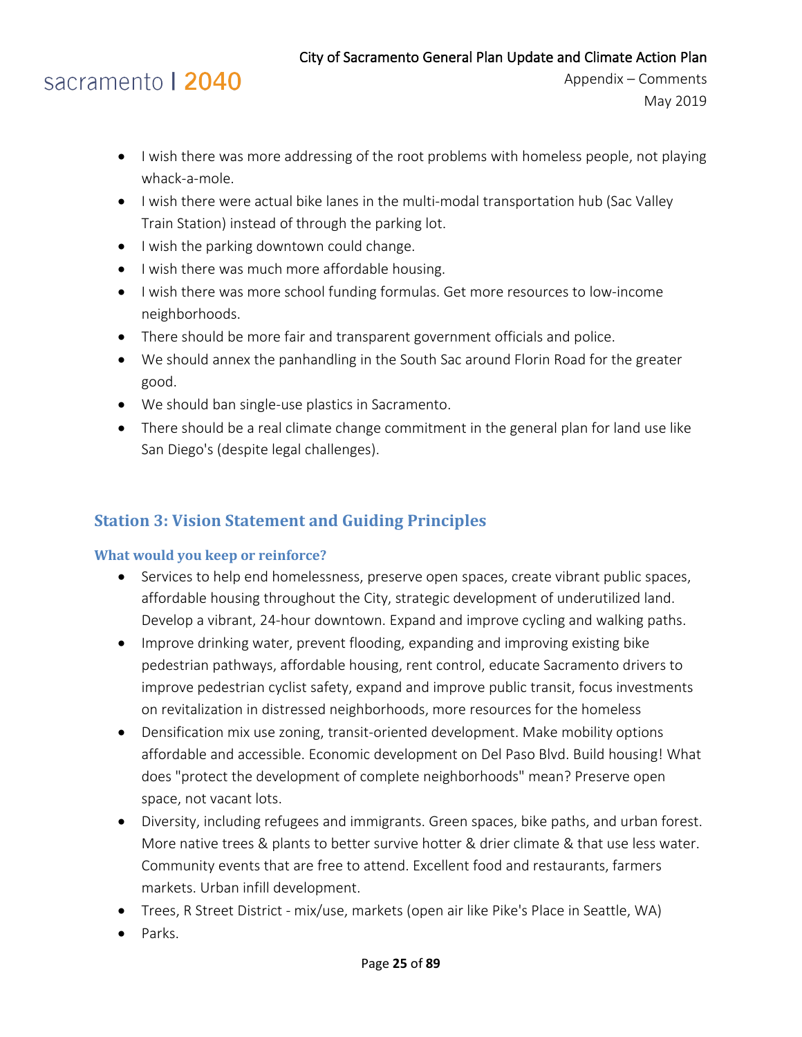- I wish there was more addressing of the root problems with homeless people, not playing whack-a-mole.
- I wish there were actual bike lanes in the multi-modal transportation hub (Sac Valley Train Station) instead of through the parking lot.
- I wish the parking downtown could change.
- I wish there was much more affordable housing.
- I wish there was more school funding formulas. Get more resources to low-income neighborhoods.
- There should be more fair and transparent government officials and police.
- We should annex the panhandling in the South Sac around Florin Road for the greater good.
- We should ban single-use plastics in Sacramento.
- There should be a real climate change commitment in the general plan for land use like San Diego's (despite legal challenges).

## Station 3: Vision Statement and Guiding Principles

### What would you keep or reinforce?

- Services to help end homelessness, preserve open spaces, create vibrant public spaces, affordable housing throughout the City, strategic development of underutilized land. Develop a vibrant, 24-hour downtown. Expand and improve cycling and walking paths.
- Improve drinking water, prevent flooding, expanding and improving existing bike pedestrian pathways, affordable housing, rent control, educate Sacramento drivers to improve pedestrian cyclist safety, expand and improve public transit, focus investments on revitalization in distressed neighborhoods, more resources for the homeless
- Densification mix use zoning, transit-oriented development. Make mobility options affordable and accessible. Economic development on Del Paso Blvd. Build housing! What does "protect the development of complete neighborhoods" mean? Preserve open space, not vacant lots.
- Diversity, including refugees and immigrants. Green spaces, bike paths, and urban forest. More native trees & plants to better survive hotter & drier climate & that use less water. Community events that are free to attend. Excellent food and restaurants, farmers markets. Urban infill development.
- Trees, R Street District - mix/use, markets (open air like Pike's Place in Seattle, WA)
- Parks.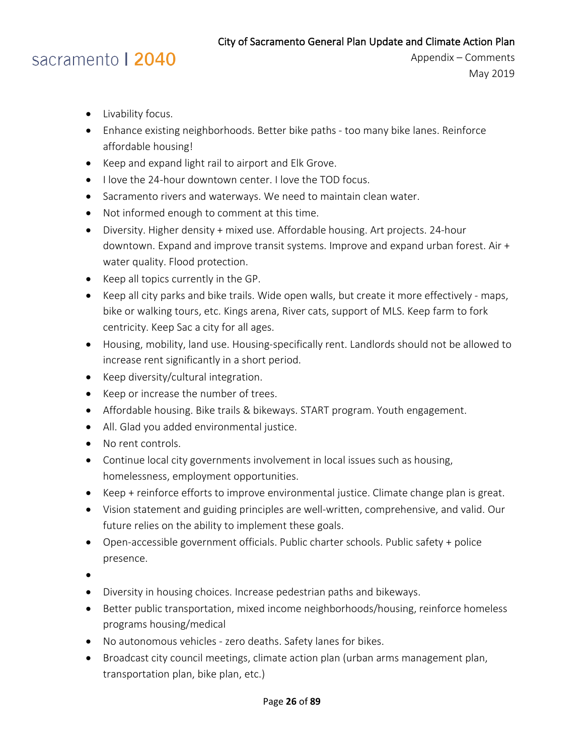- Livability focus.
- Enhance existing neighborhoods. Better bike paths - too many bike lanes. Reinforce affordable housing!
- Keep and expand light rail to airport and Elk Grove.
- I love the 24-hour downtown center. I love the TOD focus.
- Sacramento rivers and waterways. We need to maintain clean water.
- Not informed enough to comment at this time.
- Diversity. Higher density + mixed use. Affordable housing. Art projects. 24-hour downtown. Expand and improve transit systems. Improve and expand urban forest. Air + water quality. Flood protection.
- Keep all topics currently in the GP.
- Keep all city parks and bike trails. Wide open walls, but create it more effectively - maps, bike or walking tours, etc. Kings arena, River cats, support of MLS. Keep farm to fork centricity. Keep Sac a city for all ages.
- Housing, mobility, land use. Housing-specifically rent. Landlords should not be allowed to increase rent significantly in a short period.
- Keep diversity/cultural integration.
- Keep or increase the number of trees.
- Affordable housing. Bike trails & bikeways. START program. Youth engagement.
- All. Glad you added environmental justice.
- No rent controls.
- Continue local city governments involvement in local issues such as housing, homelessness, employment opportunities.
- Keep + reinforce efforts to improve environmental justice. Climate change plan is great.
- Vision statement and guiding principles are well-written, comprehensive, and valid. Our future relies on the ability to implement these goals.
- Open-accessible government officials. Public charter schools. Public safety + police presence.
- 
- Diversity in housing choices. Increase pedestrian paths and bikeways.
- Better public transportation, mixed income neighborhoods/housing, reinforce homeless programs housing/medical
- No autonomous vehicles - zero deaths. Safety lanes for bikes.
- Broadcast city council meetings, climate action plan (urban arms management plan, transportation plan, bike plan, etc.)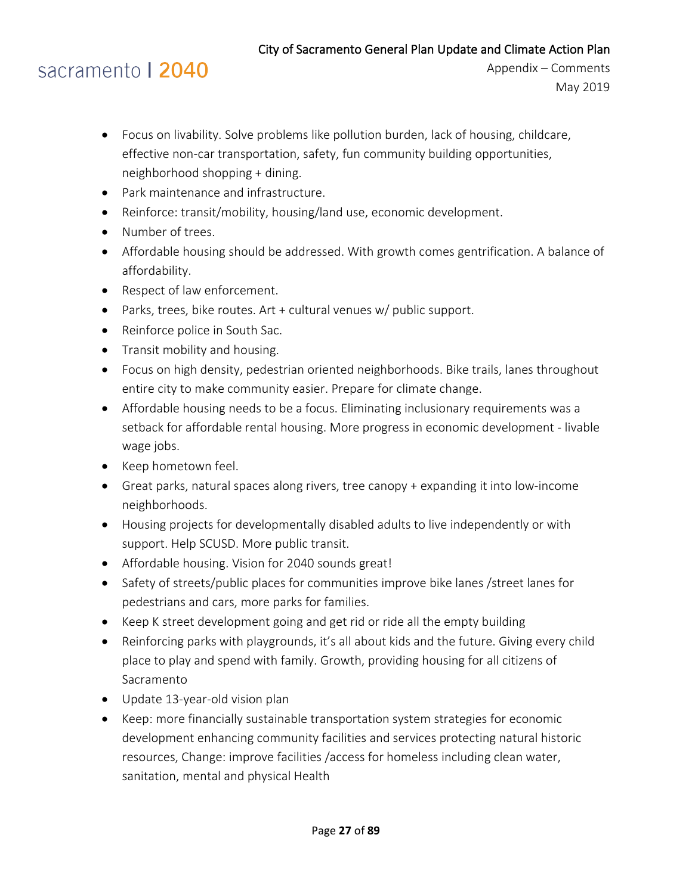- Focus on livability. Solve problems like pollution burden, lack of housing, childcare, effective non-car transportation, safety, fun community building opportunities, neighborhood shopping + dining.
- Park maintenance and infrastructure.
- Reinforce: transit/mobility, housing/land use, economic development.
- Number of trees.
- Affordable housing should be addressed. With growth comes gentrification. A balance of affordability.
- Respect of law enforcement.
- Parks, trees, bike routes. Art + cultural venues w/ public support.
- Reinforce police in South Sac.
- Transit mobility and housing.
- Focus on high density, pedestrian oriented neighborhoods. Bike trails, lanes throughout entire city to make community easier. Prepare for climate change.
- Affordable housing needs to be a focus. Eliminating inclusionary requirements was a setback for affordable rental housing. More progress in economic development - livable wage jobs.
- Keep hometown feel.
- Great parks, natural spaces along rivers, tree canopy + expanding it into low-income neighborhoods.
- Housing projects for developmentally disabled adults to live independently or with support. Help SCUSD. More public transit.
- Affordable housing. Vision for 2040 sounds great!
- Safety of streets/public places for communities improve bike lanes /street lanes for pedestrians and cars, more parks for families.
- Keep K street development going and get rid or ride all the empty building
- Reinforcing parks with playgrounds, it's all about kids and the future. Giving every child place to play and spend with family. Growth, providing housing for all citizens of Sacramento
- Update 13-year-old vision plan
- Keep: more financially sustainable transportation system strategies for economic development enhancing community facilities and services protecting natural historic resources, Change: improve facilities /access for homeless including clean water, sanitation, mental and physical Health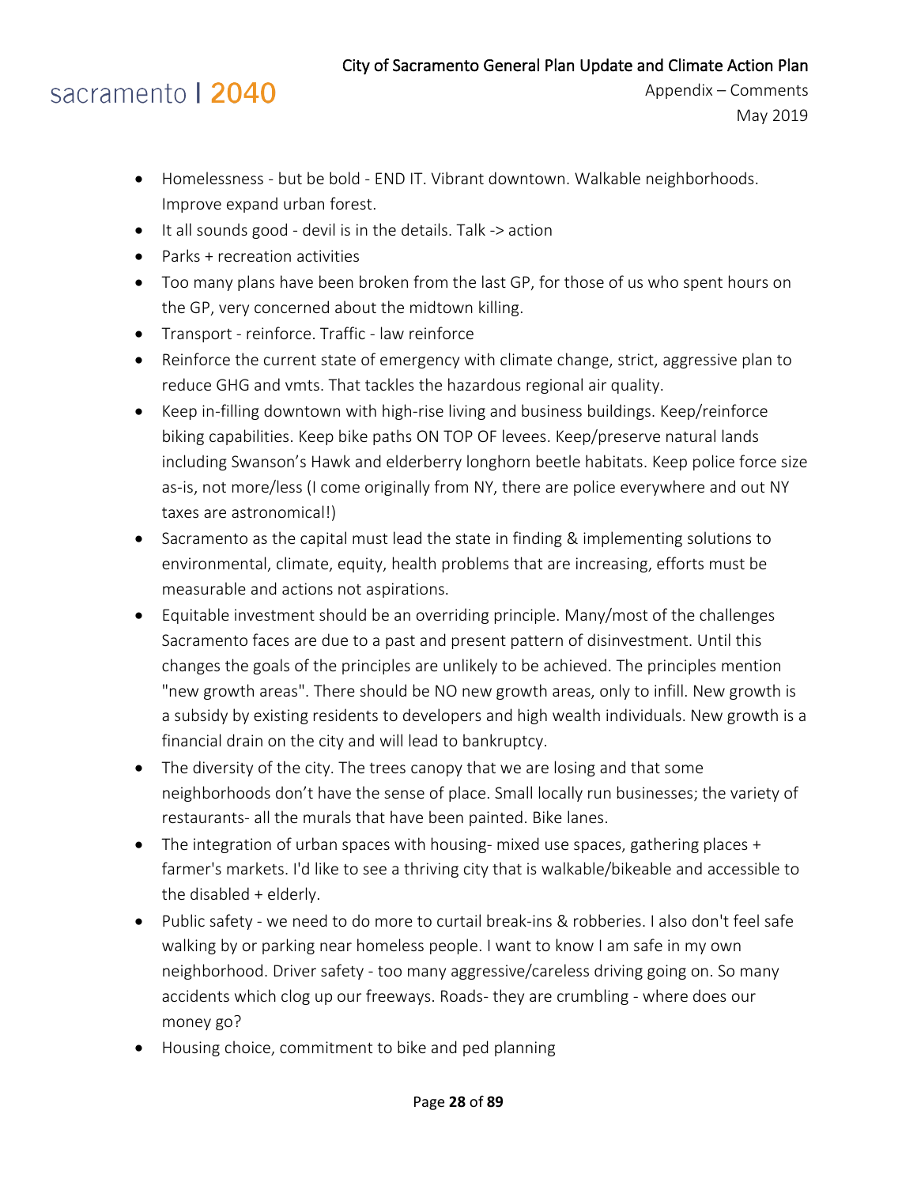- Homelessness - but be bold - END IT. Vibrant downtown. Walkable neighborhoods. Improve expand urban forest.
- It all sounds good - devil is in the details. Talk -> action
- Parks + recreation activities
- Too many plans have been broken from the last GP, for those of us who spent hours on the GP, very concerned about the midtown killing.
- Transport - reinforce. Traffic - law reinforce
- Reinforce the current state of emergency with climate change, strict, aggressive plan to reduce GHG and vmts. That tackles the hazardous regional air quality.
- Keep in-filling downtown with high-rise living and business buildings. Keep/reinforce biking capabilities. Keep bike paths ON TOP OF levees. Keep/preserve natural lands including Swanson's Hawk and elderberry longhorn beetle habitats. Keep police force size as-is, not more/less (I come originally from NY, there are police everywhere and out NY taxes are astronomical!)
- Sacramento as the capital must lead the state in finding & implementing solutions to environmental, climate, equity, health problems that are increasing, efforts must be measurable and actions not aspirations.
- Equitable investment should be an overriding principle. Many/most of the challenges Sacramento faces are due to a past and present pattern of disinvestment. Until this changes the goals of the principles are unlikely to be achieved. The principles mention "new growth areas". There should be NO new growth areas, only to infill. New growth is a subsidy by existing residents to developers and high wealth individuals. New growth is a financial drain on the city and will lead to bankruptcy.
- The diversity of the city. The trees canopy that we are losing and that some neighborhoods don't have the sense of place. Small locally run businesses; the variety of restaurants- all the murals that have been painted. Bike lanes.
- The integration of urban spaces with housing- mixed use spaces, gathering places + farmer's markets. I'd like to see a thriving city that is walkable/bikeable and accessible to the disabled + elderly.
- Public safety - we need to do more to curtail break-ins & robberies. I also don't feel safe walking by or parking near homeless people. I want to know I am safe in my own neighborhood. Driver safety - too many aggressive/careless driving going on. So many accidents which clog up our freeways. Roads- they are crumbling - where does our money go?
- Housing choice, commitment to bike and ped planning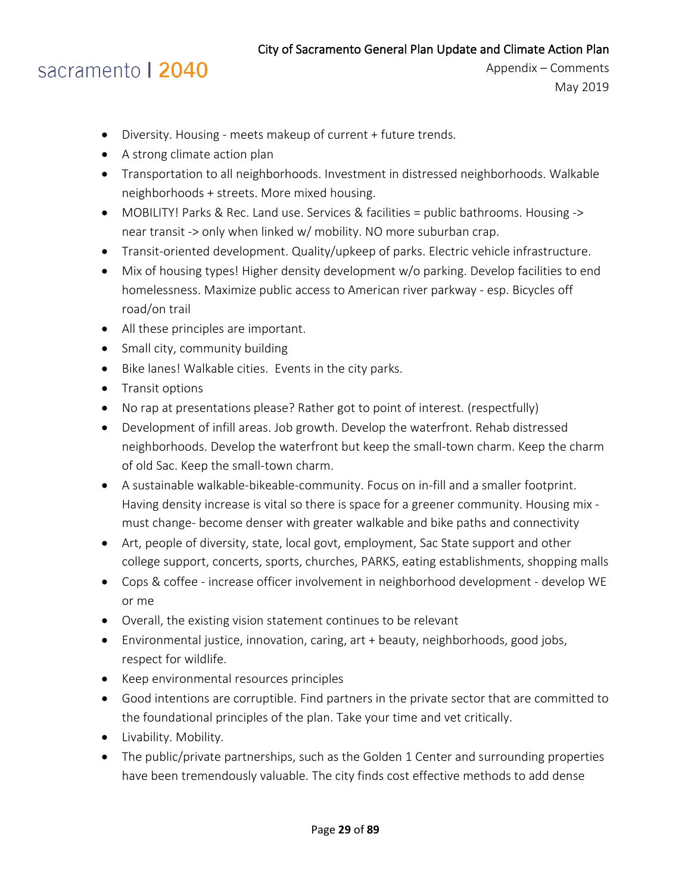- Diversity. Housing - meets makeup of current + future trends.
- A strong climate action plan
- Transportation to all neighborhoods. Investment in distressed neighborhoods. Walkable neighborhoods + streets. More mixed housing.
- MOBILITY! Parks & Rec. Land use. Services & facilities = public bathrooms. Housing -> near transit -> only when linked w/ mobility. NO more suburban crap.
- Transit-oriented development. Quality/upkeep of parks. Electric vehicle infrastructure.
- Mix of housing types! Higher density development w/o parking. Develop facilities to end homelessness. Maximize public access to American river parkway - esp. Bicycles off road/on trail
- All these principles are important.
- Small city, community building
- Bike lanes! Walkable cities. Events in the city parks.
- Transit options
- No rap at presentations please? Rather got to point of interest. (respectfully)
- Development of infill areas. Job growth. Develop the waterfront. Rehab distressed neighborhoods. Develop the waterfront but keep the small-town charm. Keep the charm of old Sac. Keep the small-town charm.
- A sustainable walkable-bikeable-community. Focus on in-fill and a smaller footprint. Having density increase is vital so there is space for a greener community. Housing mix - must change- become denser with greater walkable and bike paths and connectivity
- Art, people of diversity, state, local govt, employment, Sac State support and other college support, concerts, sports, churches, PARKS, eating establishments, shopping malls
- Cops & coffee - increase officer involvement in neighborhood development - develop WE or me
- Overall, the existing vision statement continues to be relevant
- Environmental justice, innovation, caring, art + beauty, neighborhoods, good jobs, respect for wildlife.
- Keep environmental resources principles
- Good intentions are corruptible. Find partners in the private sector that are committed to the foundational principles of the plan. Take your time and vet critically.
- Livability. Mobility.
- The public/private partnerships, such as the Golden 1 Center and surrounding properties have been tremendously valuable. The city finds cost effective methods to add dense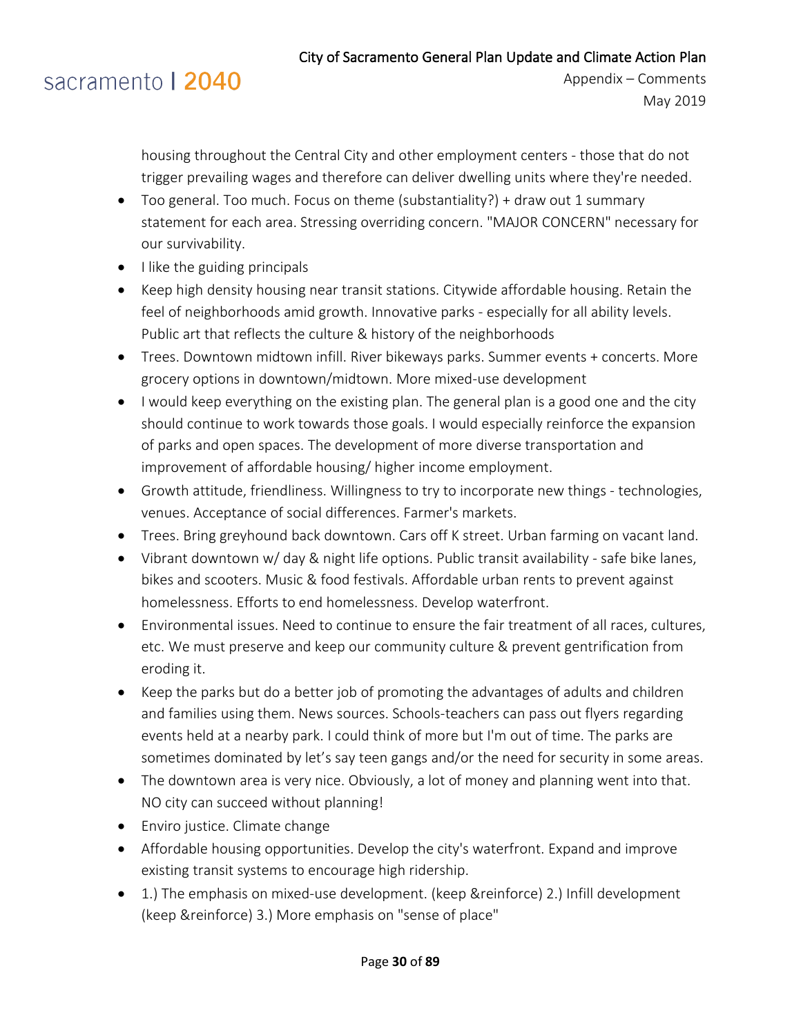housing throughout the Central City and other employment centers - those that do not trigger prevailing wages and therefore can deliver dwelling units where they're needed.

- Too general. Too much. Focus on theme (substantiality?) + draw out 1 summary statement for each area. Stressing overriding concern. "MAJOR CONCERN" necessary for our survivability.
- I like the guiding principals
- Keep high density housing near transit stations. Citywide affordable housing. Retain the feel of neighborhoods amid growth. Innovative parks - especially for all ability levels. Public art that reflects the culture & history of the neighborhoods
- Trees. Downtown midtown infill. River bikeways parks. Summer events + concerts. More grocery options in downtown/midtown. More mixed-use development
- I would keep everything on the existing plan. The general plan is a good one and the city should continue to work towards those goals. I would especially reinforce the expansion of parks and open spaces. The development of more diverse transportation and improvement of affordable housing/ higher income employment.
- Growth attitude, friendliness. Willingness to try to incorporate new things - technologies, venues. Acceptance of social differences. Farmer's markets.
- Trees. Bring greyhound back downtown. Cars off K street. Urban farming on vacant land.
- Vibrant downtown w/ day & night life options. Public transit availability - safe bike lanes, bikes and scooters. Music & food festivals. Affordable urban rents to prevent against homelessness. Efforts to end homelessness. Develop waterfront.
- Environmental issues. Need to continue to ensure the fair treatment of all races, cultures, etc. We must preserve and keep our community culture & prevent gentrification from eroding it.
- Keep the parks but do a better job of promoting the advantages of adults and children and families using them. News sources. Schools-teachers can pass out flyers regarding events held at a nearby park. I could think of more but I'm out of time. The parks are sometimes dominated by let's say teen gangs and/or the need for security in some areas.
- The downtown area is very nice. Obviously, a lot of money and planning went into that. NO city can succeed without planning!
- Enviro justice. Climate change
- Affordable housing opportunities. Develop the city's waterfront. Expand and improve existing transit systems to encourage high ridership.
- 1.) The emphasis on mixed-use development. (keep &reinforce) 2.) Infill development (keep &reinforce) 3.) More emphasis on "sense of place"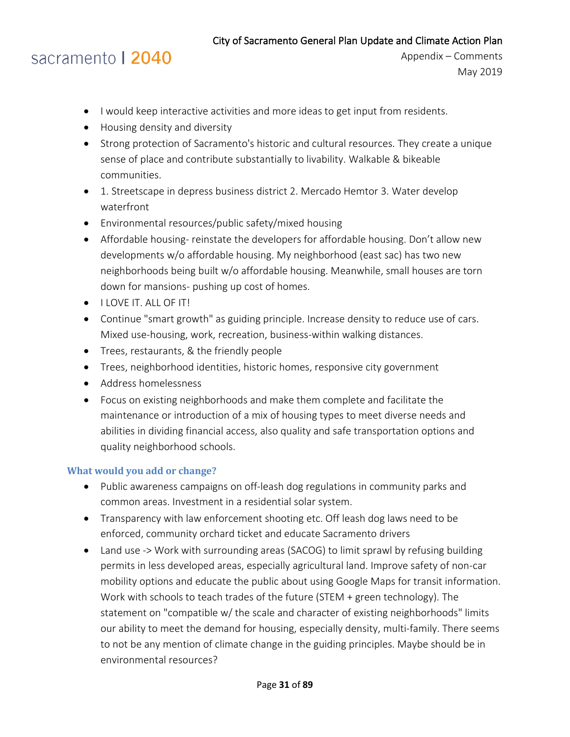- I would keep interactive activities and more ideas to get input from residents.
- Housing density and diversity
- Strong protection of Sacramento's historic and cultural resources. They create a unique sense of place and contribute substantially to livability. Walkable & bikeable communities.
- 1. Streetscape in depress business district 2. Mercado Hemtor 3. Water develop waterfront
- Environmental resources/public safety/mixed housing
- Affordable housing- reinstate the developers for affordable housing. Don't allow new developments w/o affordable housing. My neighborhood (east sac) has two new neighborhoods being built w/o affordable housing. Meanwhile, small houses are torn down for mansions- pushing up cost of homes.
- I LOVE IT. ALL OF IT!
- Continue "smart growth" as guiding principle. Increase density to reduce use of cars. Mixed use-housing, work, recreation, business-within walking distances.
- Trees, restaurants, & the friendly people
- Trees, neighborhood identities, historic homes, responsive city government
- Address homelessness
- Focus on existing neighborhoods and make them complete and facilitate the maintenance or introduction of a mix of housing types to meet diverse needs and abilities in dividing financial access, also quality and safe transportation options and quality neighborhood schools.

### What would you add or change?

- Public awareness campaigns on off-leash dog regulations in community parks and common areas. Investment in a residential solar system.
- Transparency with law enforcement shooting etc. Off leash dog laws need to be enforced, community orchard ticket and educate Sacramento drivers
- Land use -> Work with surrounding areas (SACOG) to limit sprawl by refusing building permits in less developed areas, especially agricultural land. Improve safety of non-car mobility options and educate the public about using Google Maps for transit information. Work with schools to teach trades of the future (STEM + green technology). The statement on "compatible w/ the scale and character of existing neighborhoods" limits our ability to meet the demand for housing, especially density, multi-family. There seems to not be any mention of climate change in the guiding principles. Maybe should be in environmental resources?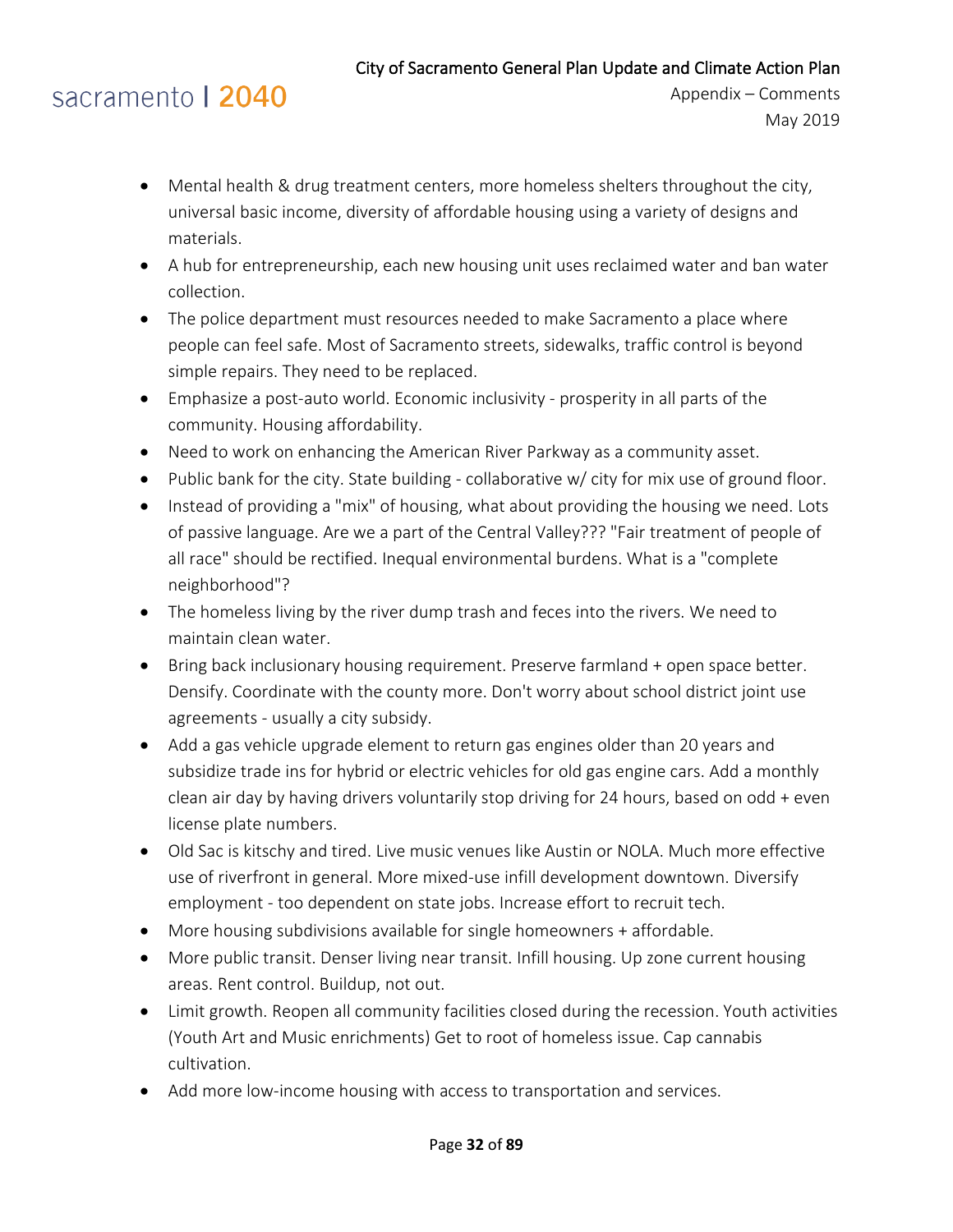- Mental health & drug treatment centers, more homeless shelters throughout the city, universal basic income, diversity of affordable housing using a variety of designs and materials.
- A hub for entrepreneurship, each new housing unit uses reclaimed water and ban water collection.
- The police department must resources needed to make Sacramento a place where people can feel safe. Most of Sacramento streets, sidewalks, traffic control is beyond simple repairs. They need to be replaced.
- Emphasize a post-auto world. Economic inclusivity - prosperity in all parts of the community. Housing affordability.
- Need to work on enhancing the American River Parkway as a community asset.
- Public bank for the city. State building - collaborative w/ city for mix use of ground floor.
- Instead of providing a "mix" of housing, what about providing the housing we need. Lots of passive language. Are we a part of the Central Valley??? "Fair treatment of people of all race" should be rectified. Inequal environmental burdens. What is a "complete neighborhood"?
- The homeless living by the river dump trash and feces into the rivers. We need to maintain clean water.
- Bring back inclusionary housing requirement. Preserve farmland + open space better. Densify. Coordinate with the county more. Don't worry about school district joint use agreements - usually a city subsidy.
- Add a gas vehicle upgrade element to return gas engines older than 20 years and subsidize trade ins for hybrid or electric vehicles for old gas engine cars. Add a monthly clean air day by having drivers voluntarily stop driving for 24 hours, based on odd + even license plate numbers.
- Old Sac is kitschy and tired. Live music venues like Austin or NOLA. Much more effective use of riverfront in general. More mixed-use infill development downtown. Diversify employment - too dependent on state jobs. Increase effort to recruit tech.
- More housing subdivisions available for single homeowners + affordable.
- More public transit. Denser living near transit. Infill housing. Up zone current housing areas. Rent control. Buildup, not out.
- Limit growth. Reopen all community facilities closed during the recession. Youth activities (Youth Art and Music enrichments) Get to root of homeless issue. Cap cannabis cultivation.
- Add more low-income housing with access to transportation and services.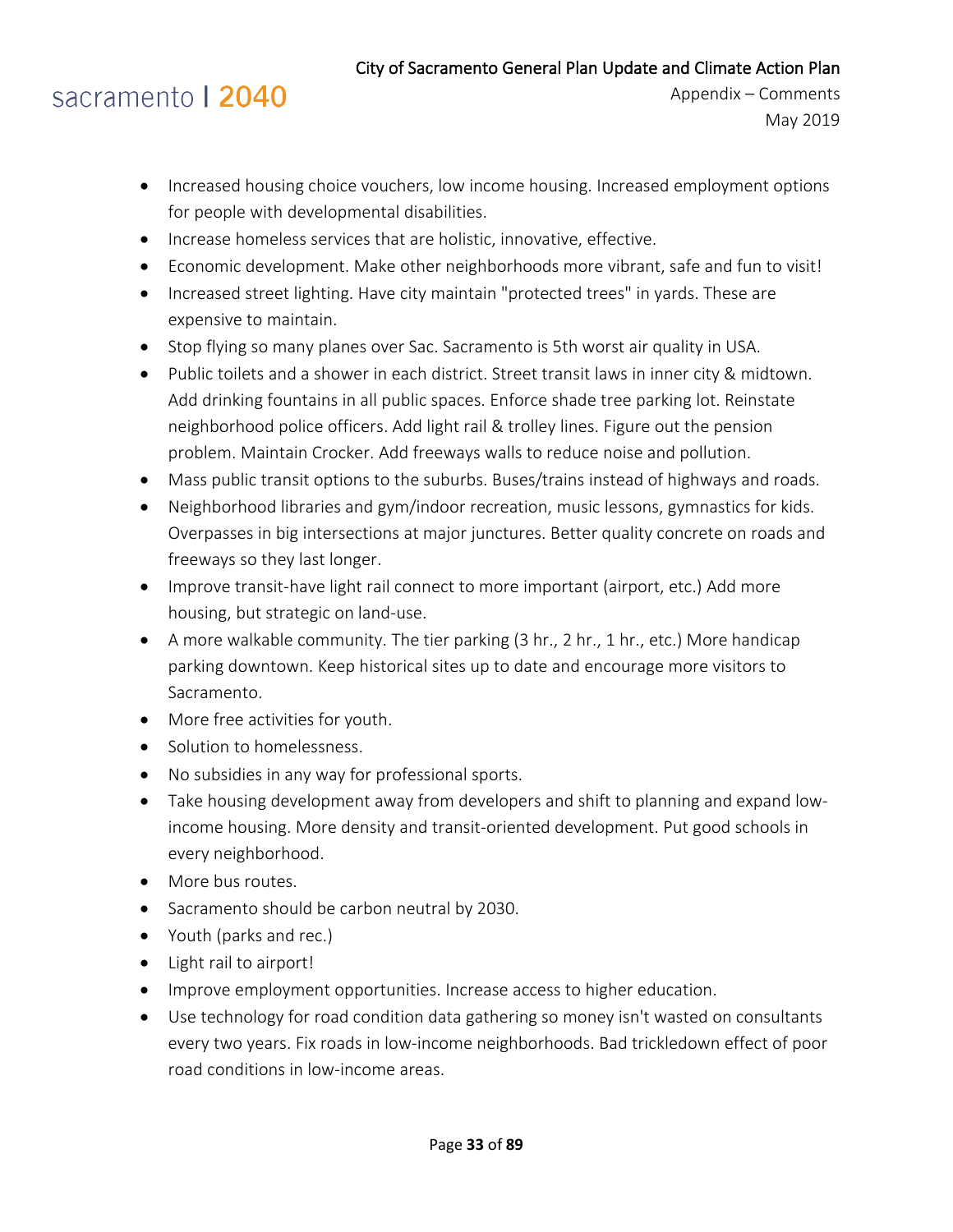- Increased housing choice vouchers, low income housing. Increased employment options for people with developmental disabilities.
- Increase homeless services that are holistic, innovative, effective.
- Economic development. Make other neighborhoods more vibrant, safe and fun to visit!
- Increased street lighting. Have city maintain "protected trees" in yards. These are expensive to maintain.
- Stop flying so many planes over Sac. Sacramento is 5th worst air quality in USA.
- Public toilets and a shower in each district. Street transit laws in inner city & midtown. Add drinking fountains in all public spaces. Enforce shade tree parking lot. Reinstate neighborhood police officers. Add light rail & trolley lines. Figure out the pension problem. Maintain Crocker. Add freeways walls to reduce noise and pollution.
- Mass public transit options to the suburbs. Buses/trains instead of highways and roads.
- Neighborhood libraries and gym/indoor recreation, music lessons, gymnastics for kids. Overpasses in big intersections at major junctures. Better quality concrete on roads and freeways so they last longer.
- Improve transit-have light rail connect to more important (airport, etc.) Add more housing, but strategic on land-use.
- A more walkable community. The tier parking (3 hr., 2 hr., 1 hr., etc.) More handicap parking downtown. Keep historical sites up to date and encourage more visitors to Sacramento.
- More free activities for youth.
- Solution to homelessness.
- No subsidies in any way for professional sports.
- Take housing development away from developers and shift to planning and expand low-income housing. More density and transit-oriented development. Put good schools in every neighborhood.
- More bus routes.
- Sacramento should be carbon neutral by 2030.
- Youth (parks and rec.)
- Light rail to airport!
- Improve employment opportunities. Increase access to higher education.
- Use technology for road condition data gathering so money isn't wasted on consultants every two years. Fix roads in low-income neighborhoods. Bad trickledown effect of poor road conditions in low-income areas.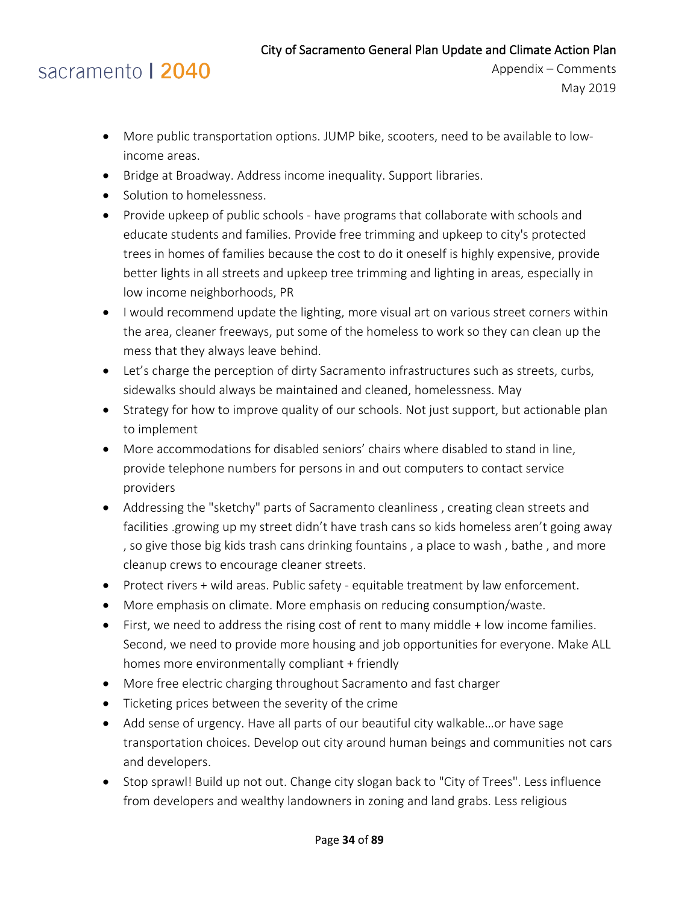- More public transportation options. JUMP bike, scooters, need to be available to low-income areas.
- Bridge at Broadway. Address income inequality. Support libraries.
- Solution to homelessness.
- Provide upkeep of public schools - have programs that collaborate with schools and educate students and families. Provide free trimming and upkeep to city's protected trees in homes of families because the cost to do it oneself is highly expensive, provide better lights in all streets and upkeep tree trimming and lighting in areas, especially in low income neighborhoods, PR
- I would recommend update the lighting, more visual art on various street corners within the area, cleaner freeways, put some of the homeless to work so they can clean up the mess that they always leave behind.
- Let's charge the perception of dirty Sacramento infrastructures such as streets, curbs, sidewalks should always be maintained and cleaned, homelessness. May
- Strategy for how to improve quality of our schools. Not just support, but actionable plan to implement
- More accommodations for disabled seniors' chairs where disabled to stand in line, provide telephone numbers for persons in and out computers to contact service providers
- Addressing the "sketchy" parts of Sacramento cleanliness , creating clean streets and facilities .growing up my street didn't have trash cans so kids homeless aren't going away , so give those big kids trash cans drinking fountains , a place to wash , bathe , and more cleanup crews to encourage cleaner streets.
- Protect rivers + wild areas. Public safety - equitable treatment by law enforcement.
- More emphasis on climate. More emphasis on reducing consumption/waste.
- First, we need to address the rising cost of rent to many middle + low income families. Second, we need to provide more housing and job opportunities for everyone. Make ALL homes more environmentally compliant + friendly
- More free electric charging throughout Sacramento and fast charger
- Ticketing prices between the severity of the crime
- Add sense of urgency. Have all parts of our beautiful city walkable…or have sage transportation choices. Develop out city around human beings and communities not cars and developers.
- Stop sprawl! Build up not out. Change city slogan back to "City of Trees". Less influence from developers and wealthy landowners in zoning and land grabs. Less religious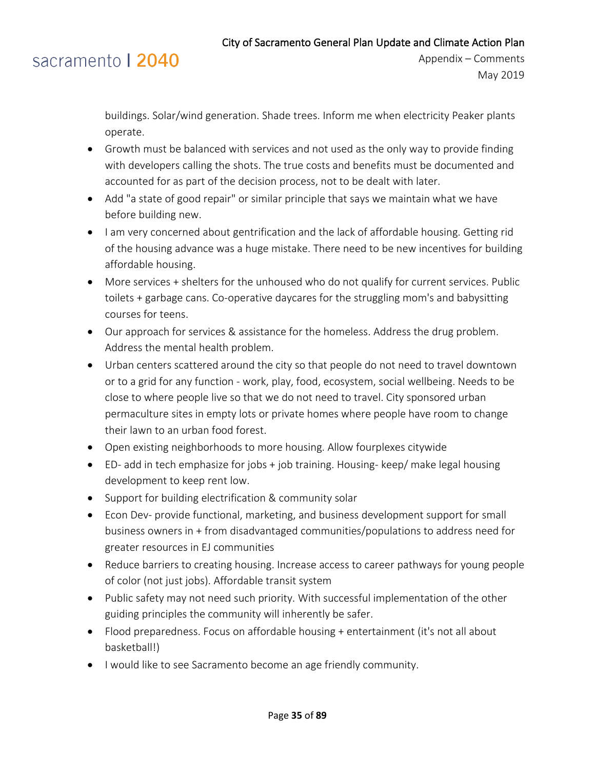buildings. Solar/wind generation. Shade trees. Inform me when electricity Peaker plants operate.

- Growth must be balanced with services and not used as the only way to provide finding with developers calling the shots. The true costs and benefits must be documented and accounted for as part of the decision process, not to be dealt with later.
- Add "a state of good repair" or similar principle that says we maintain what we have before building new.
- I am very concerned about gentrification and the lack of affordable housing. Getting rid of the housing advance was a huge mistake. There need to be new incentives for building affordable housing.
- More services + shelters for the unhoused who do not qualify for current services. Public toilets + garbage cans. Co-operative daycares for the struggling mom's and babysitting courses for teens.
- Our approach for services & assistance for the homeless. Address the drug problem. Address the mental health problem.
- Urban centers scattered around the city so that people do not need to travel downtown or to a grid for any function - work, play, food, ecosystem, social wellbeing. Needs to be close to where people live so that we do not need to travel. City sponsored urban permaculture sites in empty lots or private homes where people have room to change their lawn to an urban food forest.
- Open existing neighborhoods to more housing. Allow fourplexes citywide
- ED- add in tech emphasize for jobs + job training. Housing- keep/ make legal housing development to keep rent low.
- Support for building electrification & community solar
- Econ Dev- provide functional, marketing, and business development support for small business owners in + from disadvantaged communities/populations to address need for greater resources in EJ communities
- Reduce barriers to creating housing. Increase access to career pathways for young people of color (not just jobs). Affordable transit system
- Public safety may not need such priority. With successful implementation of the other guiding principles the community will inherently be safer.
- Flood preparedness. Focus on affordable housing + entertainment (it's not all about basketball!)
- I would like to see Sacramento become an age friendly community.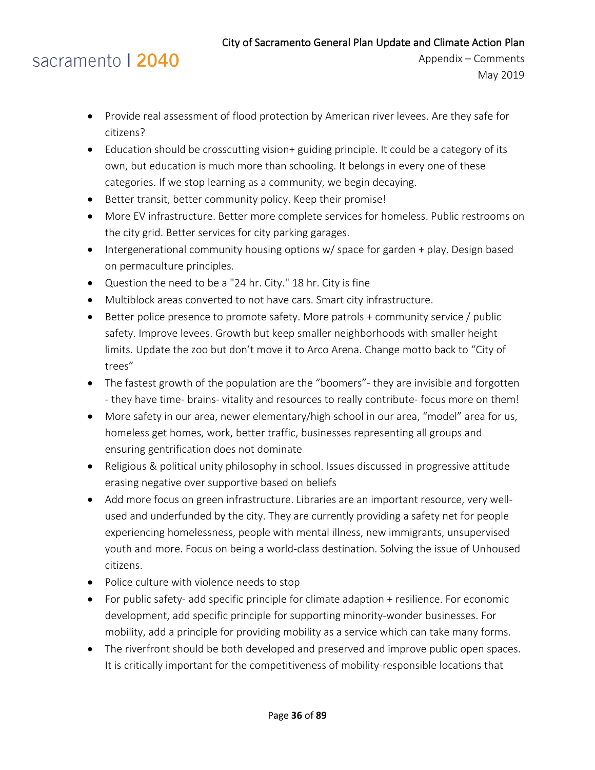- Provide real assessment of flood protection by American river levees. Are they safe for citizens?
- Education should be crosscutting vision+ guiding principle. It could be a category of its own, but education is much more than schooling. It belongs in every one of these categories. If we stop learning as a community, we begin decaying.
- Better transit, better community policy. Keep their promise!
- More EV infrastructure. Better more complete services for homeless. Public restrooms on the city grid. Better services for city parking garages.
- Intergenerational community housing options w/ space for garden + play. Design based on permaculture principles.
- Question the need to be a "24 hr. City." 18 hr. City is fine
- Multiblock areas converted to not have cars. Smart city infrastructure.
- Better police presence to promote safety. More patrols + community service / public safety. Improve levees. Growth but keep smaller neighborhoods with smaller height limits. Update the zoo but don't move it to Arco Arena. Change motto back to "City of trees"
- The fastest growth of the population are the "boomers"- they are invisible and forgotten - they have time- brains- vitality and resources to really contribute- focus more on them!
- More safety in our area, newer elementary/high school in our area, "model" area for us, homeless get homes, work, better traffic, businesses representing all groups and ensuring gentrification does not dominate
- Religious & political unity philosophy in school. Issues discussed in progressive attitude erasing negative over supportive based on beliefs
- Add more focus on green infrastructure. Libraries are an important resource, very well-used and underfunded by the city. They are currently providing a safety net for people experiencing homelessness, people with mental illness, new immigrants, unsupervised youth and more. Focus on being a world-class destination. Solving the issue of Unhoused citizens.
- Police culture with violence needs to stop
- For public safety- add specific principle for climate adaption + resilience. For economic development, add specific principle for supporting minority-wonder businesses. For mobility, add a principle for providing mobility as a service which can take many forms.
- The riverfront should be both developed and preserved and improve public open spaces. It is critically important for the competitiveness of mobility-responsible locations that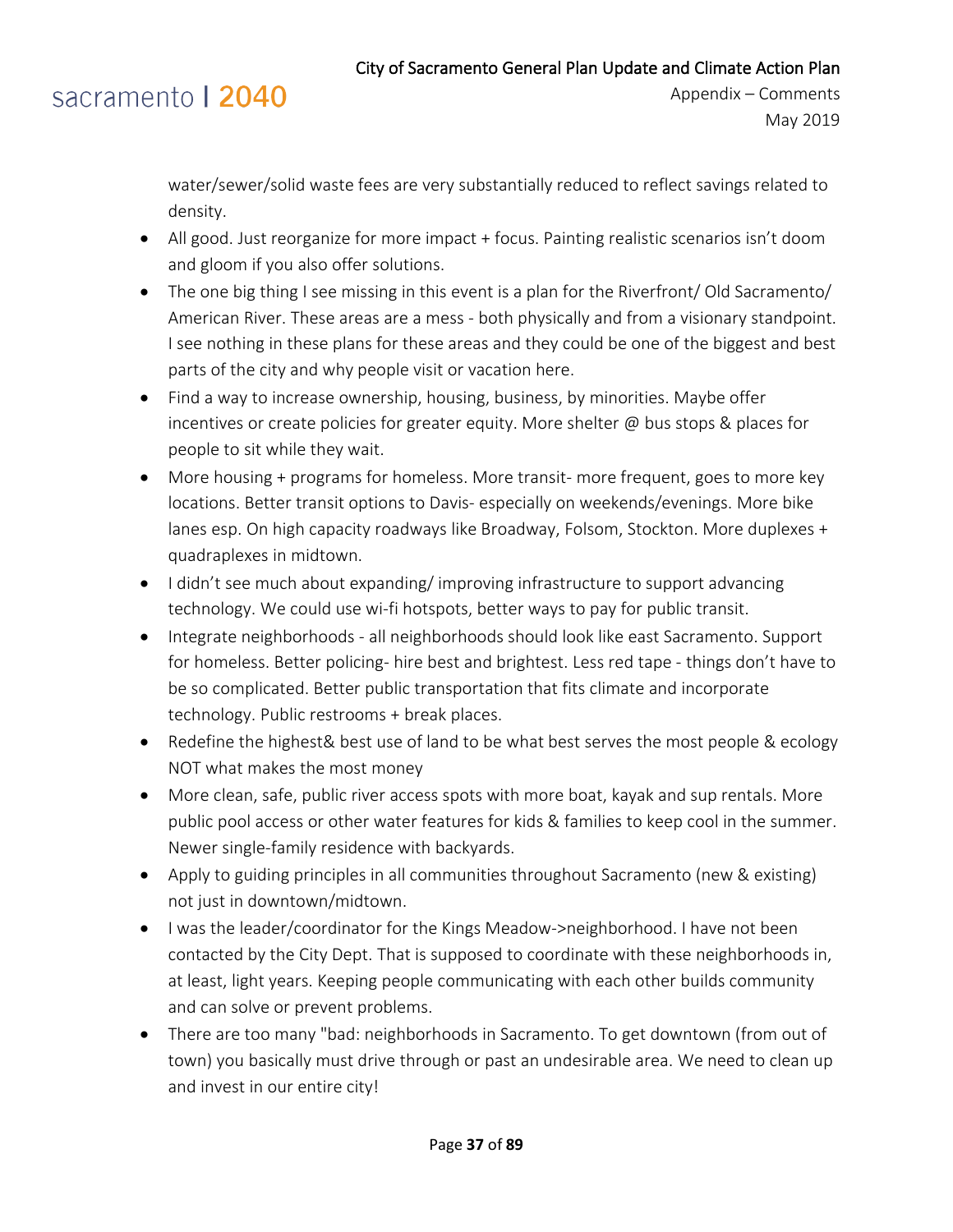water/sewer/solid waste fees are very substantially reduced to reflect savings related to density.

- All good. Just reorganize for more impact + focus. Painting realistic scenarios isn't doom and gloom if you also offer solutions.
- The one big thing I see missing in this event is a plan for the Riverfront/ Old Sacramento/ American River. These areas are a mess - both physically and from a visionary standpoint. I see nothing in these plans for these areas and they could be one of the biggest and best parts of the city and why people visit or vacation here.
- Find a way to increase ownership, housing, business, by minorities. Maybe offer incentives or create policies for greater equity. More shelter @ bus stops & places for people to sit while they wait.
- More housing + programs for homeless. More transit- more frequent, goes to more key locations. Better transit options to Davis- especially on weekends/evenings. More bike lanes esp. On high capacity roadways like Broadway, Folsom, Stockton. More duplexes + quadraplexes in midtown.
- I didn't see much about expanding/ improving infrastructure to support advancing technology. We could use wi-fi hotspots, better ways to pay for public transit.
- Integrate neighborhoods - all neighborhoods should look like east Sacramento. Support for homeless. Better policing- hire best and brightest. Less red tape - things don't have to be so complicated. Better public transportation that fits climate and incorporate technology. Public restrooms + break places.
- Redefine the highest& best use of land to be what best serves the most people & ecology NOT what makes the most money
- More clean, safe, public river access spots with more boat, kayak and sup rentals. More public pool access or other water features for kids & families to keep cool in the summer. Newer single-family residence with backyards.
- Apply to guiding principles in all communities throughout Sacramento (new & existing) not just in downtown/midtown.
- I was the leader/coordinator for the Kings Meadow->neighborhood. I have not been contacted by the City Dept. That is supposed to coordinate with these neighborhoods in, at least, light years. Keeping people communicating with each other builds community and can solve or prevent problems.
- There are too many "bad: neighborhoods in Sacramento. To get downtown (from out of town) you basically must drive through or past an undesirable area. We need to clean up and invest in our entire city!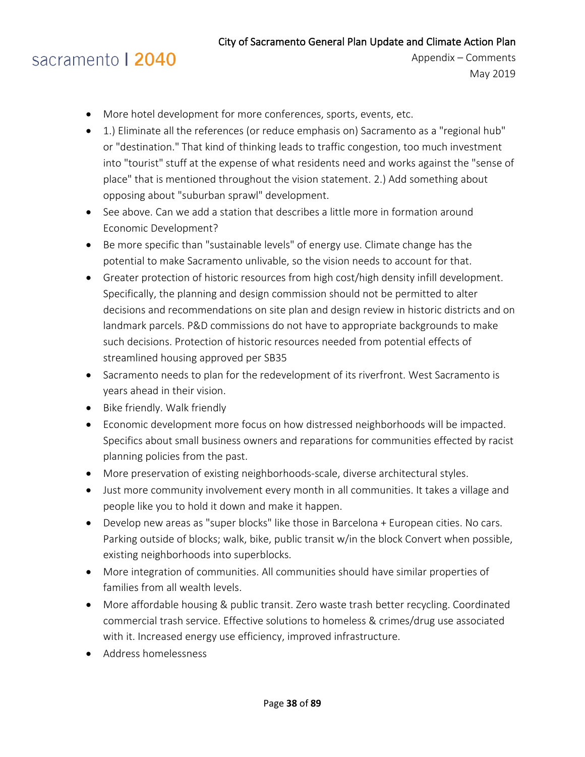- More hotel development for more conferences, sports, events, etc.
- 1.) Eliminate all the references (or reduce emphasis on) Sacramento as a "regional hub" or "destination." That kind of thinking leads to traffic congestion, too much investment into "tourist" stuff at the expense of what residents need and works against the "sense of place" that is mentioned throughout the vision statement. 2.) Add something about opposing about "suburban sprawl" development.
- See above. Can we add a station that describes a little more in formation around Economic Development?
- Be more specific than "sustainable levels" of energy use. Climate change has the potential to make Sacramento unlivable, so the vision needs to account for that.
- Greater protection of historic resources from high cost/high density infill development. Specifically, the planning and design commission should not be permitted to alter decisions and recommendations on site plan and design review in historic districts and on landmark parcels. P&D commissions do not have to appropriate backgrounds to make such decisions. Protection of historic resources needed from potential effects of streamlined housing approved per SB35
- Sacramento needs to plan for the redevelopment of its riverfront. West Sacramento is years ahead in their vision.
- Bike friendly. Walk friendly
- Economic development more focus on how distressed neighborhoods will be impacted. Specifics about small business owners and reparations for communities effected by racist planning policies from the past.
- More preservation of existing neighborhoods-scale, diverse architectural styles.
- Just more community involvement every month in all communities. It takes a village and people like you to hold it down and make it happen.
- Develop new areas as "super blocks" like those in Barcelona + European cities. No cars. Parking outside of blocks; walk, bike, public transit w/in the block Convert when possible, existing neighborhoods into superblocks.
- More integration of communities. All communities should have similar properties of families from all wealth levels.
- More affordable housing & public transit. Zero waste trash better recycling. Coordinated commercial trash service. Effective solutions to homeless & crimes/drug use associated with it. Increased energy use efficiency, improved infrastructure.
- Address homelessness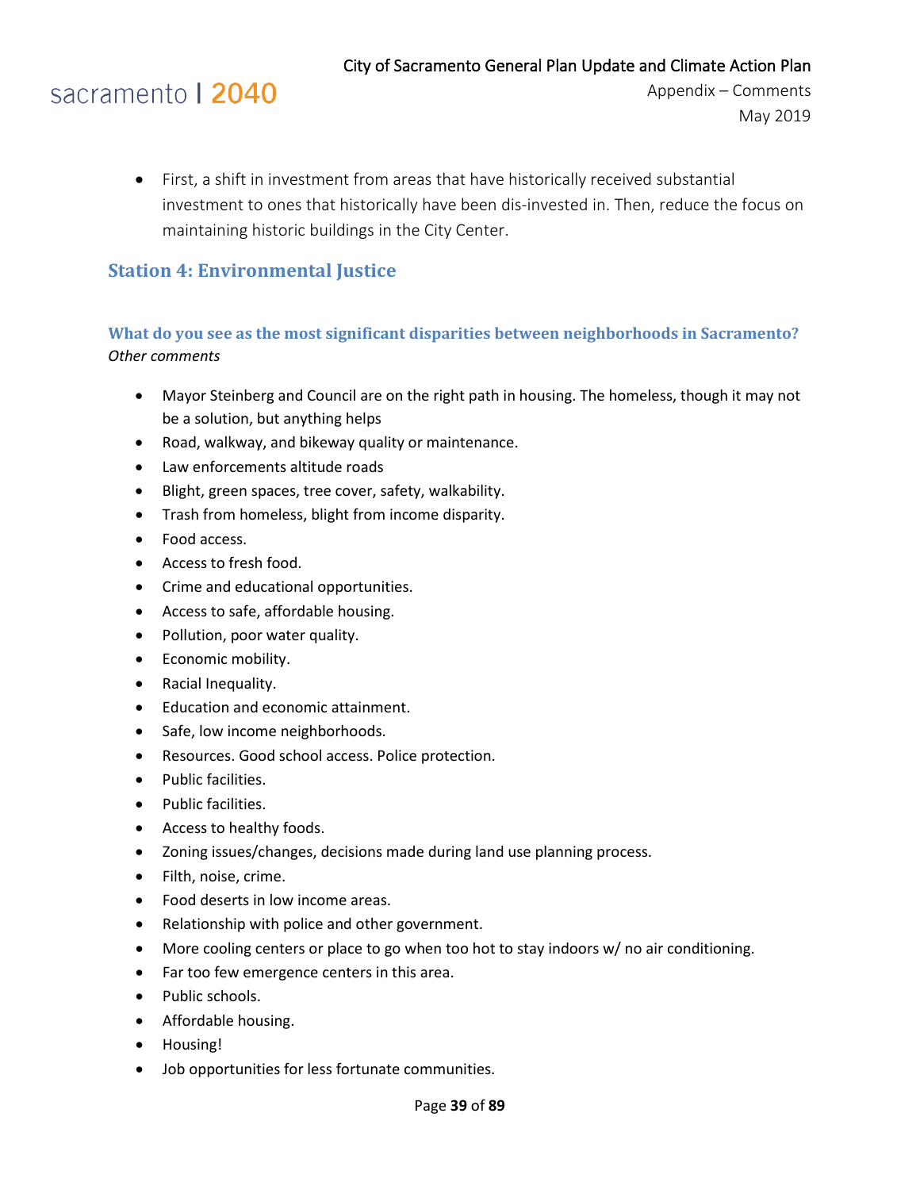- First, a shift in investment from areas that have historically received substantial investment to ones that historically have been dis-invested in. Then, reduce the focus on maintaining historic buildings in the City Center.

## Station 4: Environmental Justice

### What do you see as the most significant disparities between neighborhoods in Sacramento?

*Other comments*

- Mayor Steinberg and Council are on the right path in housing. The homeless, though it may not be a solution, but anything helps
- Road, walkway, and bikeway quality or maintenance.
- Law enforcements altitude roads
- Blight, green spaces, tree cover, safety, walkability.
- Trash from homeless, blight from income disparity.
- Food access.
- Access to fresh food.
- Crime and educational opportunities.
- Access to safe, affordable housing.
- Pollution, poor water quality.
- Economic mobility.
- Racial Inequality.
- Education and economic attainment.
- Safe, low income neighborhoods.
- Resources. Good school access. Police protection.
- Public facilities.
- Public facilities.
- Access to healthy foods.
- Zoning issues/changes, decisions made during land use planning process.
- Filth, noise, crime.
- Food deserts in low income areas.
- Relationship with police and other government.
- More cooling centers or place to go when too hot to stay indoors w/ no air conditioning.
- Far too few emergence centers in this area.
- Public schools.
- Affordable housing.
- Housing!
- Job opportunities for less fortunate communities.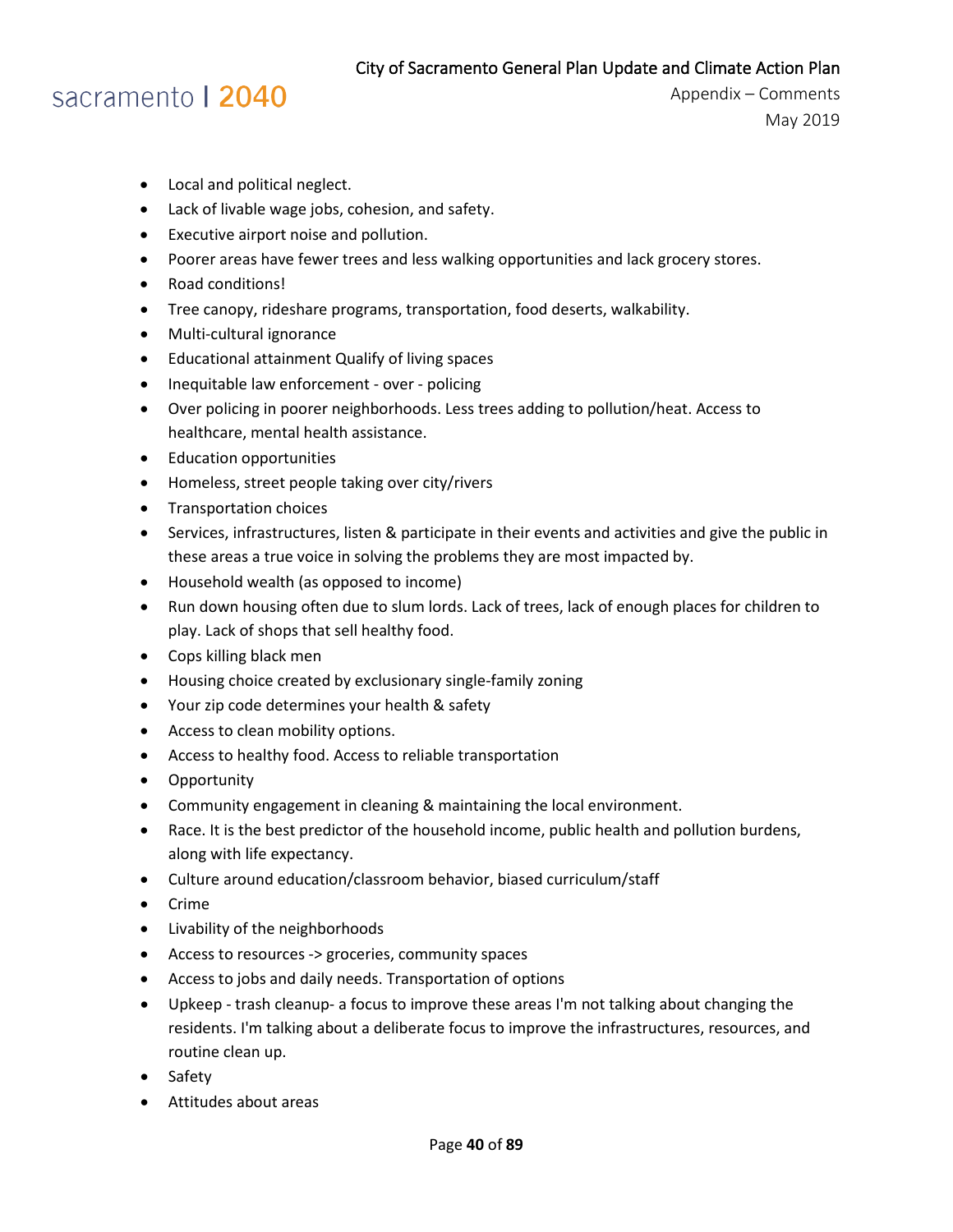- Local and political neglect.
- Lack of livable wage jobs, cohesion, and safety.
- Executive airport noise and pollution.
- Poorer areas have fewer trees and less walking opportunities and lack grocery stores.
- Road conditions!
- Tree canopy, rideshare programs, transportation, food deserts, walkability.
- Multi-cultural ignorance
- Educational attainment Qualify of living spaces
- Inequitable law enforcement - over - policing
- Over policing in poorer neighborhoods. Less trees adding to pollution/heat. Access to healthcare, mental health assistance.
- Education opportunities
- Homeless, street people taking over city/rivers
- Transportation choices
- Services, infrastructures, listen & participate in their events and activities and give the public in these areas a true voice in solving the problems they are most impacted by.
- Household wealth (as opposed to income)
- Run down housing often due to slum lords. Lack of trees, lack of enough places for children to play. Lack of shops that sell healthy food.
- Cops killing black men
- Housing choice created by exclusionary single-family zoning
- Your zip code determines your health & safety
- Access to clean mobility options.
- Access to healthy food. Access to reliable transportation
- Opportunity
- Community engagement in cleaning & maintaining the local environment.
- Race. It is the best predictor of the household income, public health and pollution burdens, along with life expectancy.
- Culture around education/classroom behavior, biased curriculum/staff
- Crime
- Livability of the neighborhoods
- Access to resources -> groceries, community spaces
- Access to jobs and daily needs. Transportation of options
- Upkeep - trash cleanup- a focus to improve these areas I'm not talking about changing the residents. I'm talking about a deliberate focus to improve the infrastructures, resources, and routine clean up.
- Safety
- Attitudes about areas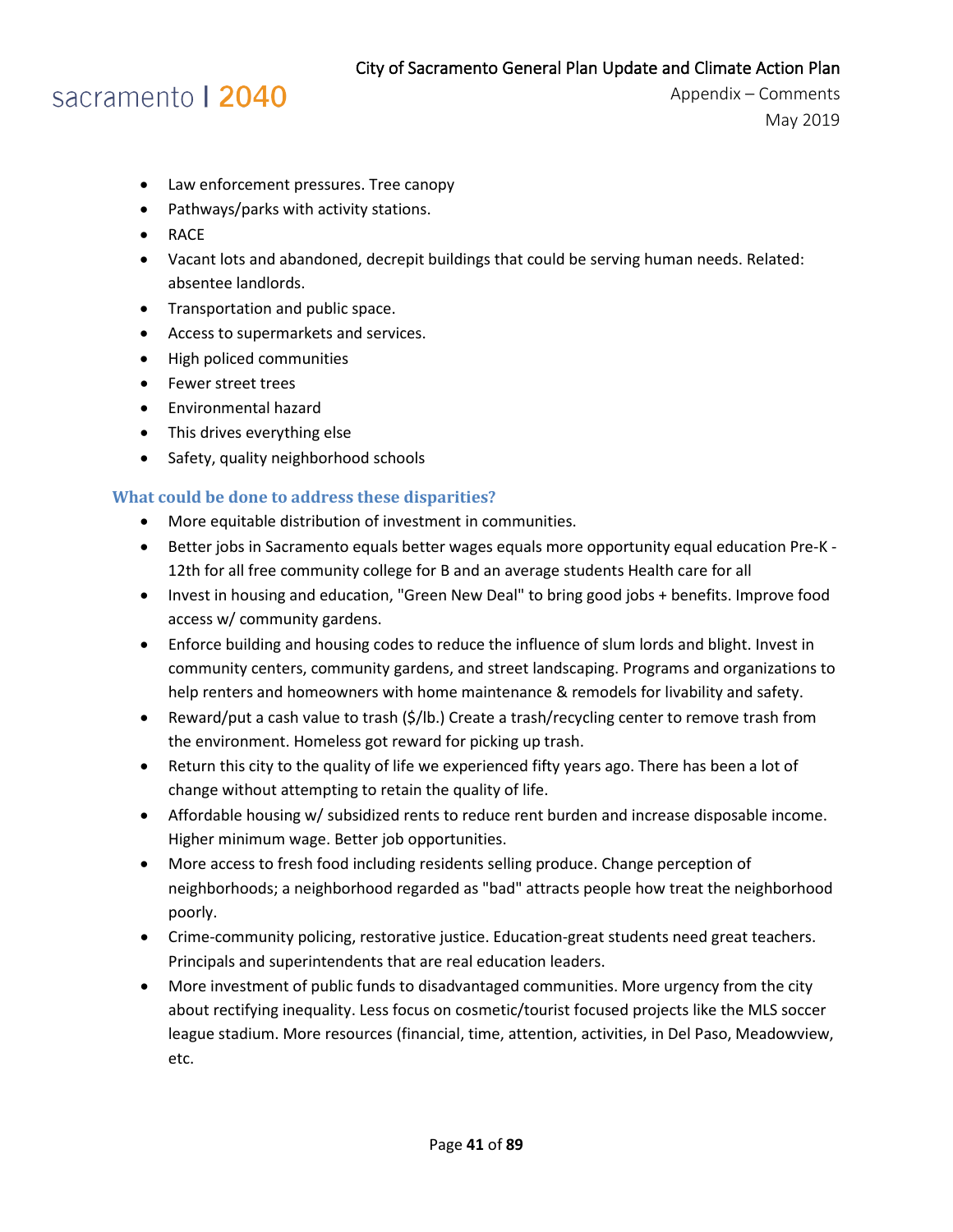- Law enforcement pressures. Tree canopy
- Pathways/parks with activity stations.
- RACE
- Vacant lots and abandoned, decrepit buildings that could be serving human needs. Related: absentee landlords.
- Transportation and public space.
- Access to supermarkets and services.
- High policed communities
- Fewer street trees
- Environmental hazard
- This drives everything else
- Safety, quality neighborhood schools

### What could be done to address these disparities?

- More equitable distribution of investment in communities.
- Better jobs in Sacramento equals better wages equals more opportunity equal education Pre-K - 12th for all free community college for B and an average students Health care for all
- Invest in housing and education, "Green New Deal" to bring good jobs + benefits. Improve food access w/ community gardens.
- Enforce building and housing codes to reduce the influence of slum lords and blight. Invest in community centers, community gardens, and street landscaping. Programs and organizations to help renters and homeowners with home maintenance & remodels for livability and safety.
- Reward/put a cash value to trash ($/lb.) Create a trash/recycling center to remove trash from the environment. Homeless got reward for picking up trash.
- Return this city to the quality of life we experienced fifty years ago. There has been a lot of change without attempting to retain the quality of life.
- Affordable housing w/ subsidized rents to reduce rent burden and increase disposable income. Higher minimum wage. Better job opportunities.
- More access to fresh food including residents selling produce. Change perception of neighborhoods; a neighborhood regarded as "bad" attracts people how treat the neighborhood poorly.
- Crime-community policing, restorative justice. Education-great students need great teachers. Principals and superintendents that are real education leaders.
- More investment of public funds to disadvantaged communities. More urgency from the city about rectifying inequality. Less focus on cosmetic/tourist focused projects like the MLS soccer league stadium. More resources (financial, time, attention, activities, in Del Paso, Meadowview, etc.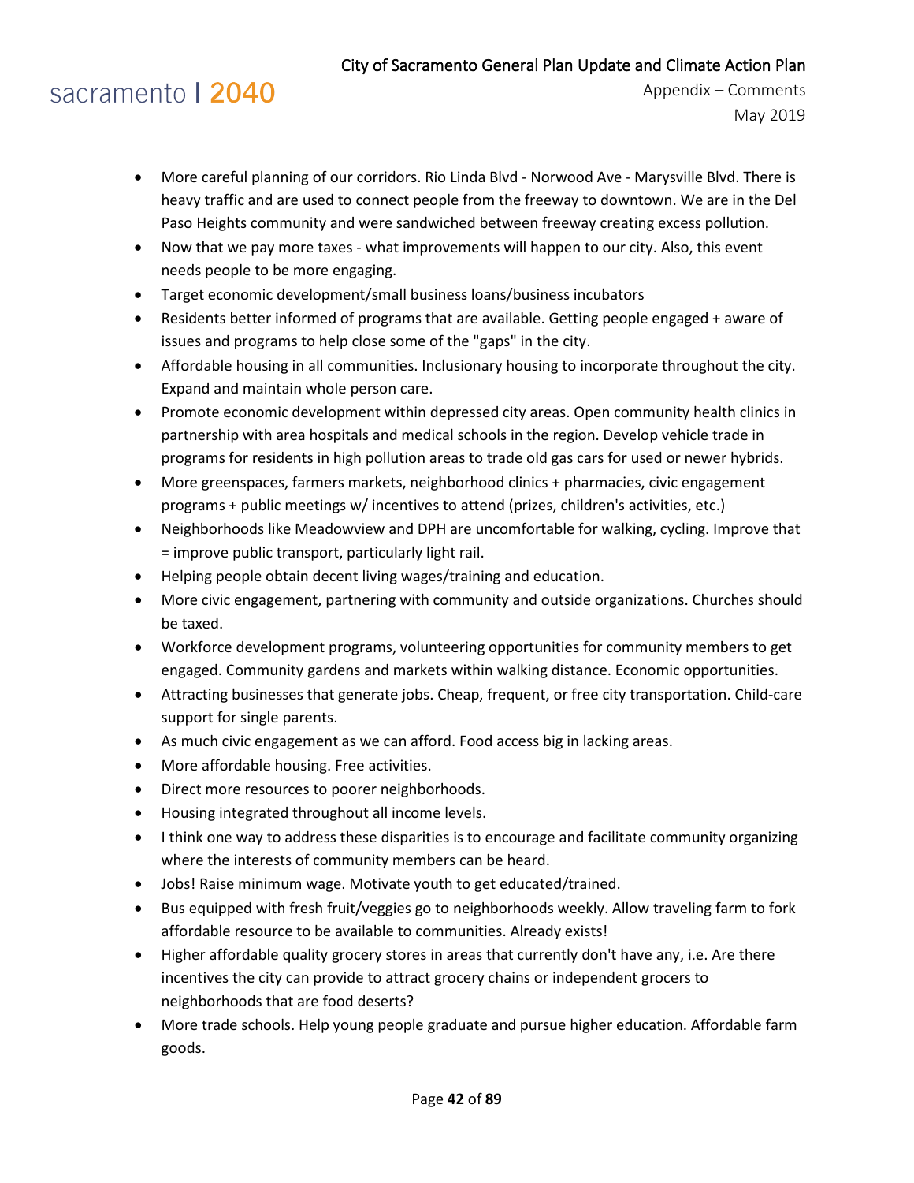- More careful planning of our corridors. Rio Linda Blvd - Norwood Ave - Marysville Blvd. There is heavy traffic and are used to connect people from the freeway to downtown. We are in the Del Paso Heights community and were sandwiched between freeway creating excess pollution.
- Now that we pay more taxes - what improvements will happen to our city. Also, this event needs people to be more engaging.
- Target economic development/small business loans/business incubators
- Residents better informed of programs that are available. Getting people engaged + aware of issues and programs to help close some of the "gaps" in the city.
- Affordable housing in all communities. Inclusionary housing to incorporate throughout the city. Expand and maintain whole person care.
- Promote economic development within depressed city areas. Open community health clinics in partnership with area hospitals and medical schools in the region. Develop vehicle trade in programs for residents in high pollution areas to trade old gas cars for used or newer hybrids.
- More greenspaces, farmers markets, neighborhood clinics + pharmacies, civic engagement programs + public meetings w/ incentives to attend (prizes, children's activities, etc.)
- Neighborhoods like Meadowview and DPH are uncomfortable for walking, cycling. Improve that = improve public transport, particularly light rail.
- Helping people obtain decent living wages/training and education.
- More civic engagement, partnering with community and outside organizations. Churches should be taxed.
- Workforce development programs, volunteering opportunities for community members to get engaged. Community gardens and markets within walking distance. Economic opportunities.
- Attracting businesses that generate jobs. Cheap, frequent, or free city transportation. Child-care support for single parents.
- As much civic engagement as we can afford. Food access big in lacking areas.
- More affordable housing. Free activities.
- Direct more resources to poorer neighborhoods.
- Housing integrated throughout all income levels.
- I think one way to address these disparities is to encourage and facilitate community organizing where the interests of community members can be heard.
- Jobs! Raise minimum wage. Motivate youth to get educated/trained.
- Bus equipped with fresh fruit/veggies go to neighborhoods weekly. Allow traveling farm to fork affordable resource to be available to communities. Already exists!
- Higher affordable quality grocery stores in areas that currently don't have any, i.e. Are there incentives the city can provide to attract grocery chains or independent grocers to neighborhoods that are food deserts?
- More trade schools. Help young people graduate and pursue higher education. Affordable farm goods.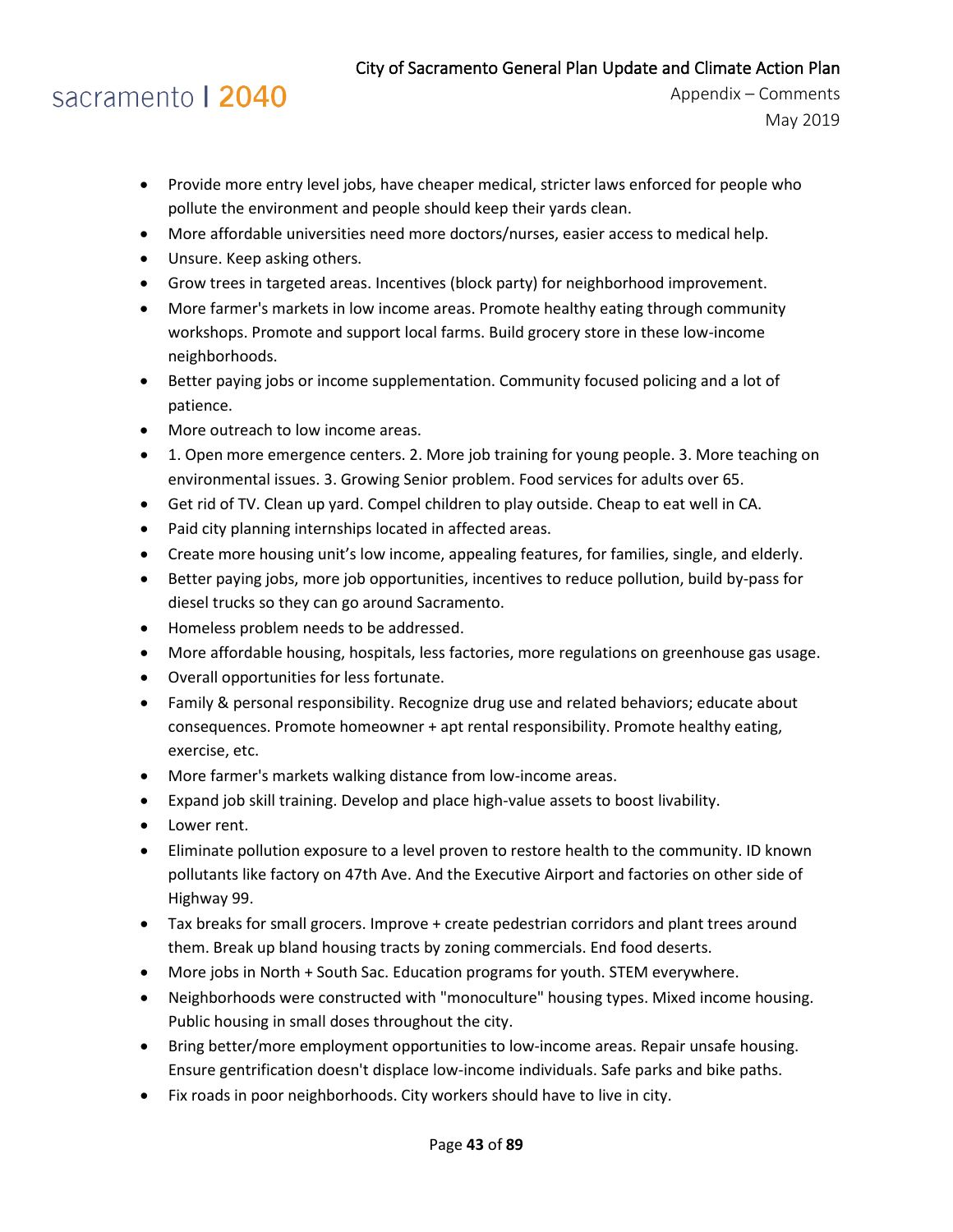- Provide more entry level jobs, have cheaper medical, stricter laws enforced for people who pollute the environment and people should keep their yards clean.
- More affordable universities need more doctors/nurses, easier access to medical help.
- Unsure. Keep asking others.
- Grow trees in targeted areas. Incentives (block party) for neighborhood improvement.
- More farmer's markets in low income areas. Promote healthy eating through community workshops. Promote and support local farms. Build grocery store in these low-income neighborhoods.
- Better paying jobs or income supplementation. Community focused policing and a lot of patience.
- More outreach to low income areas.
- 1. Open more emergence centers. 2. More job training for young people. 3. More teaching on environmental issues. 3. Growing Senior problem. Food services for adults over 65.
- Get rid of TV. Clean up yard. Compel children to play outside. Cheap to eat well in CA.
- Paid city planning internships located in affected areas.
- Create more housing unit's low income, appealing features, for families, single, and elderly.
- Better paying jobs, more job opportunities, incentives to reduce pollution, build by-pass for diesel trucks so they can go around Sacramento.
- Homeless problem needs to be addressed.
- More affordable housing, hospitals, less factories, more regulations on greenhouse gas usage.
- Overall opportunities for less fortunate.
- Family & personal responsibility. Recognize drug use and related behaviors; educate about consequences. Promote homeowner + apt rental responsibility. Promote healthy eating, exercise, etc.
- More farmer's markets walking distance from low-income areas.
- Expand job skill training. Develop and place high-value assets to boost livability.
- Lower rent.
- Eliminate pollution exposure to a level proven to restore health to the community. ID known pollutants like factory on 47th Ave. And the Executive Airport and factories on other side of Highway 99.
- Tax breaks for small grocers. Improve + create pedestrian corridors and plant trees around them. Break up bland housing tracts by zoning commercials. End food deserts.
- More jobs in North + South Sac. Education programs for youth. STEM everywhere.
- Neighborhoods were constructed with "monoculture" housing types. Mixed income housing. Public housing in small doses throughout the city.
- Bring better/more employment opportunities to low-income areas. Repair unsafe housing. Ensure gentrification doesn't displace low-income individuals. Safe parks and bike paths.
- Fix roads in poor neighborhoods. City workers should have to live in city.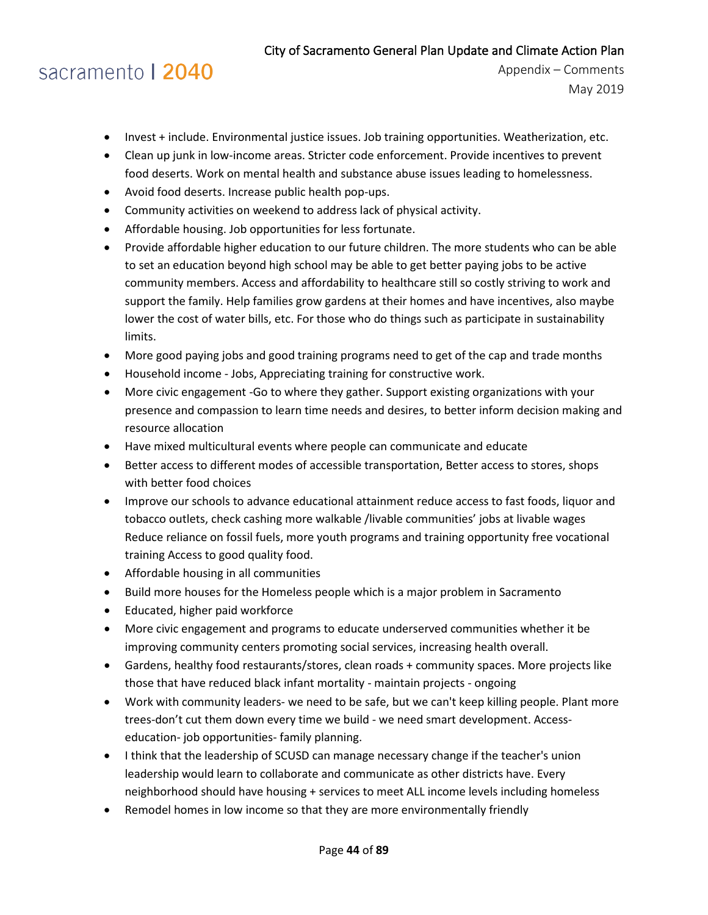- Invest + include. Environmental justice issues. Job training opportunities. Weatherization, etc.
- Clean up junk in low-income areas. Stricter code enforcement. Provide incentives to prevent food deserts. Work on mental health and substance abuse issues leading to homelessness.
- Avoid food deserts. Increase public health pop-ups.
- Community activities on weekend to address lack of physical activity.
- Affordable housing. Job opportunities for less fortunate.
- Provide affordable higher education to our future children. The more students who can be able to set an education beyond high school may be able to get better paying jobs to be active community members. Access and affordability to healthcare still so costly striving to work and support the family. Help families grow gardens at their homes and have incentives, also maybe lower the cost of water bills, etc. For those who do things such as participate in sustainability limits.
- More good paying jobs and good training programs need to get of the cap and trade months
- Household income - Jobs, Appreciating training for constructive work.
- More civic engagement -Go to where they gather. Support existing organizations with your presence and compassion to learn time needs and desires, to better inform decision making and resource allocation
- Have mixed multicultural events where people can communicate and educate
- Better access to different modes of accessible transportation, Better access to stores, shops with better food choices
- Improve our schools to advance educational attainment reduce access to fast foods, liquor and tobacco outlets, check cashing more walkable /livable communities' jobs at livable wages Reduce reliance on fossil fuels, more youth programs and training opportunity free vocational training Access to good quality food.
- Affordable housing in all communities
- Build more houses for the Homeless people which is a major problem in Sacramento
- Educated, higher paid workforce
- More civic engagement and programs to educate underserved communities whether it be improving community centers promoting social services, increasing health overall.
- Gardens, healthy food restaurants/stores, clean roads + community spaces. More projects like those that have reduced black infant mortality - maintain projects - ongoing
- Work with community leaders- we need to be safe, but we can't keep killing people. Plant more trees-don't cut them down every time we build - we need smart development. Access- education- job opportunities- family planning.
- I think that the leadership of SCUSD can manage necessary change if the teacher's union leadership would learn to collaborate and communicate as other districts have. Every neighborhood should have housing + services to meet ALL income levels including homeless
- Remodel homes in low income so that they are more environmentally friendly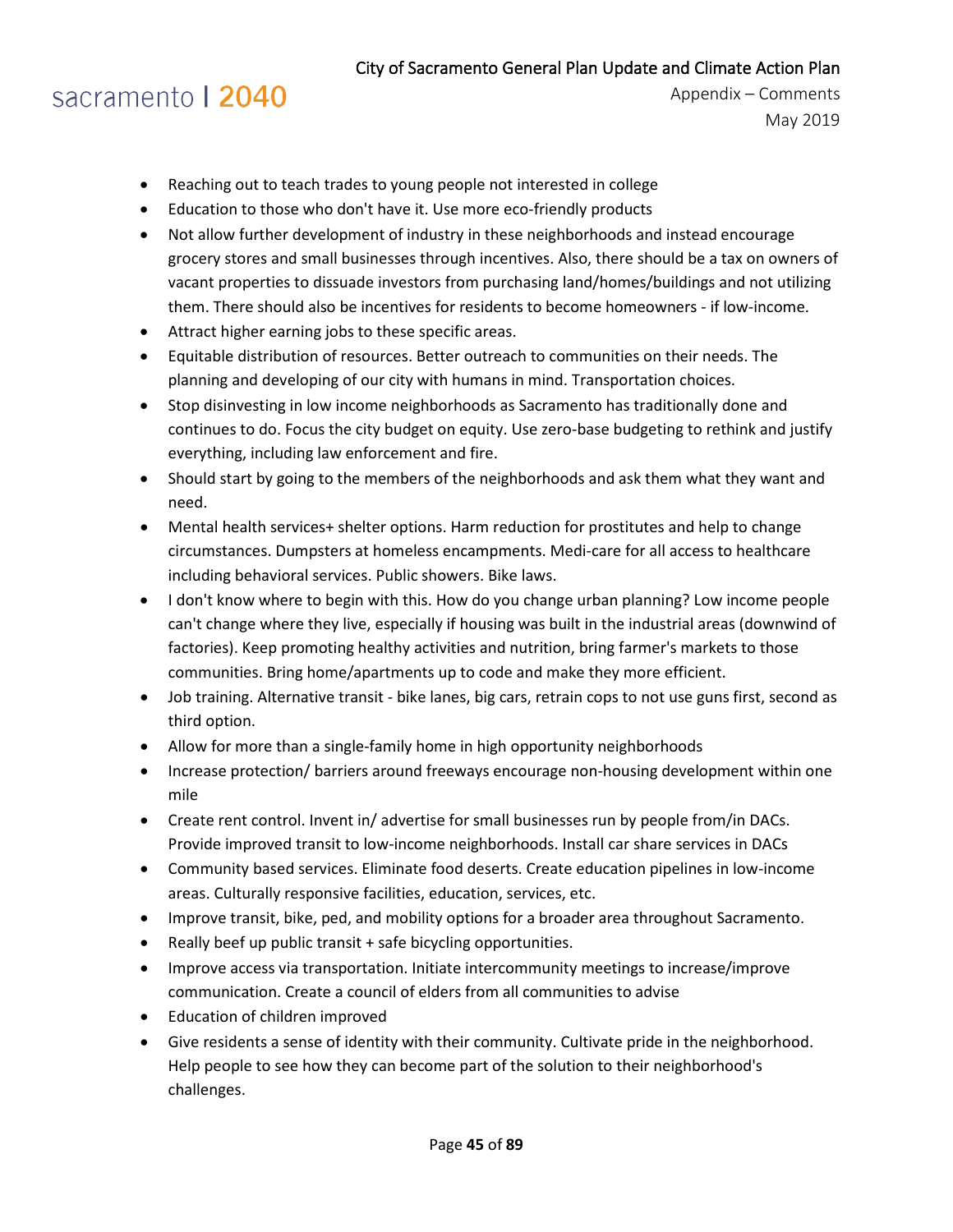- Reaching out to teach trades to young people not interested in college
- Education to those who don't have it. Use more eco-friendly products
- Not allow further development of industry in these neighborhoods and instead encourage grocery stores and small businesses through incentives. Also, there should be a tax on owners of vacant properties to dissuade investors from purchasing land/homes/buildings and not utilizing them. There should also be incentives for residents to become homeowners - if low-income.
- Attract higher earning jobs to these specific areas.
- Equitable distribution of resources. Better outreach to communities on their needs. The planning and developing of our city with humans in mind. Transportation choices.
- Stop disinvesting in low income neighborhoods as Sacramento has traditionally done and continues to do. Focus the city budget on equity. Use zero-base budgeting to rethink and justify everything, including law enforcement and fire.
- Should start by going to the members of the neighborhoods and ask them what they want and need.
- Mental health services+ shelter options. Harm reduction for prostitutes and help to change circumstances. Dumpsters at homeless encampments. Medi-care for all access to healthcare including behavioral services. Public showers. Bike laws.
- I don't know where to begin with this. How do you change urban planning? Low income people can't change where they live, especially if housing was built in the industrial areas (downwind of factories). Keep promoting healthy activities and nutrition, bring farmer's markets to those communities. Bring home/apartments up to code and make they more efficient.
- Job training. Alternative transit - bike lanes, big cars, retrain cops to not use guns first, second as third option.
- Allow for more than a single-family home in high opportunity neighborhoods
- Increase protection/ barriers around freeways encourage non-housing development within one mile
- Create rent control. Invent in/ advertise for small businesses run by people from/in DACs. Provide improved transit to low-income neighborhoods. Install car share services in DACs
- Community based services. Eliminate food deserts. Create education pipelines in low-income areas. Culturally responsive facilities, education, services, etc.
- Improve transit, bike, ped, and mobility options for a broader area throughout Sacramento.
- Really beef up public transit + safe bicycling opportunities.
- Improve access via transportation. Initiate intercommunity meetings to increase/improve communication. Create a council of elders from all communities to advise
- Education of children improved
- Give residents a sense of identity with their community. Cultivate pride in the neighborhood. Help people to see how they can become part of the solution to their neighborhood's challenges.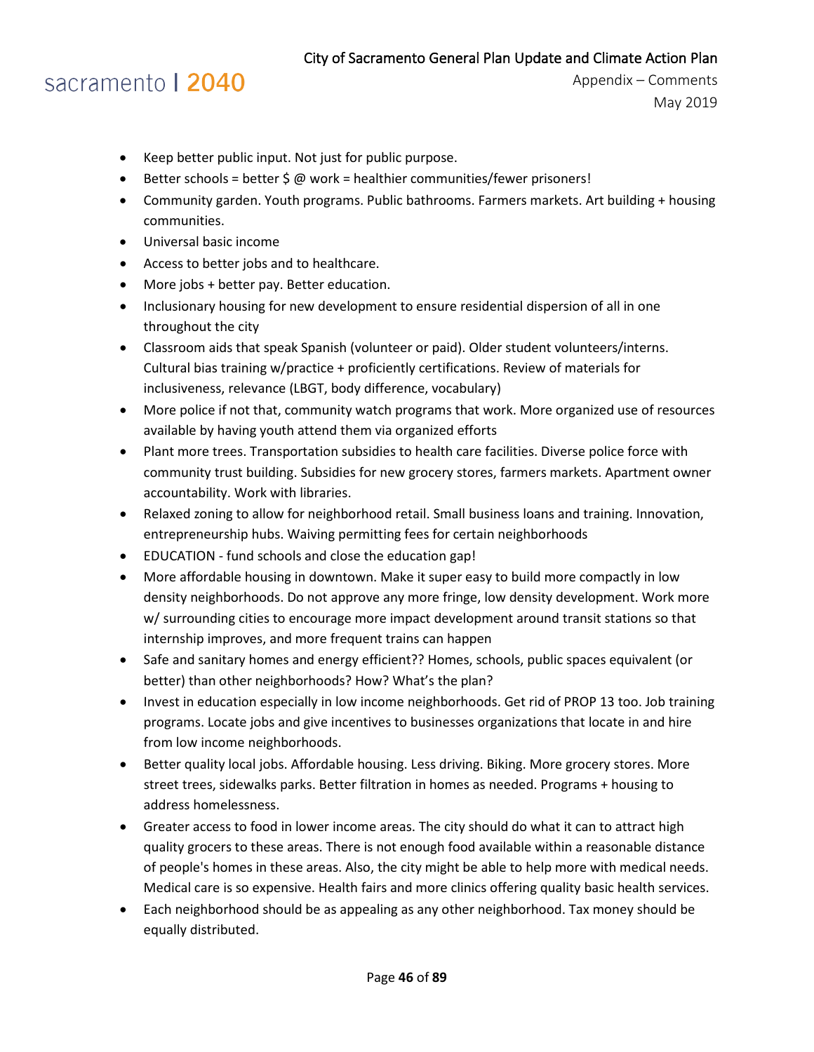- Keep better public input. Not just for public purpose.
- Better schools = better $ @ work = healthier communities/fewer prisoners!
- Community garden. Youth programs. Public bathrooms. Farmers markets. Art building + housing communities.
- Universal basic income
- Access to better jobs and to healthcare.
- More jobs + better pay. Better education.
- Inclusionary housing for new development to ensure residential dispersion of all in one throughout the city
- Classroom aids that speak Spanish (volunteer or paid). Older student volunteers/interns. Cultural bias training w/practice + proficiently certifications. Review of materials for inclusiveness, relevance (LBGT, body difference, vocabulary)
- More police if not that, community watch programs that work. More organized use of resources available by having youth attend them via organized efforts
- Plant more trees. Transportation subsidies to health care facilities. Diverse police force with community trust building. Subsidies for new grocery stores, farmers markets. Apartment owner accountability. Work with libraries.
- Relaxed zoning to allow for neighborhood retail. Small business loans and training. Innovation, entrepreneurship hubs. Waiving permitting fees for certain neighborhoods
- EDUCATION - fund schools and close the education gap!
- More affordable housing in downtown. Make it super easy to build more compactly in low density neighborhoods. Do not approve any more fringe, low density development. Work more w/ surrounding cities to encourage more impact development around transit stations so that internship improves, and more frequent trains can happen
- Safe and sanitary homes and energy efficient?? Homes, schools, public spaces equivalent (or better) than other neighborhoods? How? What's the plan?
- Invest in education especially in low income neighborhoods. Get rid of PROP 13 too. Job training programs. Locate jobs and give incentives to businesses organizations that locate in and hire from low income neighborhoods.
- Better quality local jobs. Affordable housing. Less driving. Biking. More grocery stores. More street trees, sidewalks parks. Better filtration in homes as needed. Programs + housing to address homelessness.
- Greater access to food in lower income areas. The city should do what it can to attract high quality grocers to these areas. There is not enough food available within a reasonable distance of people's homes in these areas. Also, the city might be able to help more with medical needs. Medical care is so expensive. Health fairs and more clinics offering quality basic health services.
- Each neighborhood should be as appealing as any other neighborhood. Tax money should be equally distributed.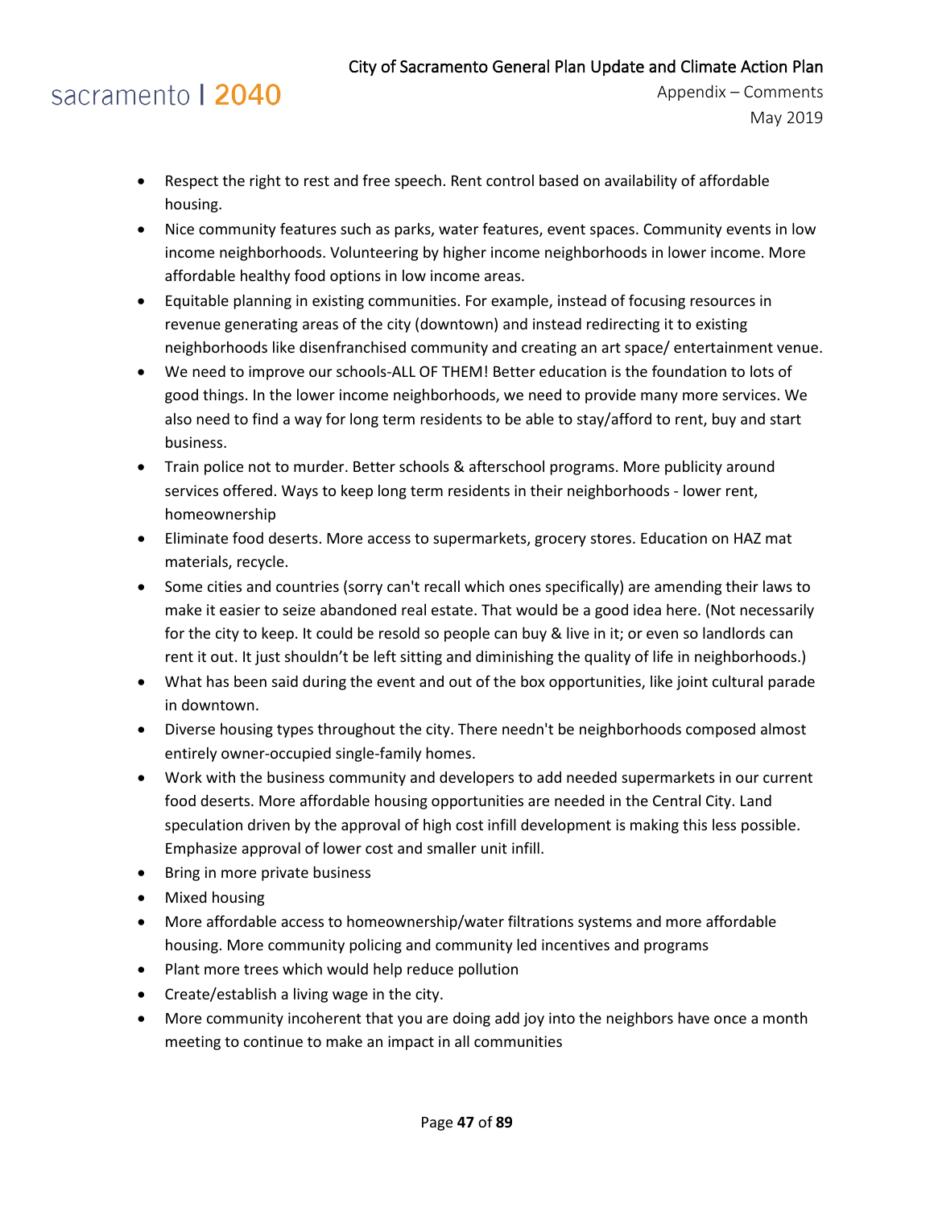- Respect the right to rest and free speech. Rent control based on availability of affordable housing.
- Nice community features such as parks, water features, event spaces. Community events in low income neighborhoods. Volunteering by higher income neighborhoods in lower income. More affordable healthy food options in low income areas.
- Equitable planning in existing communities. For example, instead of focusing resources in revenue generating areas of the city (downtown) and instead redirecting it to existing neighborhoods like disenfranchised community and creating an art space/ entertainment venue.
- We need to improve our schools-ALL OF THEM! Better education is the foundation to lots of good things. In the lower income neighborhoods, we need to provide many more services. We also need to find a way for long term residents to be able to stay/afford to rent, buy and start business.
- Train police not to murder. Better schools & afterschool programs. More publicity around services offered. Ways to keep long term residents in their neighborhoods - lower rent, homeownership
- Eliminate food deserts. More access to supermarkets, grocery stores. Education on HAZ mat materials, recycle.
- Some cities and countries (sorry can't recall which ones specifically) are amending their laws to make it easier to seize abandoned real estate. That would be a good idea here. (Not necessarily for the city to keep. It could be resold so people can buy & live in it; or even so landlords can rent it out. It just shouldn't be left sitting and diminishing the quality of life in neighborhoods.)
- What has been said during the event and out of the box opportunities, like joint cultural parade in downtown.
- Diverse housing types throughout the city. There needn't be neighborhoods composed almost entirely owner-occupied single-family homes.
- Work with the business community and developers to add needed supermarkets in our current food deserts. More affordable housing opportunities are needed in the Central City. Land speculation driven by the approval of high cost infill development is making this less possible. Emphasize approval of lower cost and smaller unit infill.
- Bring in more private business
- Mixed housing
- More affordable access to homeownership/water filtrations systems and more affordable housing. More community policing and community led incentives and programs
- Plant more trees which would help reduce pollution
- Create/establish a living wage in the city.
- More community incoherent that you are doing add joy into the neighbors have once a month meeting to continue to make an impact in all communities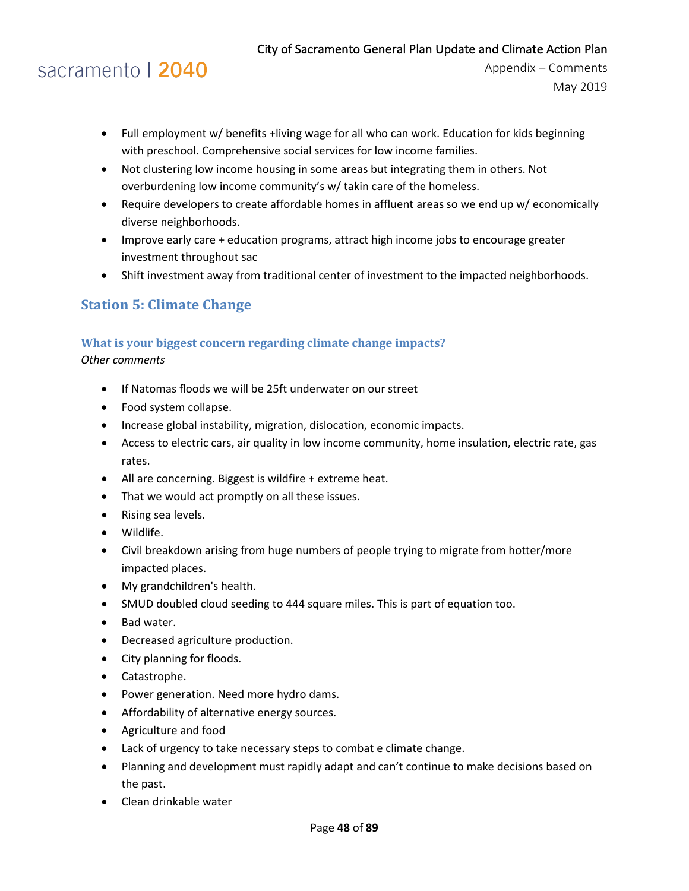- Full employment w/ benefits +living wage for all who can work. Education for kids beginning with preschool. Comprehensive social services for low income families.
- Not clustering low income housing in some areas but integrating them in others. Not overburdening low income community's w/ takin care of the homeless.
- Require developers to create affordable homes in affluent areas so we end up w/ economically diverse neighborhoods.
- Improve early care + education programs, attract high income jobs to encourage greater investment throughout sac
- Shift investment away from traditional center of investment to the impacted neighborhoods.

## Station 5: Climate Change

### What is your biggest concern regarding climate change impacts?

*Other comments*

- If Natomas floods we will be 25ft underwater on our street
- Food system collapse.
- Increase global instability, migration, dislocation, economic impacts.
- Access to electric cars, air quality in low income community, home insulation, electric rate, gas rates.
- All are concerning. Biggest is wildfire + extreme heat.
- That we would act promptly on all these issues.
- Rising sea levels.
- Wildlife.
- Civil breakdown arising from huge numbers of people trying to migrate from hotter/more impacted places.
- My grandchildren's health.
- SMUD doubled cloud seeding to 444 square miles. This is part of equation too.
- Bad water.
- Decreased agriculture production.
- City planning for floods.
- Catastrophe.
- Power generation. Need more hydro dams.
- Affordability of alternative energy sources.
- Agriculture and food
- Lack of urgency to take necessary steps to combat e climate change.
- Planning and development must rapidly adapt and can't continue to make decisions based on the past.
- Clean drinkable water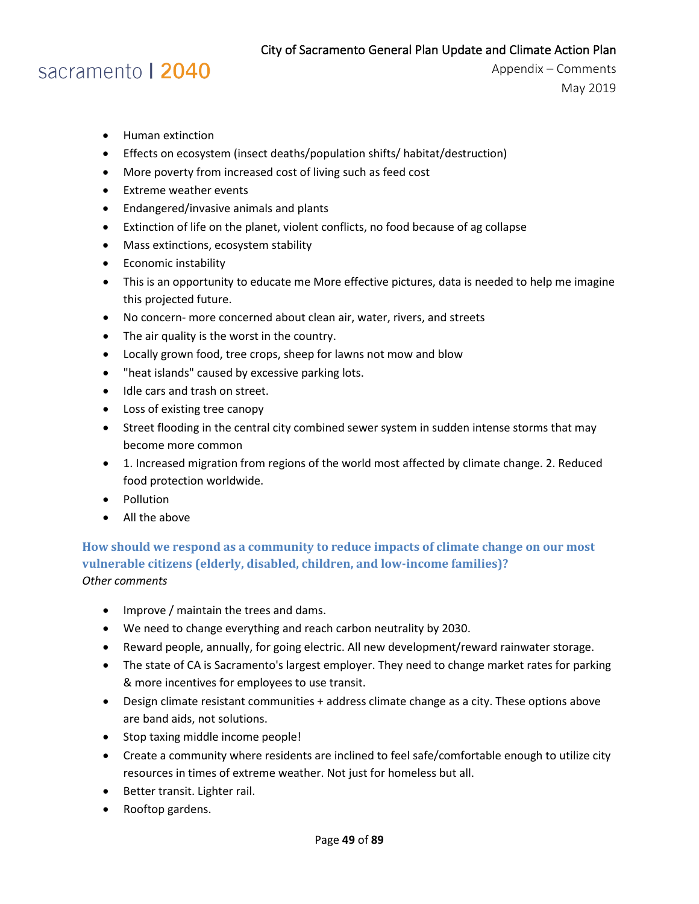- Human extinction
- Effects on ecosystem (insect deaths/population shifts/ habitat/destruction)
- More poverty from increased cost of living such as feed cost
- Extreme weather events
- Endangered/invasive animals and plants
- Extinction of life on the planet, violent conflicts, no food because of ag collapse
- Mass extinctions, ecosystem stability
- Economic instability
- This is an opportunity to educate me More effective pictures, data is needed to help me imagine this projected future.
- No concern- more concerned about clean air, water, rivers, and streets
- The air quality is the worst in the country.
- Locally grown food, tree crops, sheep for lawns not mow and blow
- "heat islands" caused by excessive parking lots.
- Idle cars and trash on street.
- Loss of existing tree canopy
- Street flooding in the central city combined sewer system in sudden intense storms that may become more common
- 1. Increased migration from regions of the world most affected by climate change. 2. Reduced food protection worldwide.
- Pollution
- All the above

### How should we respond as a community to reduce impacts of climate change on our most vulnerable citizens (elderly, disabled, children, and low-income families)?

*Other comments*

- Improve / maintain the trees and dams.
- We need to change everything and reach carbon neutrality by 2030.
- Reward people, annually, for going electric. All new development/reward rainwater storage.
- The state of CA is Sacramento's largest employer. They need to change market rates for parking & more incentives for employees to use transit.
- Design climate resistant communities + address climate change as a city. These options above are band aids, not solutions.
- Stop taxing middle income people!
- Create a community where residents are inclined to feel safe/comfortable enough to utilize city resources in times of extreme weather. Not just for homeless but all.
- Better transit. Lighter rail.
- Rooftop gardens.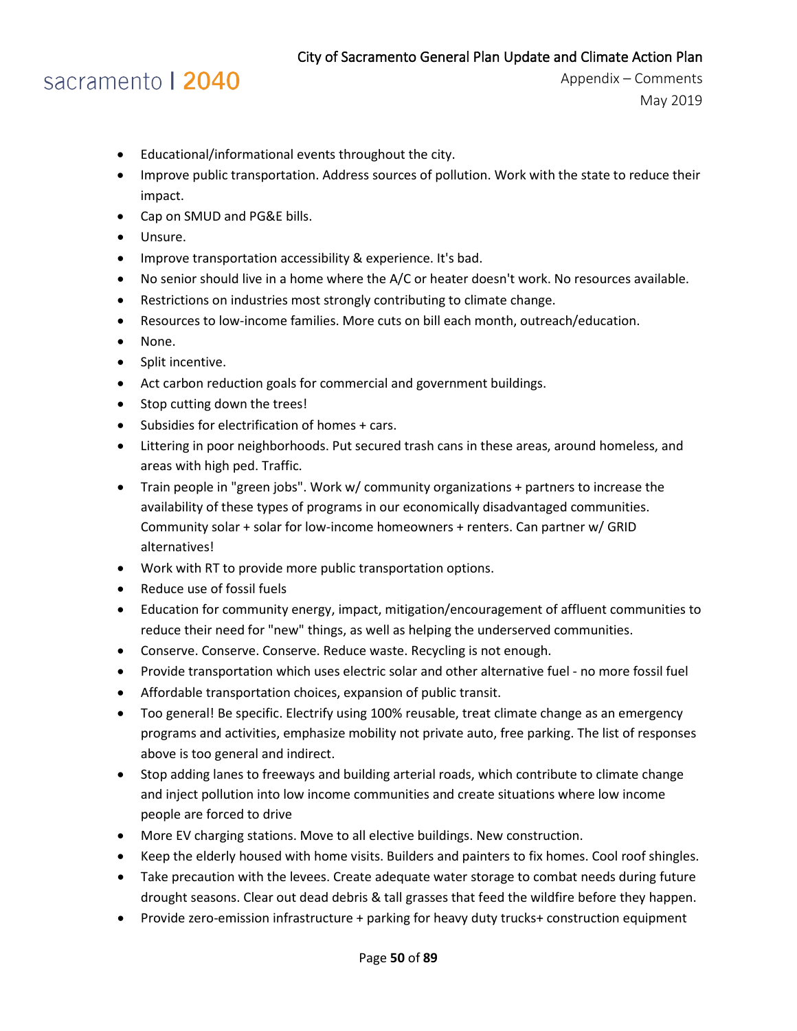- Educational/informational events throughout the city.
- Improve public transportation. Address sources of pollution. Work with the state to reduce their impact.
- Cap on SMUD and PG&E bills.
- Unsure.
- Improve transportation accessibility & experience. It's bad.
- No senior should live in a home where the A/C or heater doesn't work. No resources available.
- Restrictions on industries most strongly contributing to climate change.
- Resources to low-income families. More cuts on bill each month, outreach/education.
- None.
- Split incentive.
- Act carbon reduction goals for commercial and government buildings.
- Stop cutting down the trees!
- Subsidies for electrification of homes + cars.
- Littering in poor neighborhoods. Put secured trash cans in these areas, around homeless, and areas with high ped. Traffic.
- Train people in "green jobs". Work w/ community organizations + partners to increase the availability of these types of programs in our economically disadvantaged communities. Community solar + solar for low-income homeowners + renters. Can partner w/ GRID alternatives!
- Work with RT to provide more public transportation options.
- Reduce use of fossil fuels
- Education for community energy, impact, mitigation/encouragement of affluent communities to reduce their need for "new" things, as well as helping the underserved communities.
- Conserve. Conserve. Conserve. Reduce waste. Recycling is not enough.
- Provide transportation which uses electric solar and other alternative fuel - no more fossil fuel
- Affordable transportation choices, expansion of public transit.
- Too general! Be specific. Electrify using 100% reusable, treat climate change as an emergency programs and activities, emphasize mobility not private auto, free parking. The list of responses above is too general and indirect.
- Stop adding lanes to freeways and building arterial roads, which contribute to climate change and inject pollution into low income communities and create situations where low income people are forced to drive
- More EV charging stations. Move to all elective buildings. New construction.
- Keep the elderly housed with home visits. Builders and painters to fix homes. Cool roof shingles.
- Take precaution with the levees. Create adequate water storage to combat needs during future drought seasons. Clear out dead debris & tall grasses that feed the wildfire before they happen.
- Provide zero-emission infrastructure + parking for heavy duty trucks+ construction equipment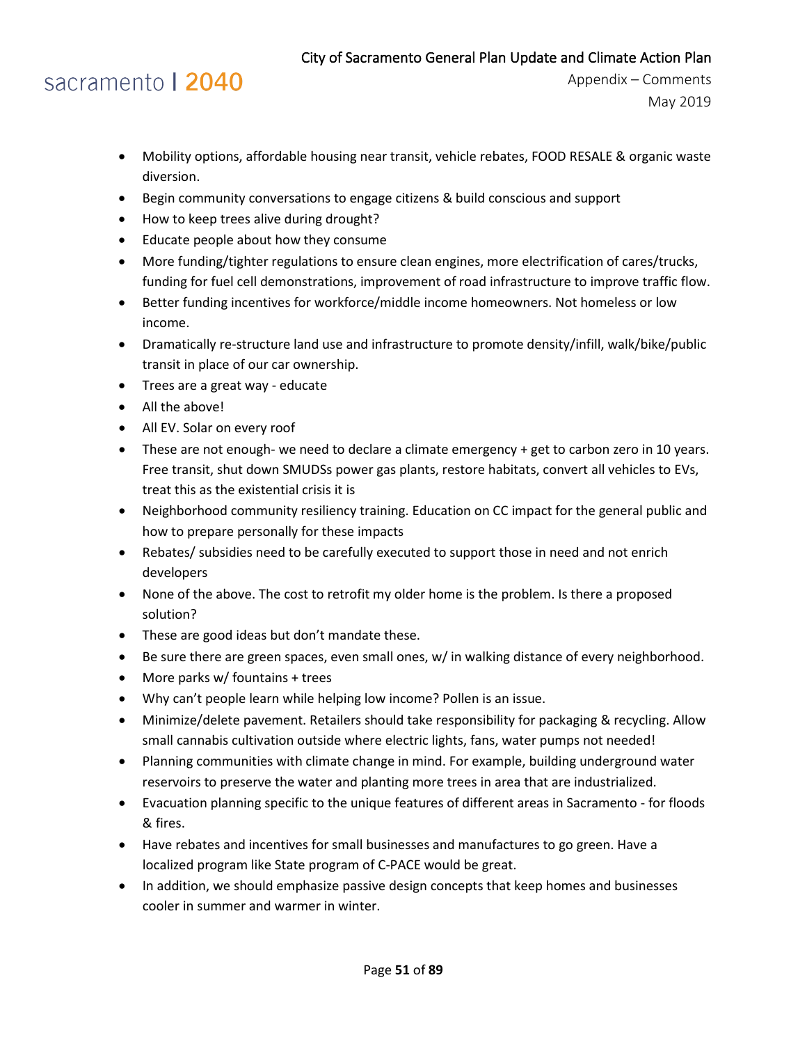- Mobility options, affordable housing near transit, vehicle rebates, FOOD RESALE & organic waste diversion.
- Begin community conversations to engage citizens & build conscious and support
- How to keep trees alive during drought?
- Educate people about how they consume
- More funding/tighter regulations to ensure clean engines, more electrification of cares/trucks, funding for fuel cell demonstrations, improvement of road infrastructure to improve traffic flow.
- Better funding incentives for workforce/middle income homeowners. Not homeless or low income.
- Dramatically re-structure land use and infrastructure to promote density/infill, walk/bike/public transit in place of our car ownership.
- Trees are a great way - educate
- All the above!
- All EV. Solar on every roof
- These are not enough- we need to declare a climate emergency + get to carbon zero in 10 years. Free transit, shut down SMUDSs power gas plants, restore habitats, convert all vehicles to EVs, treat this as the existential crisis it is
- Neighborhood community resiliency training. Education on CC impact for the general public and how to prepare personally for these impacts
- Rebates/ subsidies need to be carefully executed to support those in need and not enrich developers
- None of the above. The cost to retrofit my older home is the problem. Is there a proposed solution?
- These are good ideas but don't mandate these.
- Be sure there are green spaces, even small ones, w/ in walking distance of every neighborhood.
- More parks w/ fountains + trees
- Why can't people learn while helping low income? Pollen is an issue.
- Minimize/delete pavement. Retailers should take responsibility for packaging & recycling. Allow small cannabis cultivation outside where electric lights, fans, water pumps not needed!
- Planning communities with climate change in mind. For example, building underground water reservoirs to preserve the water and planting more trees in area that are industrialized.
- Evacuation planning specific to the unique features of different areas in Sacramento - for floods & fires.
- Have rebates and incentives for small businesses and manufactures to go green. Have a localized program like State program of C-PACE would be great.
- In addition, we should emphasize passive design concepts that keep homes and businesses cooler in summer and warmer in winter.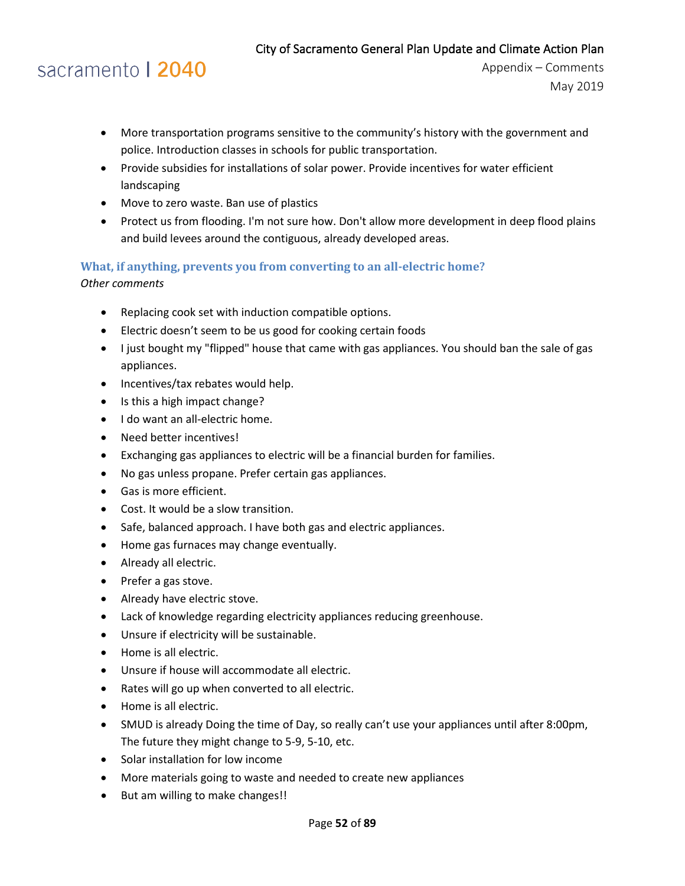- More transportation programs sensitive to the community's history with the government and police. Introduction classes in schools for public transportation.
- Provide subsidies for installations of solar power. Provide incentives for water efficient landscaping
- Move to zero waste. Ban use of plastics
- Protect us from flooding. I'm not sure how. Don't allow more development in deep flood plains and build levees around the contiguous, already developed areas.

### What, if anything, prevents you from converting to an all-electric home?

*Other comments*

- Replacing cook set with induction compatible options.
- Electric doesn't seem to be us good for cooking certain foods
- I just bought my "flipped" house that came with gas appliances. You should ban the sale of gas appliances.
- Incentives/tax rebates would help.
- Is this a high impact change?
- I do want an all-electric home.
- Need better incentives!
- Exchanging gas appliances to electric will be a financial burden for families.
- No gas unless propane. Prefer certain gas appliances.
- Gas is more efficient.
- Cost. It would be a slow transition.
- Safe, balanced approach. I have both gas and electric appliances.
- Home gas furnaces may change eventually.
- Already all electric.
- Prefer a gas stove.
- Already have electric stove.
- Lack of knowledge regarding electricity appliances reducing greenhouse.
- Unsure if electricity will be sustainable.
- Home is all electric.
- Unsure if house will accommodate all electric.
- Rates will go up when converted to all electric.
- Home is all electric.
- SMUD is already Doing the time of Day, so really can't use your appliances until after 8:00pm, The future they might change to 5-9, 5-10, etc.
- Solar installation for low income
- More materials going to waste and needed to create new appliances
- But am willing to make changes!!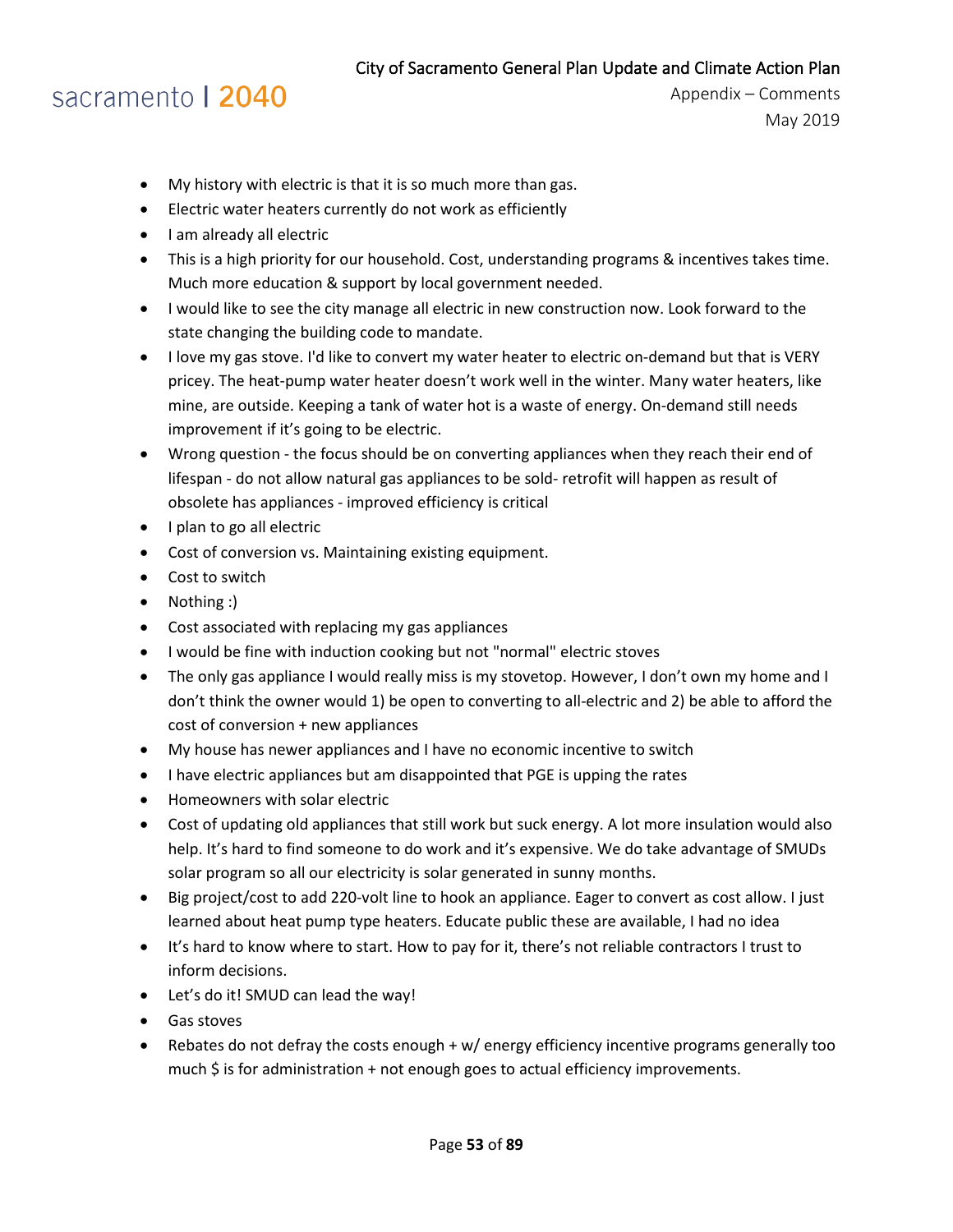- My history with electric is that it is so much more than gas.
- Electric water heaters currently do not work as efficiently
- I am already all electric
- This is a high priority for our household. Cost, understanding programs & incentives takes time. Much more education & support by local government needed.
- I would like to see the city manage all electric in new construction now. Look forward to the state changing the building code to mandate.
- I love my gas stove. I'd like to convert my water heater to electric on-demand but that is VERY pricey. The heat-pump water heater doesn't work well in the winter. Many water heaters, like mine, are outside. Keeping a tank of water hot is a waste of energy. On-demand still needs improvement if it's going to be electric.
- Wrong question - the focus should be on converting appliances when they reach their end of lifespan - do not allow natural gas appliances to be sold- retrofit will happen as result of obsolete has appliances - improved efficiency is critical
- I plan to go all electric
- Cost of conversion vs. Maintaining existing equipment.
- Cost to switch
- Nothing :)
- Cost associated with replacing my gas appliances
- I would be fine with induction cooking but not "normal" electric stoves
- The only gas appliance I would really miss is my stovetop. However, I don't own my home and I don't think the owner would 1) be open to converting to all-electric and 2) be able to afford the cost of conversion + new appliances
- My house has newer appliances and I have no economic incentive to switch
- I have electric appliances but am disappointed that PGE is upping the rates
- Homeowners with solar electric
- Cost of updating old appliances that still work but suck energy. A lot more insulation would also help. It's hard to find someone to do work and it's expensive. We do take advantage of SMUDs solar program so all our electricity is solar generated in sunny months.
- Big project/cost to add 220-volt line to hook an appliance. Eager to convert as cost allow. I just learned about heat pump type heaters. Educate public these are available, I had no idea
- It's hard to know where to start. How to pay for it, there's not reliable contractors I trust to inform decisions.
- Let's do it! SMUD can lead the way!
- Gas stoves
- Rebates do not defray the costs enough + w/ energy efficiency incentive programs generally too much $ is for administration + not enough goes to actual efficiency improvements.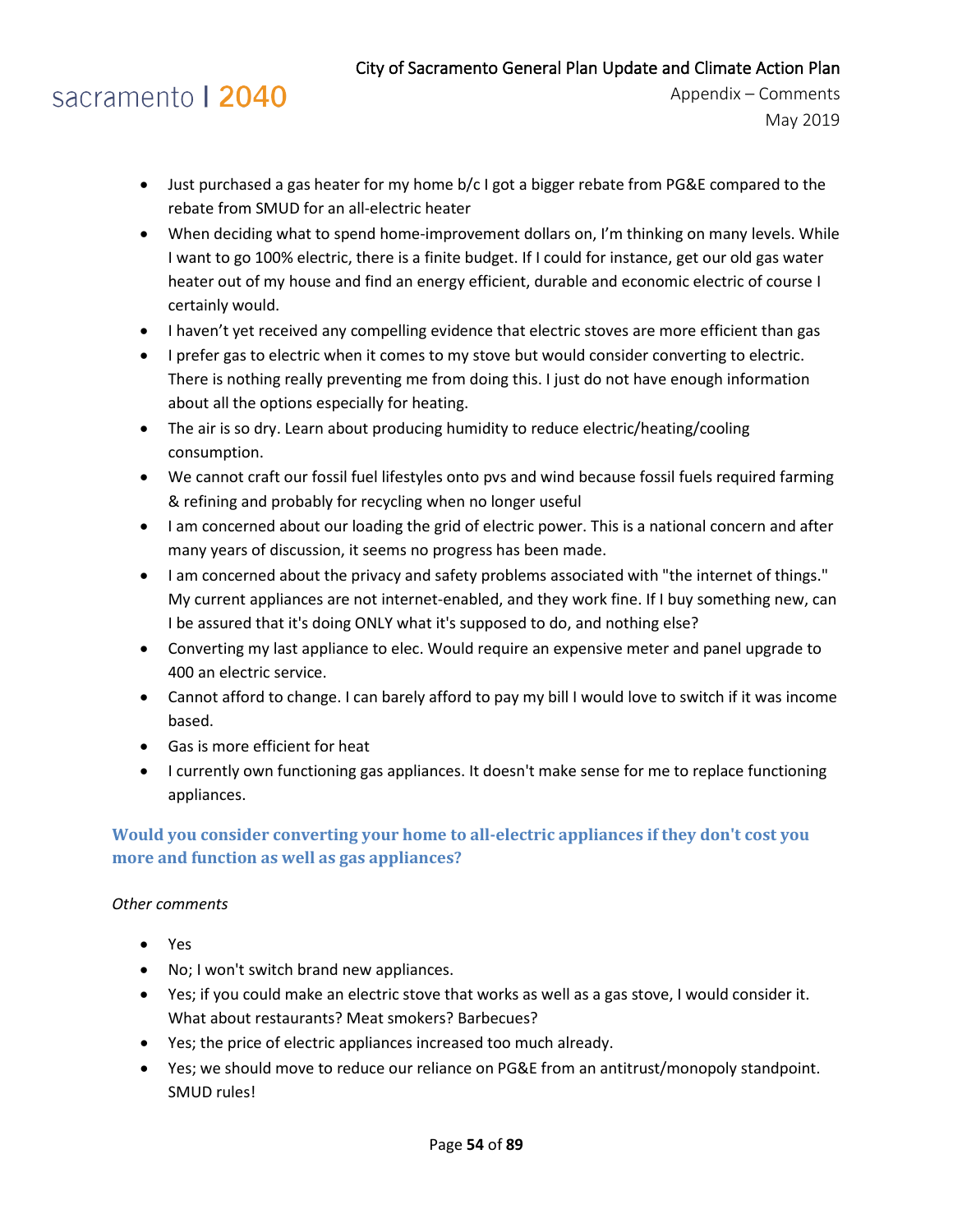- Just purchased a gas heater for my home b/c I got a bigger rebate from PG&E compared to the rebate from SMUD for an all-electric heater
- When deciding what to spend home-improvement dollars on, I'm thinking on many levels. While I want to go 100% electric, there is a finite budget. If I could for instance, get our old gas water heater out of my house and find an energy efficient, durable and economic electric of course I certainly would.
- I haven't yet received any compelling evidence that electric stoves are more efficient than gas
- I prefer gas to electric when it comes to my stove but would consider converting to electric. There is nothing really preventing me from doing this. I just do not have enough information about all the options especially for heating.
- The air is so dry. Learn about producing humidity to reduce electric/heating/cooling consumption.
- We cannot craft our fossil fuel lifestyles onto pvs and wind because fossil fuels required farming & refining and probably for recycling when no longer useful
- I am concerned about our loading the grid of electric power. This is a national concern and after many years of discussion, it seems no progress has been made.
- I am concerned about the privacy and safety problems associated with "the internet of things." My current appliances are not internet-enabled, and they work fine. If I buy something new, can I be assured that it's doing ONLY what it's supposed to do, and nothing else?
- Converting my last appliance to elec. Would require an expensive meter and panel upgrade to 400 an electric service.
- Cannot afford to change. I can barely afford to pay my bill I would love to switch if it was income based.
- Gas is more efficient for heat
- I currently own functioning gas appliances. It doesn't make sense for me to replace functioning appliances.

### Would you consider converting your home to all-electric appliances if they don't cost you more and function as well as gas appliances?

*Other comments*

- Yes
- No; I won't switch brand new appliances.
- Yes; if you could make an electric stove that works as well as a gas stove, I would consider it. What about restaurants? Meat smokers? Barbecues?
- Yes; the price of electric appliances increased too much already.
- Yes; we should move to reduce our reliance on PG&E from an antitrust/monopoly standpoint. SMUD rules!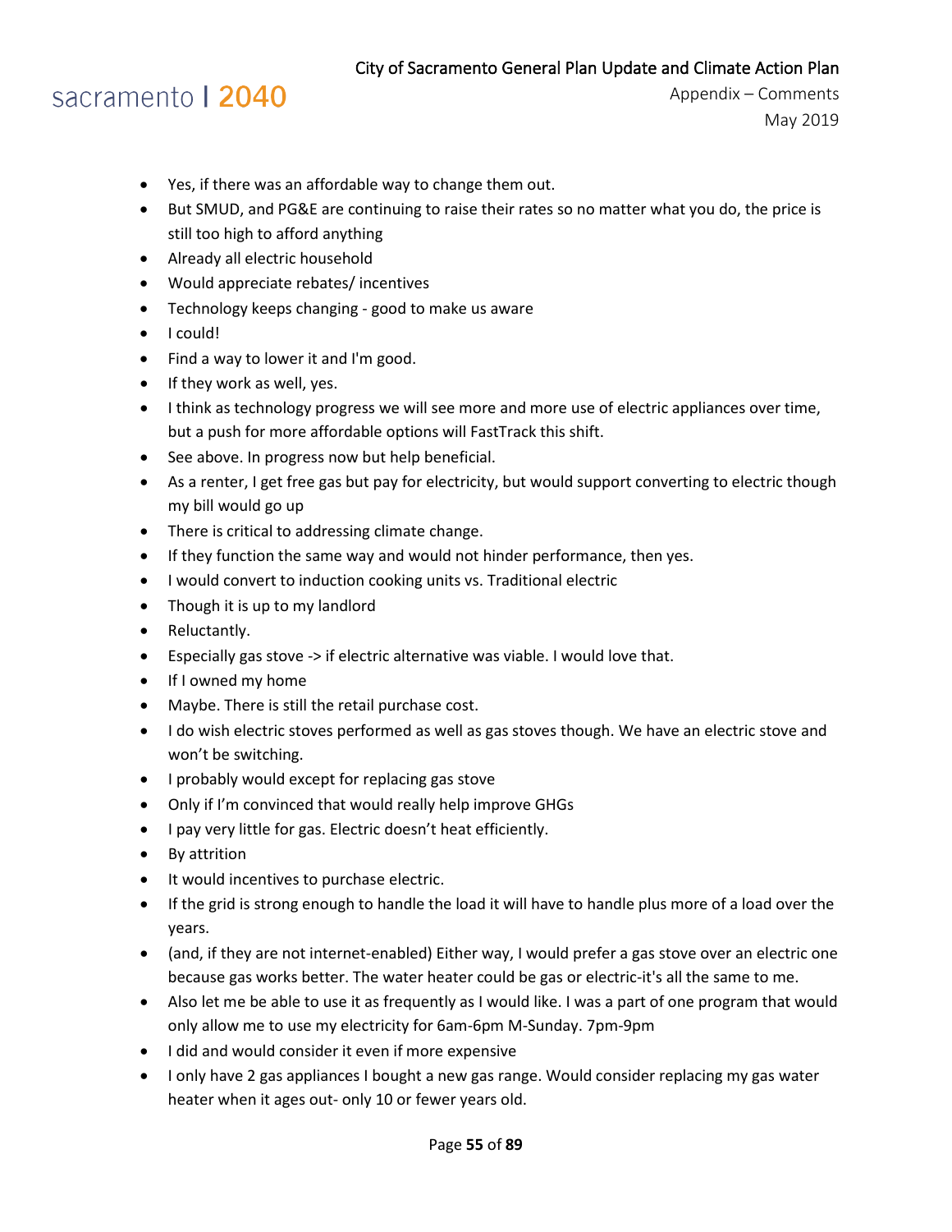- Yes, if there was an affordable way to change them out.
- But SMUD, and PG&E are continuing to raise their rates so no matter what you do, the price is still too high to afford anything
- Already all electric household
- Would appreciate rebates/ incentives
- Technology keeps changing - good to make us aware
- I could!
- Find a way to lower it and I'm good.
- If they work as well, yes.
- I think as technology progress we will see more and more use of electric appliances over time, but a push for more affordable options will FastTrack this shift.
- See above. In progress now but help beneficial.
- As a renter, I get free gas but pay for electricity, but would support converting to electric though my bill would go up
- There is critical to addressing climate change.
- If they function the same way and would not hinder performance, then yes.
- I would convert to induction cooking units vs. Traditional electric
- Though it is up to my landlord
- Reluctantly.
- Especially gas stove -> if electric alternative was viable. I would love that.
- If I owned my home
- Maybe. There is still the retail purchase cost.
- I do wish electric stoves performed as well as gas stoves though. We have an electric stove and won't be switching.
- I probably would except for replacing gas stove
- Only if I'm convinced that would really help improve GHGs
- I pay very little for gas. Electric doesn't heat efficiently.
- By attrition
- It would incentives to purchase electric.
- If the grid is strong enough to handle the load it will have to handle plus more of a load over the years.
- (and, if they are not internet-enabled) Either way, I would prefer a gas stove over an electric one because gas works better. The water heater could be gas or electric-it's all the same to me.
- Also let me be able to use it as frequently as I would like. I was a part of one program that would only allow me to use my electricity for 6am-6pm M-Sunday. 7pm-9pm
- I did and would consider it even if more expensive
- I only have 2 gas appliances I bought a new gas range. Would consider replacing my gas water heater when it ages out- only 10 or fewer years old.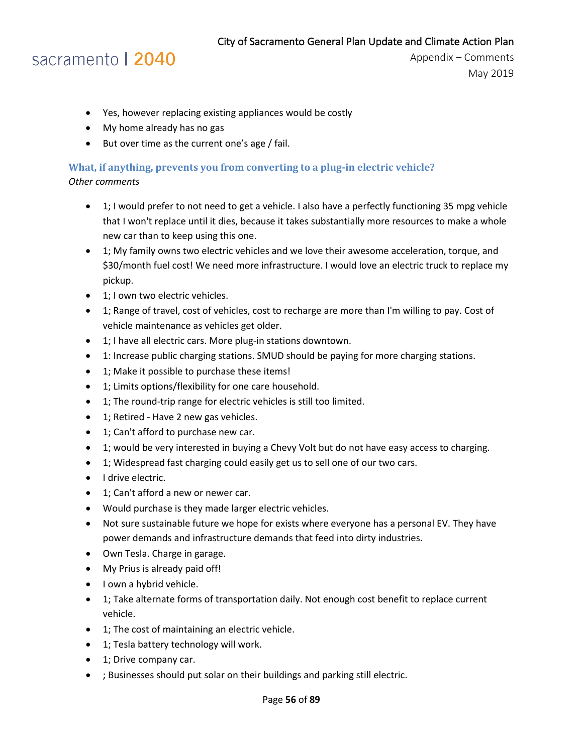- Yes, however replacing existing appliances would be costly
- My home already has no gas
- But over time as the current one's age / fail.

### What, if anything, prevents you from converting to a plug-in electric vehicle?

*Other comments*

- 1; I would prefer to not need to get a vehicle. I also have a perfectly functioning 35 mpg vehicle that I won't replace until it dies, because it takes substantially more resources to make a whole new car than to keep using this one.
- 1; My family owns two electric vehicles and we love their awesome acceleration, torque, and $30/month fuel cost! We need more infrastructure. I would love an electric truck to replace my pickup.
- 1; I own two electric vehicles.
- 1; Range of travel, cost of vehicles, cost to recharge are more than I'm willing to pay. Cost of vehicle maintenance as vehicles get older.
- 1; I have all electric cars. More plug-in stations downtown.
- 1: Increase public charging stations. SMUD should be paying for more charging stations.
- 1; Make it possible to purchase these items!
- 1; Limits options/flexibility for one care household.
- 1; The round-trip range for electric vehicles is still too limited.
- 1; Retired - Have 2 new gas vehicles.
- 1; Can't afford to purchase new car.
- 1; would be very interested in buying a Chevy Volt but do not have easy access to charging.
- 1; Widespread fast charging could easily get us to sell one of our two cars.
- I drive electric.
- 1; Can't afford a new or newer car.
- Would purchase is they made larger electric vehicles.
- Not sure sustainable future we hope for exists where everyone has a personal EV. They have power demands and infrastructure demands that feed into dirty industries.
- Own Tesla. Charge in garage.
- My Prius is already paid off!
- I own a hybrid vehicle.
- 1; Take alternate forms of transportation daily. Not enough cost benefit to replace current vehicle.
- 1; The cost of maintaining an electric vehicle.
- 1; Tesla battery technology will work.
- 1; Drive company car.
- ; Businesses should put solar on their buildings and parking still electric.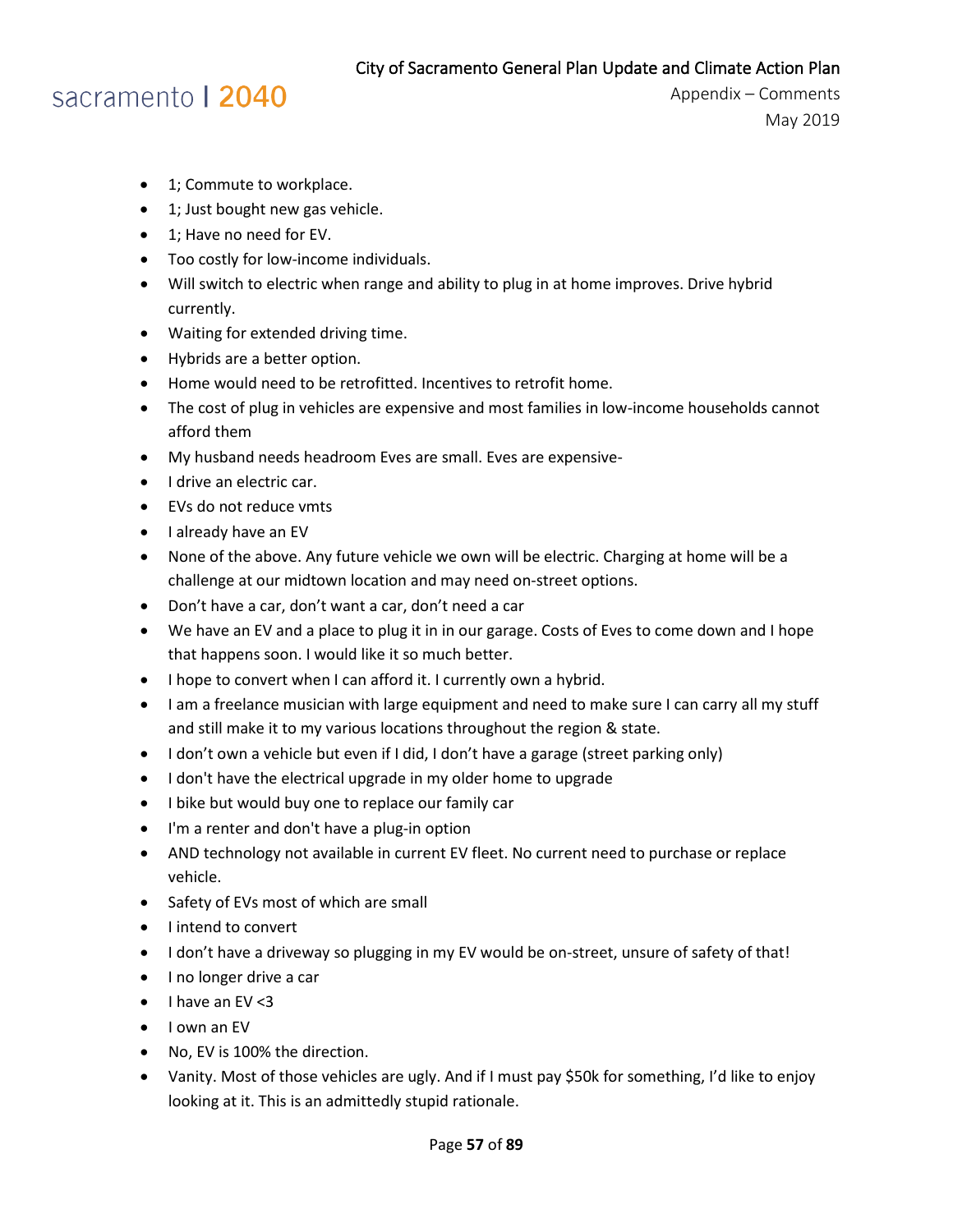- 1; Commute to workplace.
- 1; Just bought new gas vehicle.
- 1; Have no need for EV.
- Too costly for low-income individuals.
- Will switch to electric when range and ability to plug in at home improves. Drive hybrid currently.
- Waiting for extended driving time.
- Hybrids are a better option.
- Home would need to be retrofitted. Incentives to retrofit home.
- The cost of plug in vehicles are expensive and most families in low-income households cannot afford them
- My husband needs headroom Eves are small. Eves are expensive-
- I drive an electric car.
- EVs do not reduce vmts
- I already have an EV
- None of the above. Any future vehicle we own will be electric. Charging at home will be a challenge at our midtown location and may need on-street options.
- Don't have a car, don't want a car, don't need a car
- We have an EV and a place to plug it in in our garage. Costs of Eves to come down and I hope that happens soon. I would like it so much better.
- I hope to convert when I can afford it. I currently own a hybrid.
- I am a freelance musician with large equipment and need to make sure I can carry all my stuff and still make it to my various locations throughout the region & state.
- I don't own a vehicle but even if I did, I don't have a garage (street parking only)
- I don't have the electrical upgrade in my older home to upgrade
- I bike but would buy one to replace our family car
- I'm a renter and don't have a plug-in option
- AND technology not available in current EV fleet. No current need to purchase or replace vehicle.
- Safety of EVs most of which are small
- I intend to convert
- I don't have a driveway so plugging in my EV would be on-street, unsure of safety of that!
- I no longer drive a car
- I have an EV <3
- I own an EV
- No, EV is 100% the direction.
- Vanity. Most of those vehicles are ugly. And if I must pay $50k for something, I'd like to enjoy looking at it. This is an admittedly stupid rationale.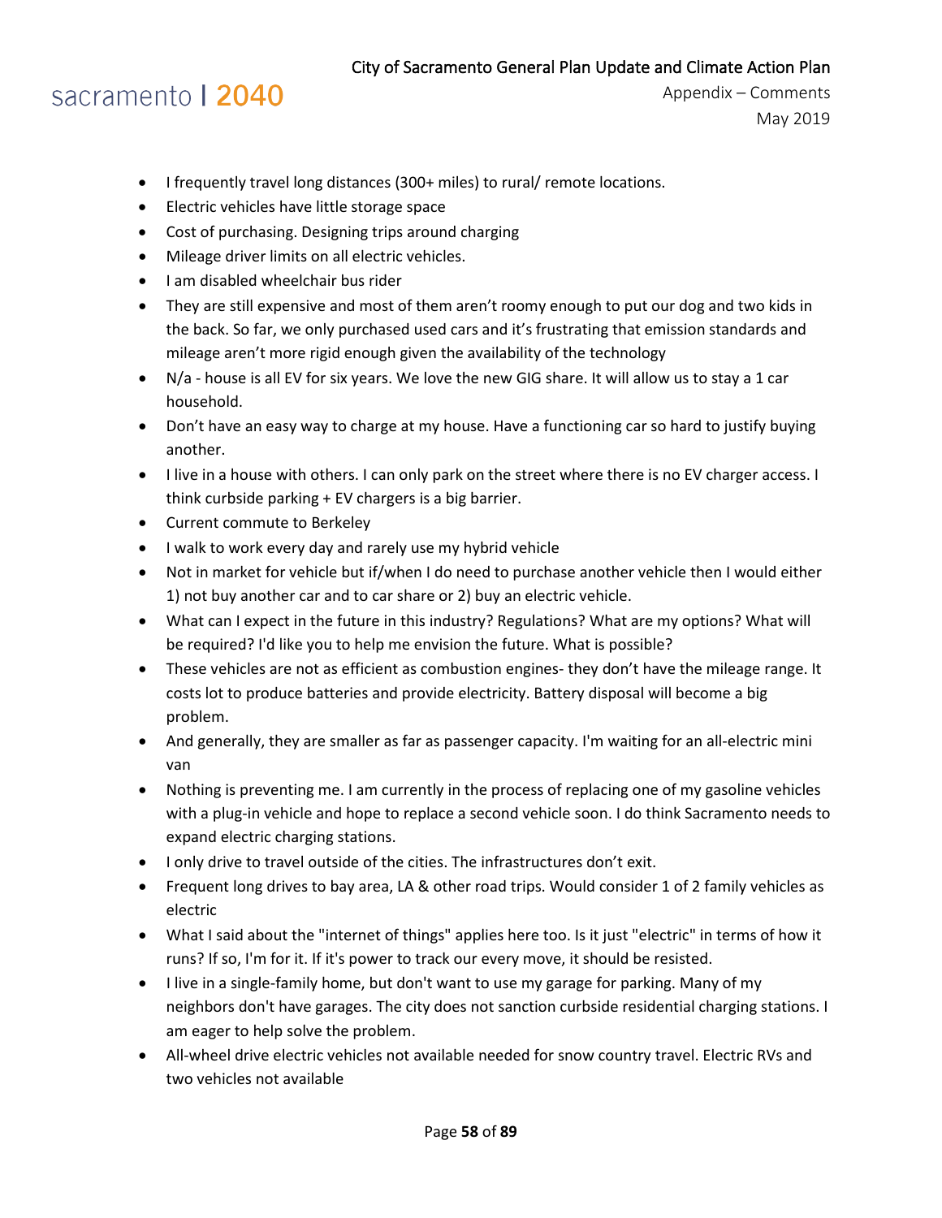- I frequently travel long distances (300+ miles) to rural/ remote locations.
- Electric vehicles have little storage space
- Cost of purchasing. Designing trips around charging
- Mileage driver limits on all electric vehicles.
- I am disabled wheelchair bus rider
- They are still expensive and most of them aren't roomy enough to put our dog and two kids in the back. So far, we only purchased used cars and it's frustrating that emission standards and mileage aren't more rigid enough given the availability of the technology
- N/a - house is all EV for six years. We love the new GIG share. It will allow us to stay a 1 car household.
- Don't have an easy way to charge at my house. Have a functioning car so hard to justify buying another.
- I live in a house with others. I can only park on the street where there is no EV charger access. I think curbside parking + EV chargers is a big barrier.
- Current commute to Berkeley
- I walk to work every day and rarely use my hybrid vehicle
- Not in market for vehicle but if/when I do need to purchase another vehicle then I would either 1) not buy another car and to car share or 2) buy an electric vehicle.
- What can I expect in the future in this industry? Regulations? What are my options? What will be required? I'd like you to help me envision the future. What is possible?
- These vehicles are not as efficient as combustion engines- they don't have the mileage range. It costs lot to produce batteries and provide electricity. Battery disposal will become a big problem.
- And generally, they are smaller as far as passenger capacity. I'm waiting for an all-electric mini van
- Nothing is preventing me. I am currently in the process of replacing one of my gasoline vehicles with a plug-in vehicle and hope to replace a second vehicle soon. I do think Sacramento needs to expand electric charging stations.
- I only drive to travel outside of the cities. The infrastructures don't exit.
- Frequent long drives to bay area, LA & other road trips. Would consider 1 of 2 family vehicles as electric
- What I said about the "internet of things" applies here too. Is it just "electric" in terms of how it runs? If so, I'm for it. If it's power to track our every move, it should be resisted.
- I live in a single-family home, but don't want to use my garage for parking. Many of my neighbors don't have garages. The city does not sanction curbside residential charging stations. I am eager to help solve the problem.
- All-wheel drive electric vehicles not available needed for snow country travel. Electric RVs and two vehicles not available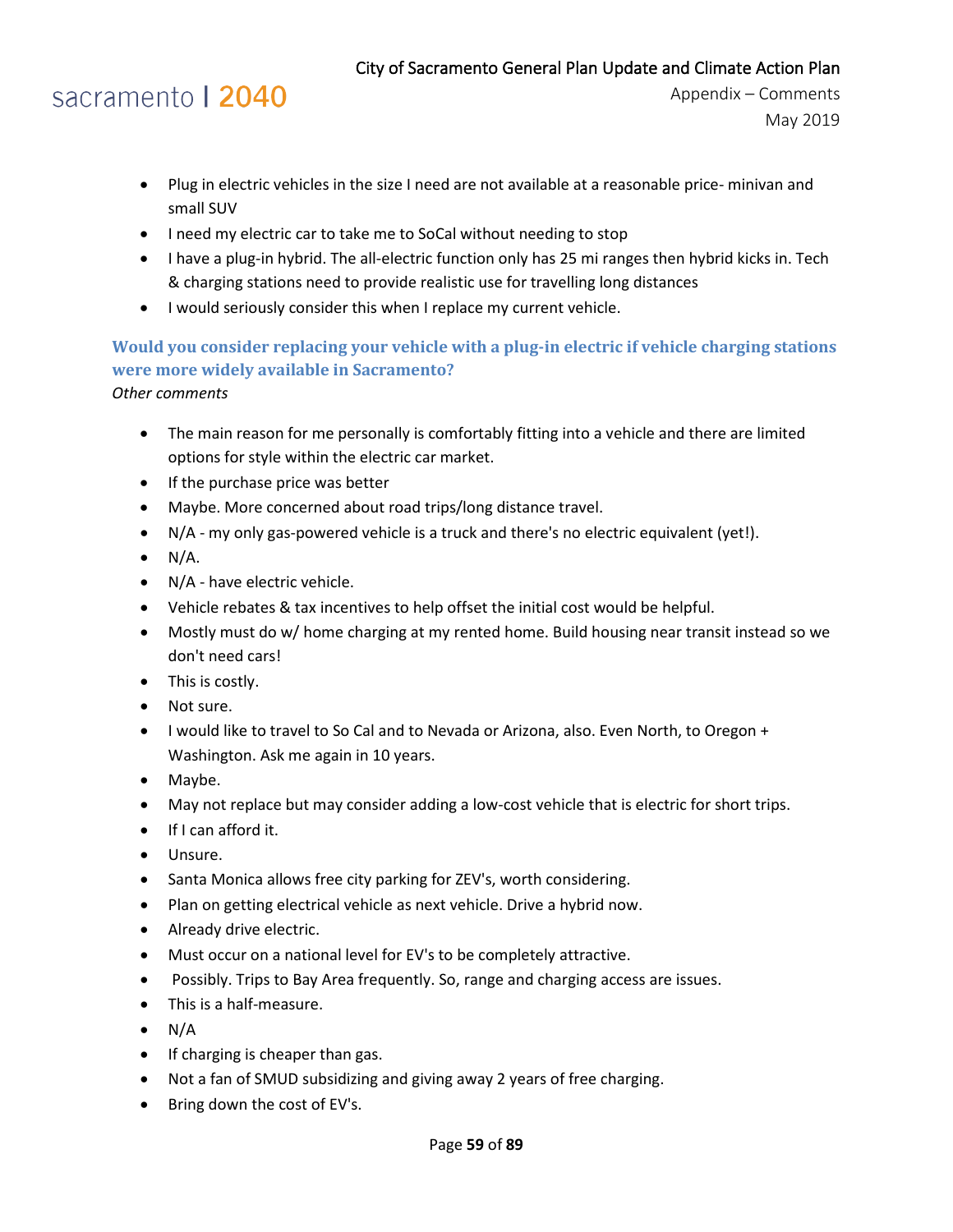- Plug in electric vehicles in the size I need are not available at a reasonable price- minivan and small SUV
- I need my electric car to take me to SoCal without needing to stop
- I have a plug-in hybrid. The all-electric function only has 25 mi ranges then hybrid kicks in. Tech & charging stations need to provide realistic use for travelling long distances
- I would seriously consider this when I replace my current vehicle.

### Would you consider replacing your vehicle with a plug-in electric if vehicle charging stations were more widely available in Sacramento?

*Other comments*

- The main reason for me personally is comfortably fitting into a vehicle and there are limited options for style within the electric car market.
- If the purchase price was better
- Maybe. More concerned about road trips/long distance travel.
- N/A - my only gas-powered vehicle is a truck and there's no electric equivalent (yet!).
- N/A.
- N/A - have electric vehicle.
- Vehicle rebates & tax incentives to help offset the initial cost would be helpful.
- Mostly must do w/ home charging at my rented home. Build housing near transit instead so we don't need cars!
- This is costly.
- Not sure.
- I would like to travel to So Cal and to Nevada or Arizona, also. Even North, to Oregon + Washington. Ask me again in 10 years.
- Maybe.
- May not replace but may consider adding a low-cost vehicle that is electric for short trips.
- If I can afford it.
- Unsure.
- Santa Monica allows free city parking for ZEV's, worth considering.
- Plan on getting electrical vehicle as next vehicle. Drive a hybrid now.
- Already drive electric.
- Must occur on a national level for EV's to be completely attractive.
- Possibly. Trips to Bay Area frequently. So, range and charging access are issues.
- This is a half-measure.
- N/A
- If charging is cheaper than gas.
- Not a fan of SMUD subsidizing and giving away 2 years of free charging.
- Bring down the cost of EV's.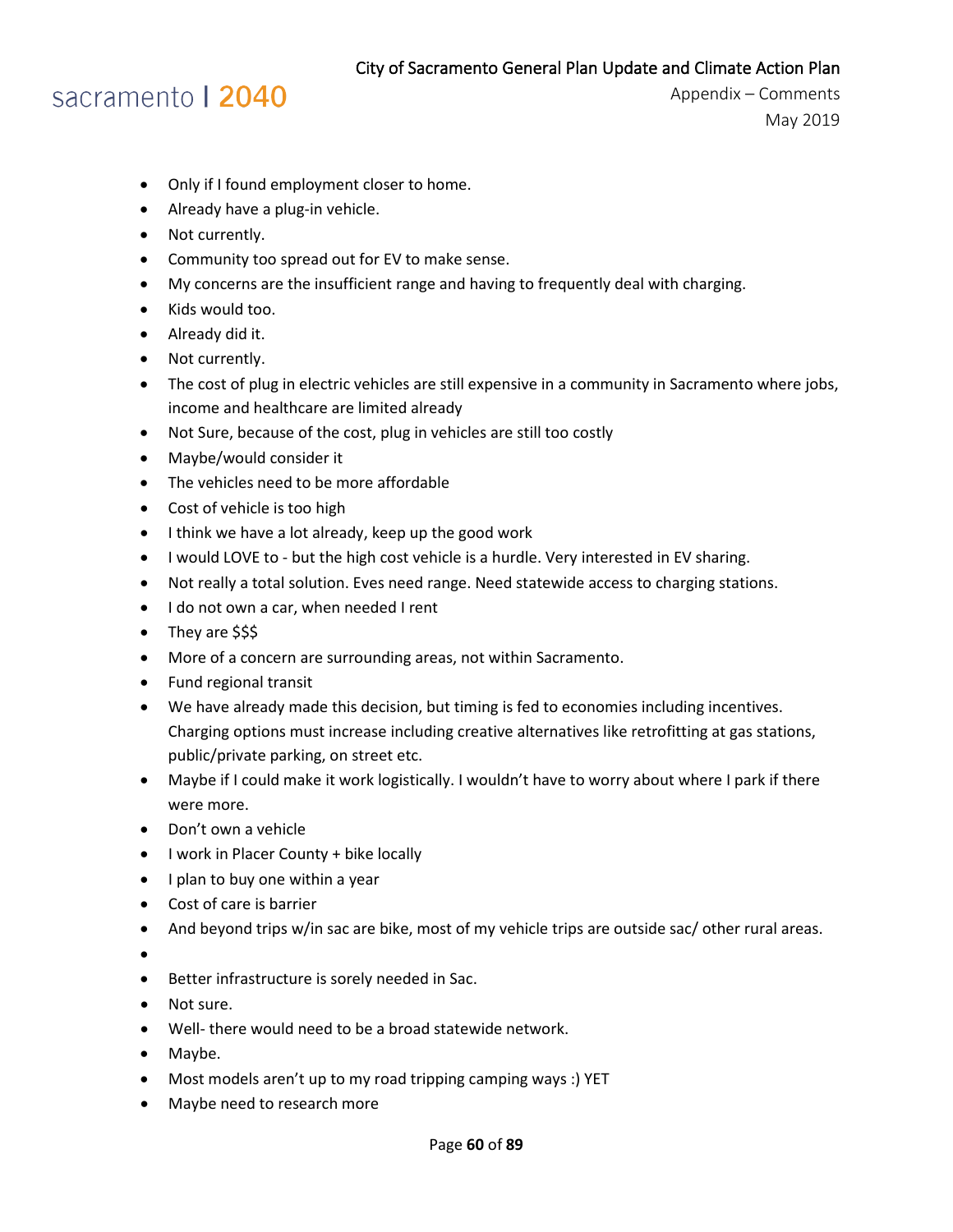- Only if I found employment closer to home.
- Already have a plug-in vehicle.
- Not currently.
- Community too spread out for EV to make sense.
- My concerns are the insufficient range and having to frequently deal with charging.
- Kids would too.
- Already did it.
- Not currently.
- The cost of plug in electric vehicles are still expensive in a community in Sacramento where jobs, income and healthcare are limited already
- Not Sure, because of the cost, plug in vehicles are still too costly
- Maybe/would consider it
- The vehicles need to be more affordable
- Cost of vehicle is too high
- I think we have a lot already, keep up the good work
- I would LOVE to - but the high cost vehicle is a hurdle. Very interested in EV sharing.
- Not really a total solution. Eves need range. Need statewide access to charging stations.
- I do not own a car, when needed I rent
- They are $$$
- More of a concern are surrounding areas, not within Sacramento.
- Fund regional transit
- We have already made this decision, but timing is fed to economies including incentives. Charging options must increase including creative alternatives like retrofitting at gas stations, public/private parking, on street etc.
- Maybe if I could make it work logistically. I wouldn't have to worry about where I park if there were more.
- Don't own a vehicle
- I work in Placer County + bike locally
- I plan to buy one within a year
- Cost of care is barrier
- And beyond trips w/in sac are bike, most of my vehicle trips are outside sac/ other rural areas.
- 
- Better infrastructure is sorely needed in Sac.
- Not sure.
- Well- there would need to be a broad statewide network.
- Maybe.
- Most models aren't up to my road tripping camping ways :) YET
- Maybe need to research more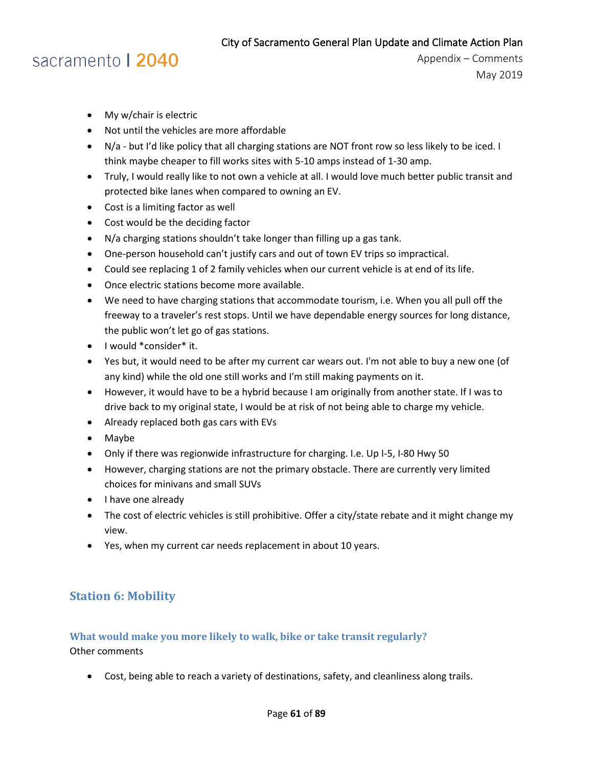- My w/chair is electric
- Not until the vehicles are more affordable
- N/a - but I'd like policy that all charging stations are NOT front row so less likely to be iced. I think maybe cheaper to fill works sites with 5-10 amps instead of 1-30 amp.
- Truly, I would really like to not own a vehicle at all. I would love much better public transit and protected bike lanes when compared to owning an EV.
- Cost is a limiting factor as well
- Cost would be the deciding factor
- N/a charging stations shouldn't take longer than filling up a gas tank.
- One-person household can't justify cars and out of town EV trips so impractical.
- Could see replacing 1 of 2 family vehicles when our current vehicle is at end of its life.
- Once electric stations become more available.
- We need to have charging stations that accommodate tourism, i.e. When you all pull off the freeway to a traveler's rest stops. Until we have dependable energy sources for long distance, the public won't let go of gas stations.
- I would *consider* it.
- Yes but, it would need to be after my current car wears out. I'm not able to buy a new one (of any kind) while the old one still works and I'm still making payments on it.
- However, it would have to be a hybrid because I am originally from another state. If I was to drive back to my original state, I would be at risk of not being able to charge my vehicle.
- Already replaced both gas cars with EVs
- Maybe
- Only if there was regionwide infrastructure for charging. I.e. Up I-5, I-80 Hwy 50
- However, charging stations are not the primary obstacle. There are currently very limited choices for minivans and small SUVs
- I have one already
- The cost of electric vehicles is still prohibitive. Offer a city/state rebate and it might change my view.
- Yes, when my current car needs replacement in about 10 years.

## Station 6: Mobility

### What would make you more likely to walk, bike or take transit regularly?

Other comments

- Cost, being able to reach a variety of destinations, safety, and cleanliness along trails.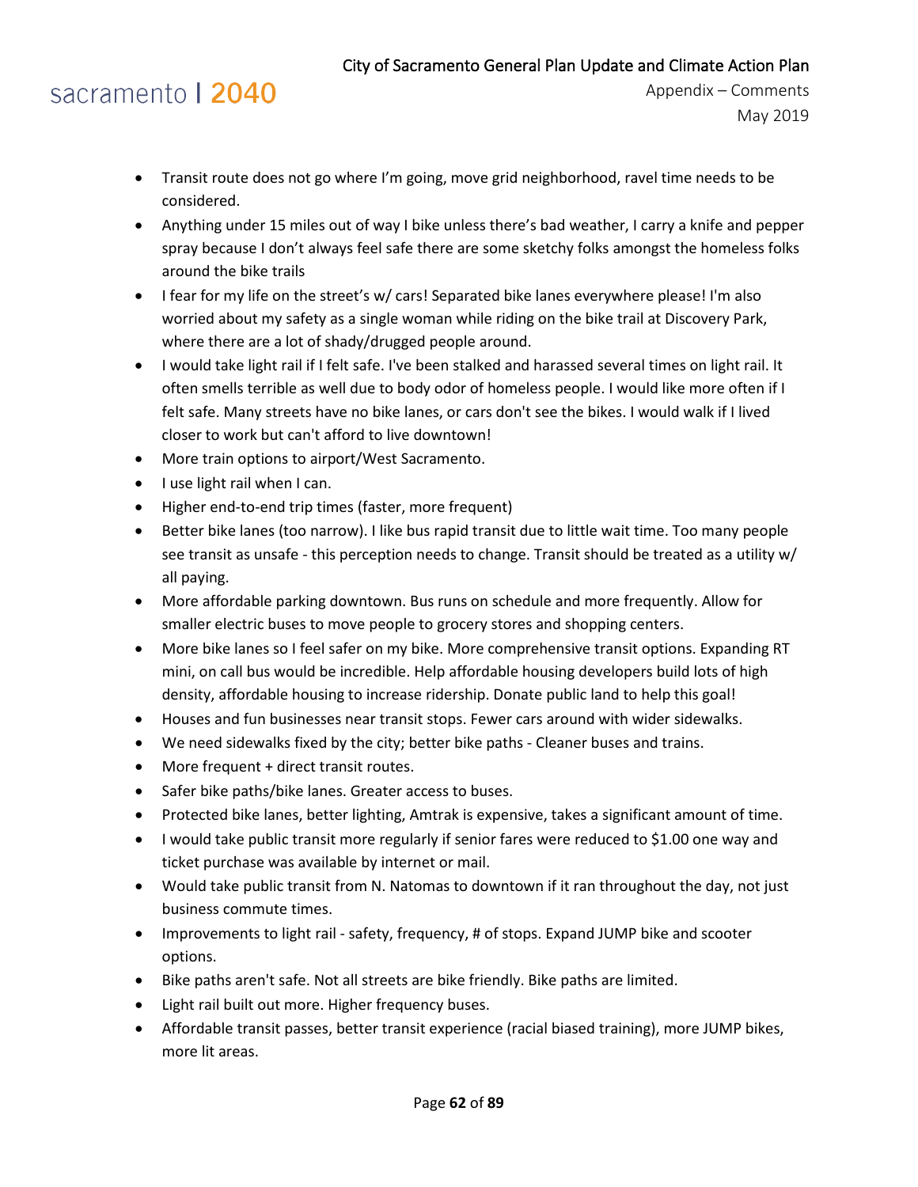- Transit route does not go where I'm going, move grid neighborhood, ravel time needs to be considered.
- Anything under 15 miles out of way I bike unless there's bad weather, I carry a knife and pepper spray because I don't always feel safe there are some sketchy folks amongst the homeless folks around the bike trails
- I fear for my life on the street's w/ cars! Separated bike lanes everywhere please! I'm also worried about my safety as a single woman while riding on the bike trail at Discovery Park, where there are a lot of shady/drugged people around.
- I would take light rail if I felt safe. I've been stalked and harassed several times on light rail. It often smells terrible as well due to body odor of homeless people. I would like more often if I felt safe. Many streets have no bike lanes, or cars don't see the bikes. I would walk if I lived closer to work but can't afford to live downtown!
- More train options to airport/West Sacramento.
- I use light rail when I can.
- Higher end-to-end trip times (faster, more frequent)
- Better bike lanes (too narrow). I like bus rapid transit due to little wait time. Too many people see transit as unsafe - this perception needs to change. Transit should be treated as a utility w/ all paying.
- More affordable parking downtown. Bus runs on schedule and more frequently. Allow for smaller electric buses to move people to grocery stores and shopping centers.
- More bike lanes so I feel safer on my bike. More comprehensive transit options. Expanding RT mini, on call bus would be incredible. Help affordable housing developers build lots of high density, affordable housing to increase ridership. Donate public land to help this goal!
- Houses and fun businesses near transit stops. Fewer cars around with wider sidewalks.
- We need sidewalks fixed by the city; better bike paths - Cleaner buses and trains.
- More frequent + direct transit routes.
- Safer bike paths/bike lanes. Greater access to buses.
- Protected bike lanes, better lighting, Amtrak is expensive, takes a significant amount of time.
- I would take public transit more regularly if senior fares were reduced to $1.00 one way and ticket purchase was available by internet or mail.
- Would take public transit from N. Natomas to downtown if it ran throughout the day, not just business commute times.
- Improvements to light rail - safety, frequency, # of stops. Expand JUMP bike and scooter options.
- Bike paths aren't safe. Not all streets are bike friendly. Bike paths are limited.
- Light rail built out more. Higher frequency buses.
- Affordable transit passes, better transit experience (racial biased training), more JUMP bikes, more lit areas.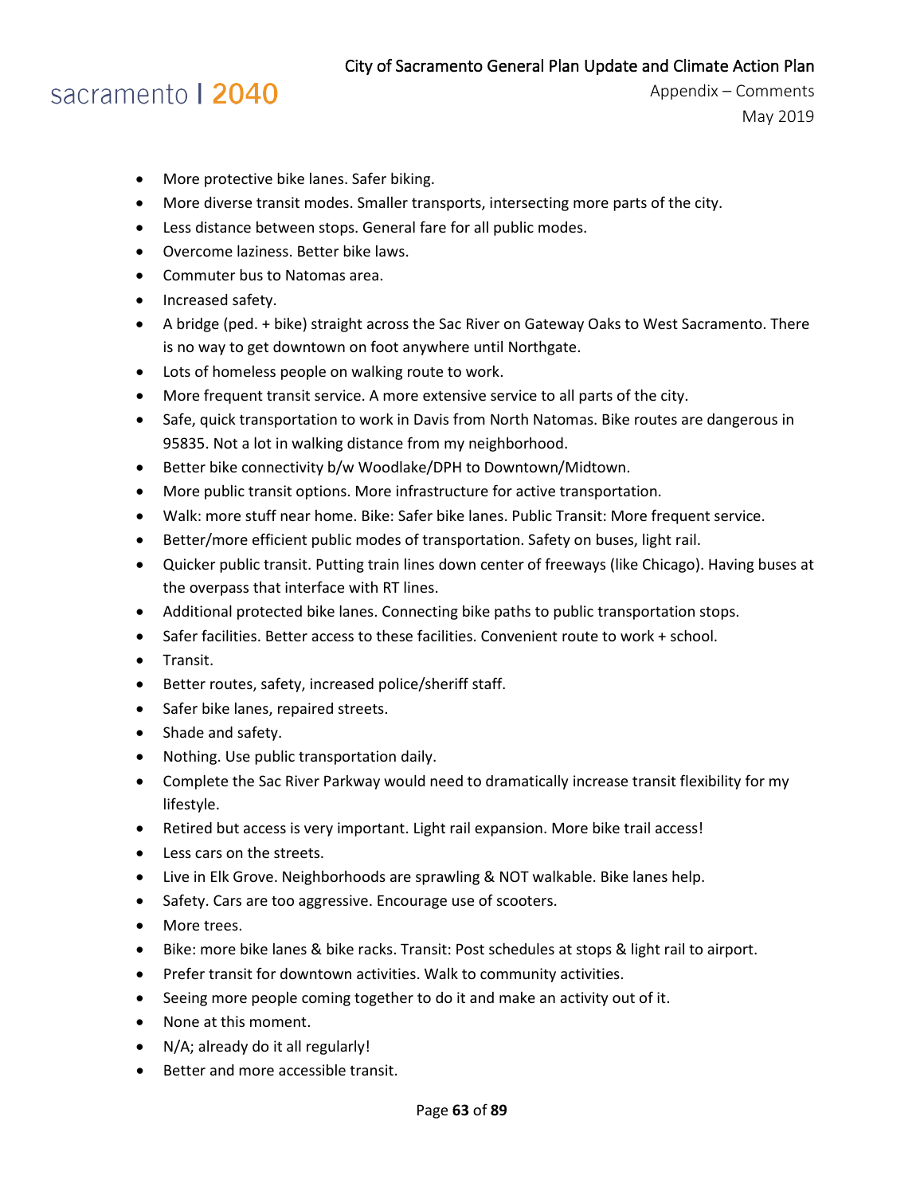- More protective bike lanes. Safer biking.
- More diverse transit modes. Smaller transports, intersecting more parts of the city.
- Less distance between stops. General fare for all public modes.
- Overcome laziness. Better bike laws.
- Commuter bus to Natomas area.
- Increased safety.
- A bridge (ped. + bike) straight across the Sac River on Gateway Oaks to West Sacramento. There is no way to get downtown on foot anywhere until Northgate.
- Lots of homeless people on walking route to work.
- More frequent transit service. A more extensive service to all parts of the city.
- Safe, quick transportation to work in Davis from North Natomas. Bike routes are dangerous in 95835. Not a lot in walking distance from my neighborhood.
- Better bike connectivity b/w Woodlake/DPH to Downtown/Midtown.
- More public transit options. More infrastructure for active transportation.
- Walk: more stuff near home. Bike: Safer bike lanes. Public Transit: More frequent service.
- Better/more efficient public modes of transportation. Safety on buses, light rail.
- Quicker public transit. Putting train lines down center of freeways (like Chicago). Having buses at the overpass that interface with RT lines.
- Additional protected bike lanes. Connecting bike paths to public transportation stops.
- Safer facilities. Better access to these facilities. Convenient route to work + school.
- Transit.
- Better routes, safety, increased police/sheriff staff.
- Safer bike lanes, repaired streets.
- Shade and safety.
- Nothing. Use public transportation daily.
- Complete the Sac River Parkway would need to dramatically increase transit flexibility for my lifestyle.
- Retired but access is very important. Light rail expansion. More bike trail access!
- Less cars on the streets.
- Live in Elk Grove. Neighborhoods are sprawling & NOT walkable. Bike lanes help.
- Safety. Cars are too aggressive. Encourage use of scooters.
- More trees.
- Bike: more bike lanes & bike racks. Transit: Post schedules at stops & light rail to airport.
- Prefer transit for downtown activities. Walk to community activities.
- Seeing more people coming together to do it and make an activity out of it.
- None at this moment.
- N/A; already do it all regularly!
- Better and more accessible transit.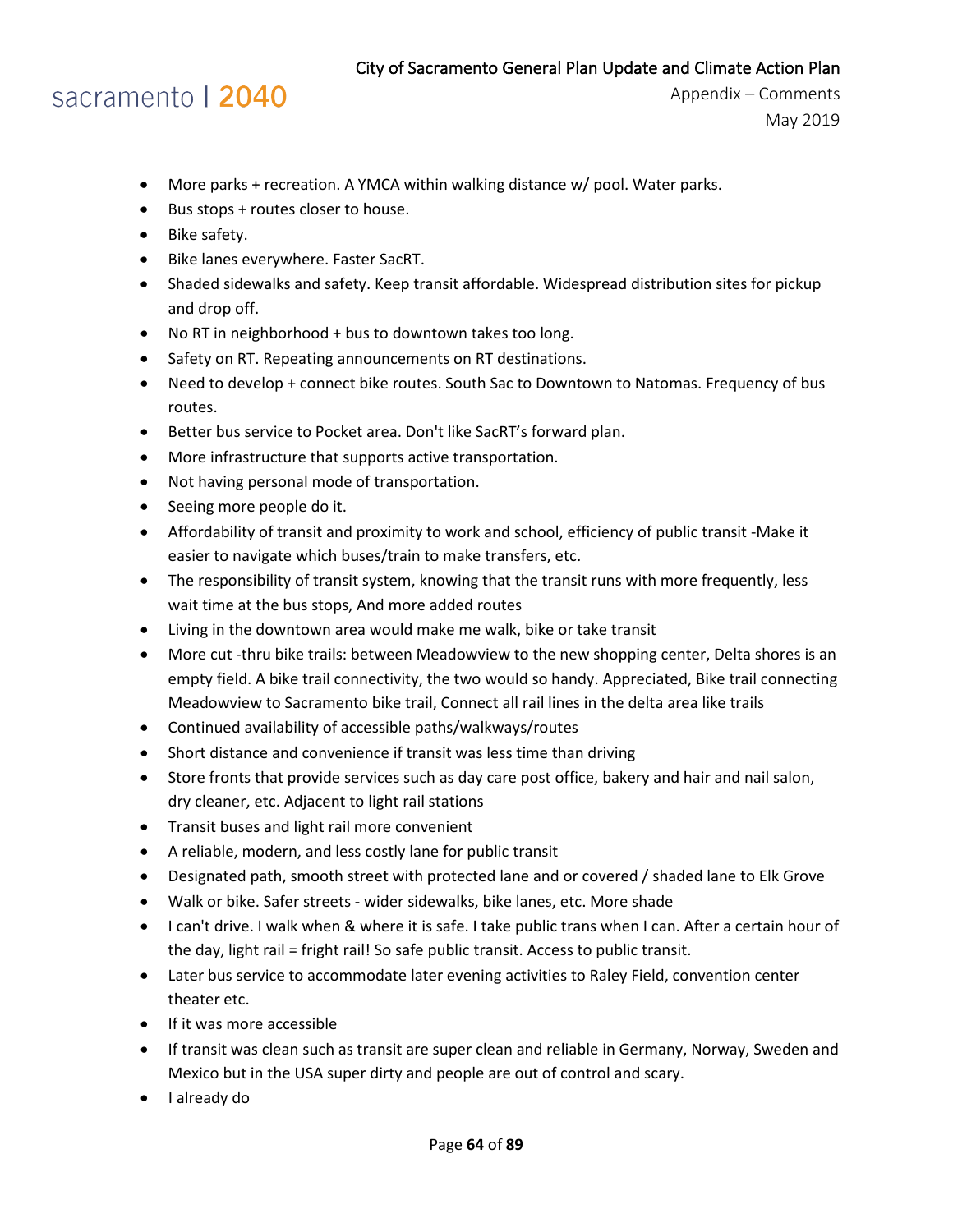- More parks + recreation. A YMCA within walking distance w/ pool. Water parks.
- Bus stops + routes closer to house.
- Bike safety.
- Bike lanes everywhere. Faster SacRT.
- Shaded sidewalks and safety. Keep transit affordable. Widespread distribution sites for pickup and drop off.
- No RT in neighborhood + bus to downtown takes too long.
- Safety on RT. Repeating announcements on RT destinations.
- Need to develop + connect bike routes. South Sac to Downtown to Natomas. Frequency of bus routes.
- Better bus service to Pocket area. Don't like SacRT's forward plan.
- More infrastructure that supports active transportation.
- Not having personal mode of transportation.
- Seeing more people do it.
- Affordability of transit and proximity to work and school, efficiency of public transit -Make it easier to navigate which buses/train to make transfers, etc.
- The responsibility of transit system, knowing that the transit runs with more frequently, less wait time at the bus stops, And more added routes
- Living in the downtown area would make me walk, bike or take transit
- More cut -thru bike trails: between Meadowview to the new shopping center, Delta shores is an empty field. A bike trail connectivity, the two would so handy. Appreciated, Bike trail connecting Meadowview to Sacramento bike trail, Connect all rail lines in the delta area like trails
- Continued availability of accessible paths/walkways/routes
- Short distance and convenience if transit was less time than driving
- Store fronts that provide services such as day care post office, bakery and hair and nail salon, dry cleaner, etc. Adjacent to light rail stations
- Transit buses and light rail more convenient
- A reliable, modern, and less costly lane for public transit
- Designated path, smooth street with protected lane and or covered / shaded lane to Elk Grove
- Walk or bike. Safer streets - wider sidewalks, bike lanes, etc. More shade
- I can't drive. I walk when & where it is safe. I take public trans when I can. After a certain hour of the day, light rail = fright rail! So safe public transit. Access to public transit.
- Later bus service to accommodate later evening activities to Raley Field, convention center theater etc.
- If it was more accessible
- If transit was clean such as transit are super clean and reliable in Germany, Norway, Sweden and Mexico but in the USA super dirty and people are out of control and scary.
- I already do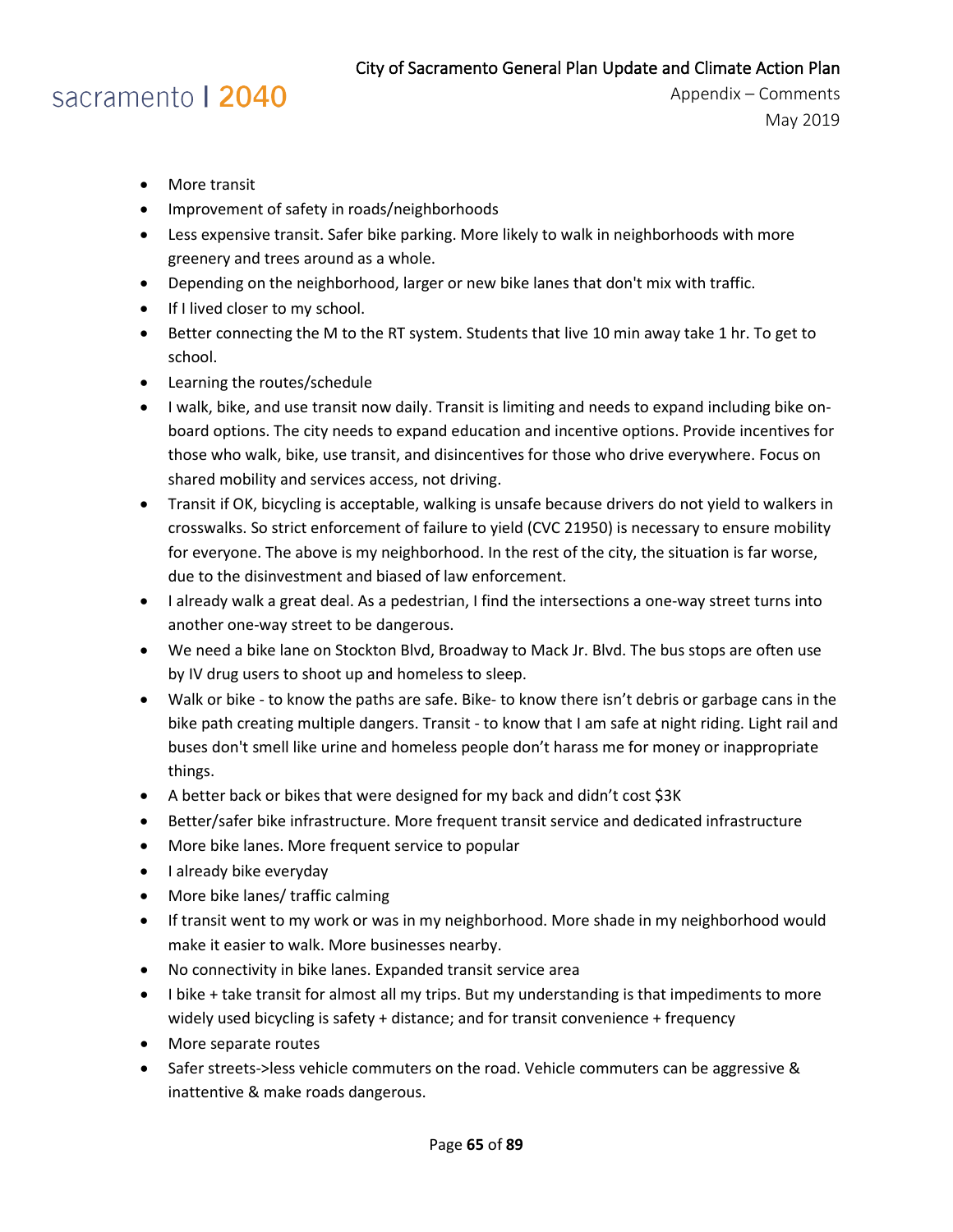- More transit
- Improvement of safety in roads/neighborhoods
- Less expensive transit. Safer bike parking. More likely to walk in neighborhoods with more greenery and trees around as a whole.
- Depending on the neighborhood, larger or new bike lanes that don't mix with traffic.
- If I lived closer to my school.
- Better connecting the M to the RT system. Students that live 10 min away take 1 hr. To get to school.
- Learning the routes/schedule
- I walk, bike, and use transit now daily. Transit is limiting and needs to expand including bike on-board options. The city needs to expand education and incentive options. Provide incentives for those who walk, bike, use transit, and disincentives for those who drive everywhere. Focus on shared mobility and services access, not driving.
- Transit if OK, bicycling is acceptable, walking is unsafe because drivers do not yield to walkers in crosswalks. So strict enforcement of failure to yield (CVC 21950) is necessary to ensure mobility for everyone. The above is my neighborhood. In the rest of the city, the situation is far worse, due to the disinvestment and biased of law enforcement.
- I already walk a great deal. As a pedestrian, I find the intersections a one-way street turns into another one-way street to be dangerous.
- We need a bike lane on Stockton Blvd, Broadway to Mack Jr. Blvd. The bus stops are often use by IV drug users to shoot up and homeless to sleep.
- Walk or bike - to know the paths are safe. Bike- to know there isn't debris or garbage cans in the bike path creating multiple dangers. Transit - to know that I am safe at night riding. Light rail and buses don't smell like urine and homeless people don't harass me for money or inappropriate things.
- A better back or bikes that were designed for my back and didn't cost $3K
- Better/safer bike infrastructure. More frequent transit service and dedicated infrastructure
- More bike lanes. More frequent service to popular
- I already bike everyday
- More bike lanes/ traffic calming
- If transit went to my work or was in my neighborhood. More shade in my neighborhood would make it easier to walk. More businesses nearby.
- No connectivity in bike lanes. Expanded transit service area
- I bike + take transit for almost all my trips. But my understanding is that impediments to more widely used bicycling is safety + distance; and for transit convenience + frequency
- More separate routes
- Safer streets->less vehicle commuters on the road. Vehicle commuters can be aggressive & inattentive & make roads dangerous.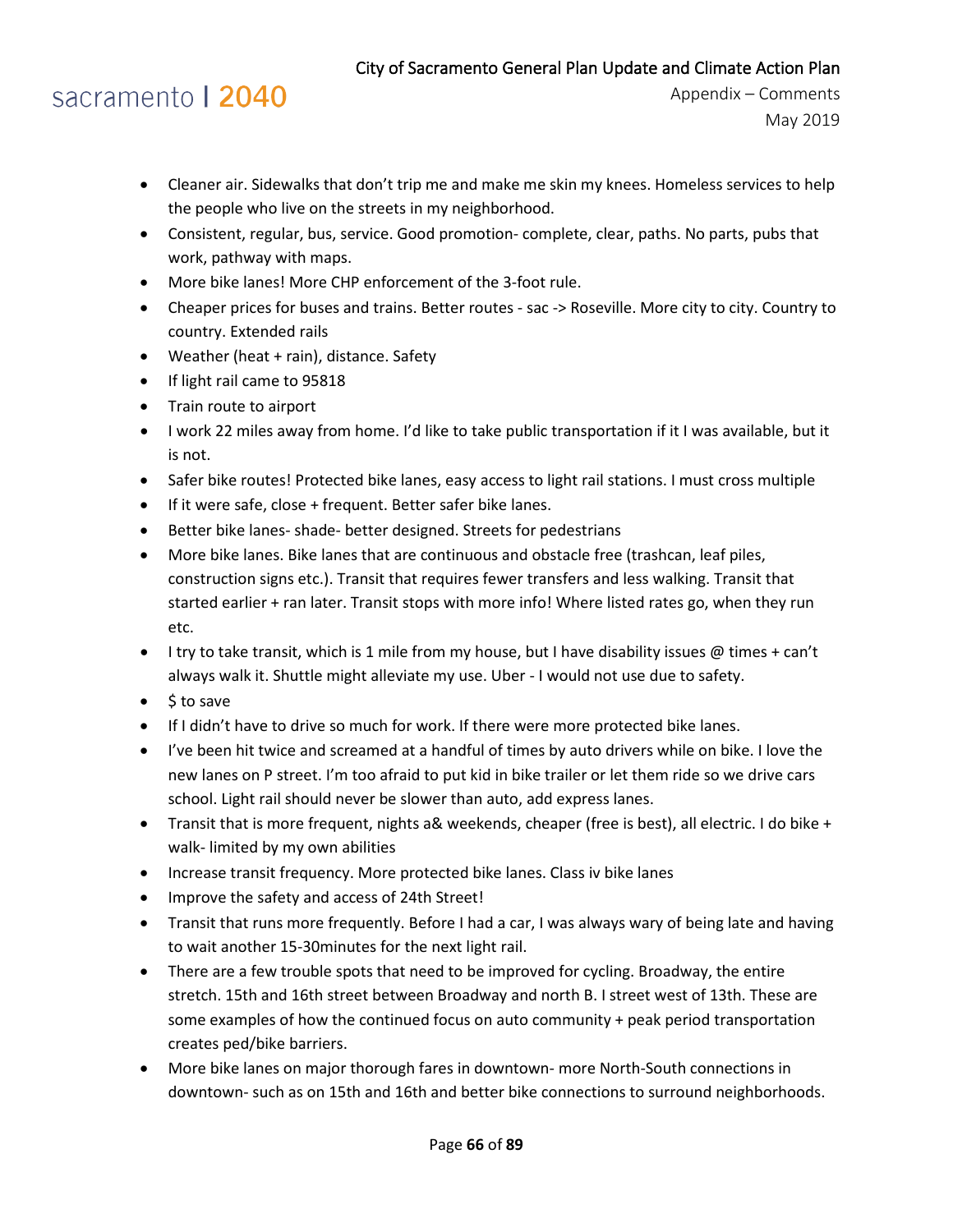- Cleaner air. Sidewalks that don't trip me and make me skin my knees. Homeless services to help the people who live on the streets in my neighborhood.
- Consistent, regular, bus, service. Good promotion- complete, clear, paths. No parts, pubs that work, pathway with maps.
- More bike lanes! More CHP enforcement of the 3-foot rule.
- Cheaper prices for buses and trains. Better routes - sac -> Roseville. More city to city. Country to country. Extended rails
- Weather (heat + rain), distance. Safety
- If light rail came to 95818
- Train route to airport
- I work 22 miles away from home. I'd like to take public transportation if it I was available, but it is not.
- Safer bike routes! Protected bike lanes, easy access to light rail stations. I must cross multiple
- If it were safe, close + frequent. Better safer bike lanes.
- Better bike lanes- shade- better designed. Streets for pedestrians
- More bike lanes. Bike lanes that are continuous and obstacle free (trashcan, leaf piles, construction signs etc.). Transit that requires fewer transfers and less walking. Transit that started earlier + ran later. Transit stops with more info! Where listed rates go, when they run etc.
- I try to take transit, which is 1 mile from my house, but I have disability issues @ times + can't always walk it. Shuttle might alleviate my use. Uber - I would not use due to safety.
- $ to save
- If I didn't have to drive so much for work. If there were more protected bike lanes.
- I've been hit twice and screamed at a handful of times by auto drivers while on bike. I love the new lanes on P street. I'm too afraid to put kid in bike trailer or let them ride so we drive cars school. Light rail should never be slower than auto, add express lanes.
- Transit that is more frequent, nights a& weekends, cheaper (free is best), all electric. I do bike + walk- limited by my own abilities
- Increase transit frequency. More protected bike lanes. Class iv bike lanes
- Improve the safety and access of 24th Street!
- Transit that runs more frequently. Before I had a car, I was always wary of being late and having to wait another 15-30minutes for the next light rail.
- There are a few trouble spots that need to be improved for cycling. Broadway, the entire stretch. 15th and 16th street between Broadway and north B. I street west of 13th. These are some examples of how the continued focus on auto community + peak period transportation creates ped/bike barriers.
- More bike lanes on major thorough fares in downtown- more North-South connections in downtown- such as on 15th and 16th and better bike connections to surround neighborhoods.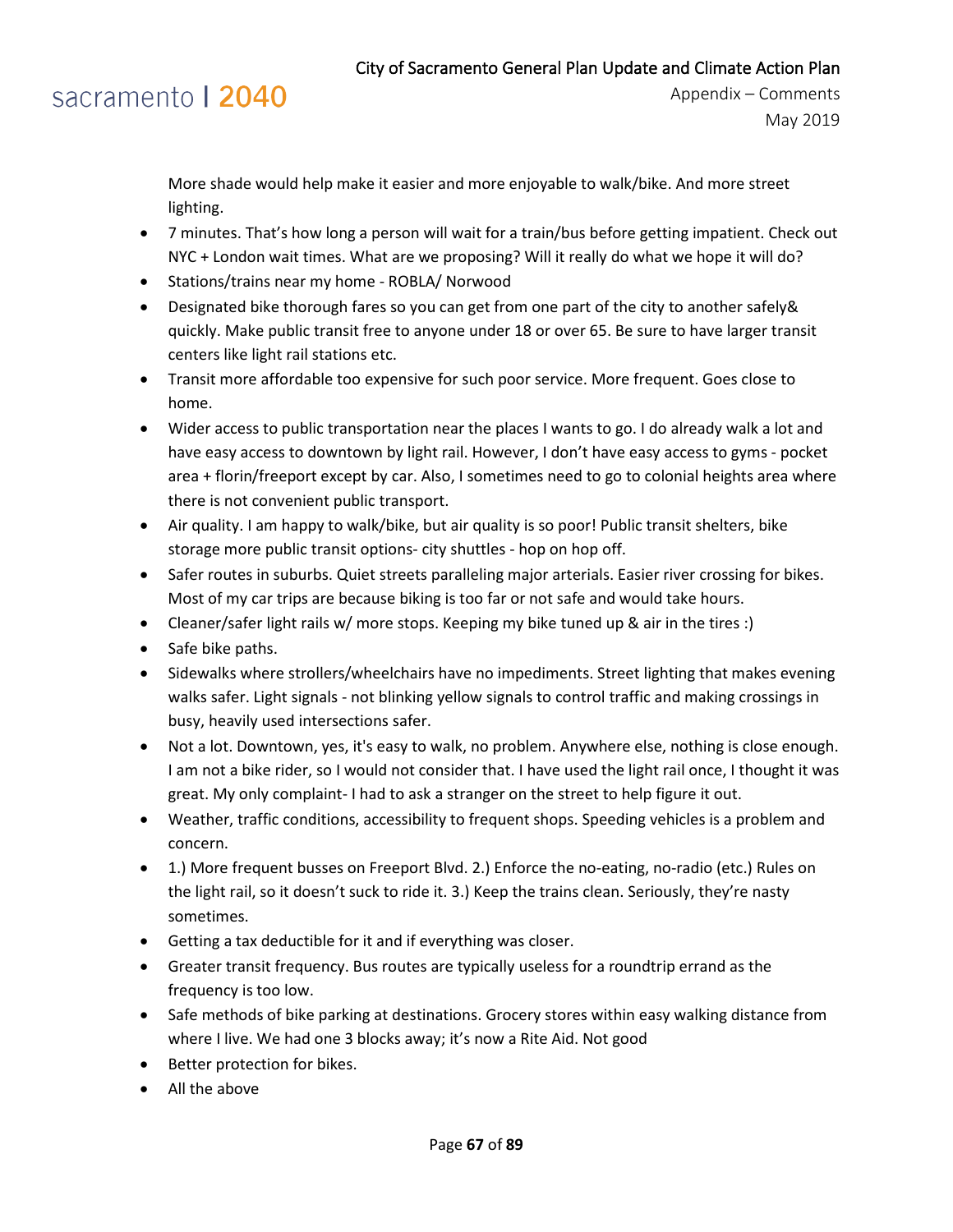More shade would help make it easier and more enjoyable to walk/bike. And more street lighting.

- 7 minutes. That's how long a person will wait for a train/bus before getting impatient. Check out NYC + London wait times. What are we proposing? Will it really do what we hope it will do?
- Stations/trains near my home - ROBLA/ Norwood
- Designated bike thorough fares so you can get from one part of the city to another safely& quickly. Make public transit free to anyone under 18 or over 65. Be sure to have larger transit centers like light rail stations etc.
- Transit more affordable too expensive for such poor service. More frequent. Goes close to home.
- Wider access to public transportation near the places I wants to go. I do already walk a lot and have easy access to downtown by light rail. However, I don't have easy access to gyms - pocket area + florin/freeport except by car. Also, I sometimes need to go to colonial heights area where there is not convenient public transport.
- Air quality. I am happy to walk/bike, but air quality is so poor! Public transit shelters, bike storage more public transit options- city shuttles - hop on hop off.
- Safer routes in suburbs. Quiet streets paralleling major arterials. Easier river crossing for bikes. Most of my car trips are because biking is too far or not safe and would take hours.
- Cleaner/safer light rails w/ more stops. Keeping my bike tuned up & air in the tires :)
- Safe bike paths.
- Sidewalks where strollers/wheelchairs have no impediments. Street lighting that makes evening walks safer. Light signals - not blinking yellow signals to control traffic and making crossings in busy, heavily used intersections safer.
- Not a lot. Downtown, yes, it's easy to walk, no problem. Anywhere else, nothing is close enough. I am not a bike rider, so I would not consider that. I have used the light rail once, I thought it was great. My only complaint- I had to ask a stranger on the street to help figure it out.
- Weather, traffic conditions, accessibility to frequent shops. Speeding vehicles is a problem and concern.
- 1.) More frequent busses on Freeport Blvd. 2.) Enforce the no-eating, no-radio (etc.) Rules on the light rail, so it doesn't suck to ride it. 3.) Keep the trains clean. Seriously, they're nasty sometimes.
- Getting a tax deductible for it and if everything was closer.
- Greater transit frequency. Bus routes are typically useless for a roundtrip errand as the frequency is too low.
- Safe methods of bike parking at destinations. Grocery stores within easy walking distance from where I live. We had one 3 blocks away; it's now a Rite Aid. Not good
- Better protection for bikes.
- All the above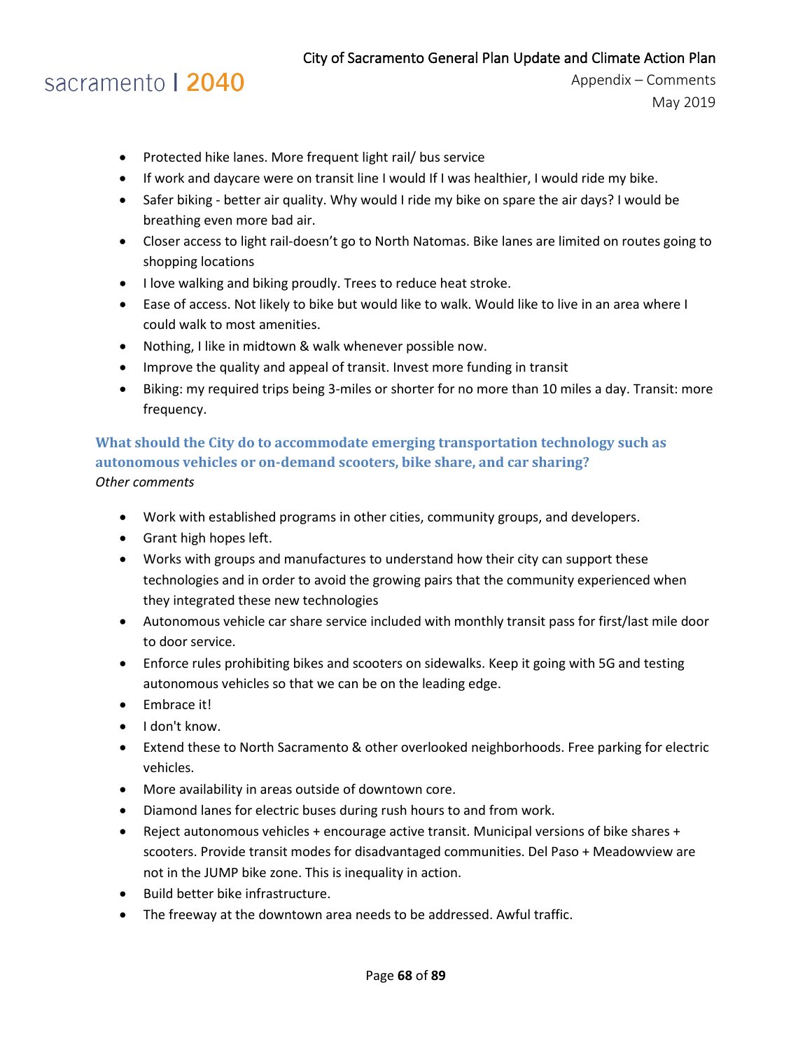- Protected hike lanes. More frequent light rail/ bus service
- If work and daycare were on transit line I would If I was healthier, I would ride my bike.
- Safer biking - better air quality. Why would I ride my bike on spare the air days? I would be breathing even more bad air.
- Closer access to light rail-doesn't go to North Natomas. Bike lanes are limited on routes going to shopping locations
- I love walking and biking proudly. Trees to reduce heat stroke.
- Ease of access. Not likely to bike but would like to walk. Would like to live in an area where I could walk to most amenities.
- Nothing, I like in midtown & walk whenever possible now.
- Improve the quality and appeal of transit. Invest more funding in transit
- Biking: my required trips being 3-miles or shorter for no more than 10 miles a day. Transit: more frequency.

### What should the City do to accommodate emerging transportation technology such as autonomous vehicles or on-demand scooters, bike share, and car sharing?

*Other comments*

- Work with established programs in other cities, community groups, and developers.
- Grant high hopes left.
- Works with groups and manufactures to understand how their city can support these technologies and in order to avoid the growing pairs that the community experienced when they integrated these new technologies
- Autonomous vehicle car share service included with monthly transit pass for first/last mile door to door service.
- Enforce rules prohibiting bikes and scooters on sidewalks. Keep it going with 5G and testing autonomous vehicles so that we can be on the leading edge.
- Embrace it!
- I don't know.
- Extend these to North Sacramento & other overlooked neighborhoods. Free parking for electric vehicles.
- More availability in areas outside of downtown core.
- Diamond lanes for electric buses during rush hours to and from work.
- Reject autonomous vehicles + encourage active transit. Municipal versions of bike shares + scooters. Provide transit modes for disadvantaged communities. Del Paso + Meadowview are not in the JUMP bike zone. This is inequality in action.
- Build better bike infrastructure.
- The freeway at the downtown area needs to be addressed. Awful traffic.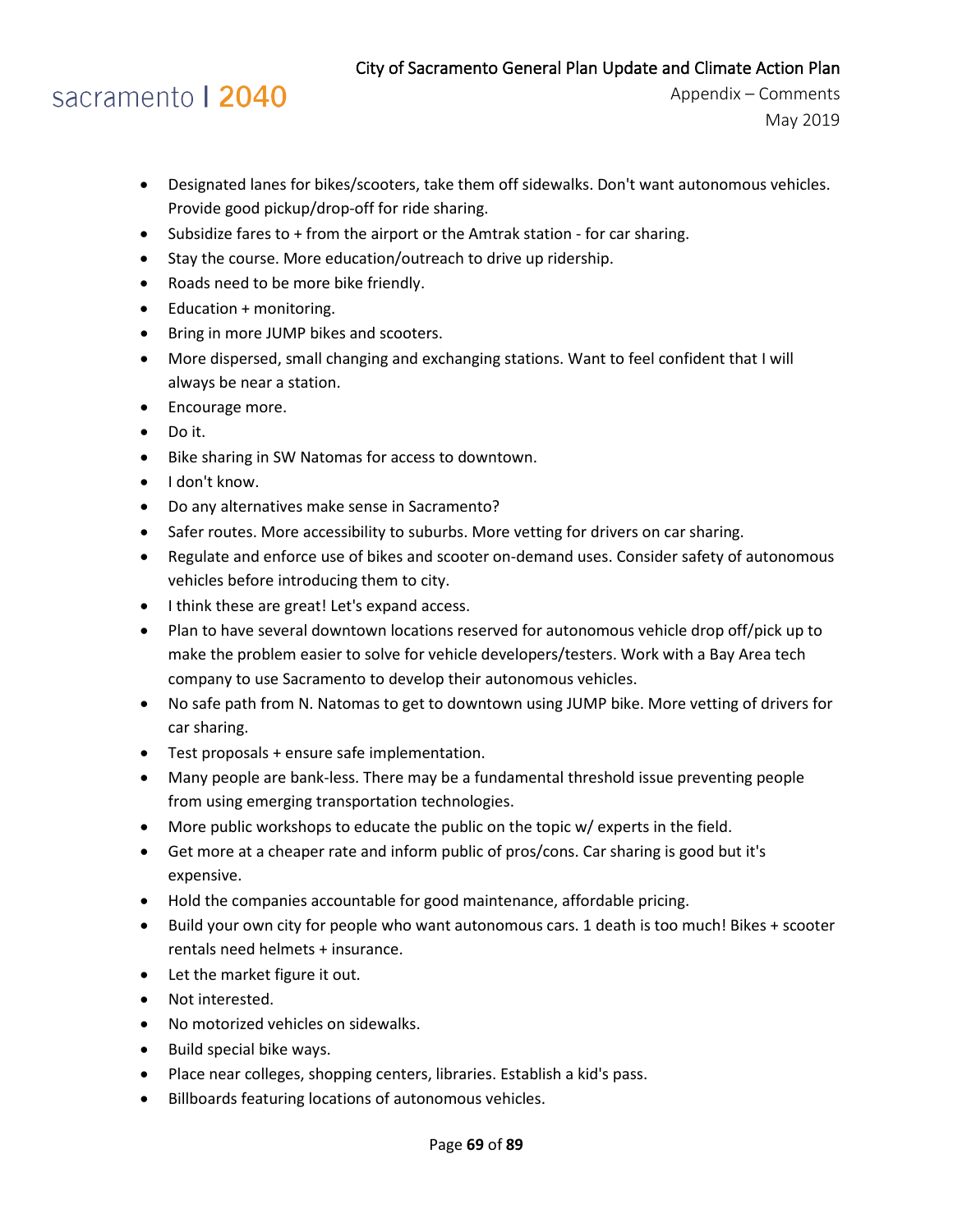- Designated lanes for bikes/scooters, take them off sidewalks. Don't want autonomous vehicles. Provide good pickup/drop-off for ride sharing.
- Subsidize fares to + from the airport or the Amtrak station - for car sharing.
- Stay the course. More education/outreach to drive up ridership.
- Roads need to be more bike friendly.
- Education + monitoring.
- Bring in more JUMP bikes and scooters.
- More dispersed, small changing and exchanging stations. Want to feel confident that I will always be near a station.
- Encourage more.
- Do it.
- Bike sharing in SW Natomas for access to downtown.
- I don't know.
- Do any alternatives make sense in Sacramento?
- Safer routes. More accessibility to suburbs. More vetting for drivers on car sharing.
- Regulate and enforce use of bikes and scooter on-demand uses. Consider safety of autonomous vehicles before introducing them to city.
- I think these are great! Let's expand access.
- Plan to have several downtown locations reserved for autonomous vehicle drop off/pick up to make the problem easier to solve for vehicle developers/testers. Work with a Bay Area tech company to use Sacramento to develop their autonomous vehicles.
- No safe path from N. Natomas to get to downtown using JUMP bike. More vetting of drivers for car sharing.
- Test proposals + ensure safe implementation.
- Many people are bank-less. There may be a fundamental threshold issue preventing people from using emerging transportation technologies.
- More public workshops to educate the public on the topic w/ experts in the field.
- Get more at a cheaper rate and inform public of pros/cons. Car sharing is good but it's expensive.
- Hold the companies accountable for good maintenance, affordable pricing.
- Build your own city for people who want autonomous cars. 1 death is too much! Bikes + scooter rentals need helmets + insurance.
- Let the market figure it out.
- Not interested.
- No motorized vehicles on sidewalks.
- Build special bike ways.
- Place near colleges, shopping centers, libraries. Establish a kid's pass.
- Billboards featuring locations of autonomous vehicles.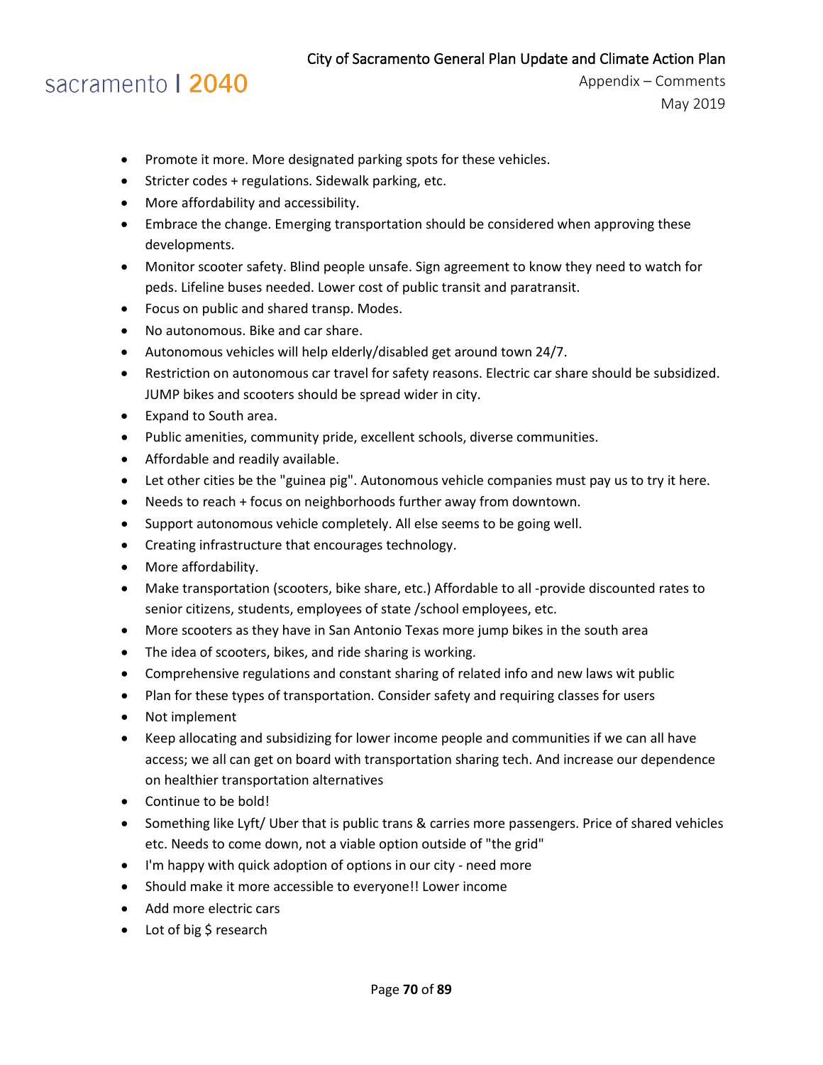- Promote it more. More designated parking spots for these vehicles.
- Stricter codes + regulations. Sidewalk parking, etc.
- More affordability and accessibility.
- Embrace the change. Emerging transportation should be considered when approving these developments.
- Monitor scooter safety. Blind people unsafe. Sign agreement to know they need to watch for peds. Lifeline buses needed. Lower cost of public transit and paratransit.
- Focus on public and shared transp. Modes.
- No autonomous. Bike and car share.
- Autonomous vehicles will help elderly/disabled get around town 24/7.
- Restriction on autonomous car travel for safety reasons. Electric car share should be subsidized. JUMP bikes and scooters should be spread wider in city.
- Expand to South area.
- Public amenities, community pride, excellent schools, diverse communities.
- Affordable and readily available.
- Let other cities be the "guinea pig". Autonomous vehicle companies must pay us to try it here.
- Needs to reach + focus on neighborhoods further away from downtown.
- Support autonomous vehicle completely. All else seems to be going well.
- Creating infrastructure that encourages technology.
- More affordability.
- Make transportation (scooters, bike share, etc.) Affordable to all -provide discounted rates to senior citizens, students, employees of state /school employees, etc.
- More scooters as they have in San Antonio Texas more jump bikes in the south area
- The idea of scooters, bikes, and ride sharing is working.
- Comprehensive regulations and constant sharing of related info and new laws wit public
- Plan for these types of transportation. Consider safety and requiring classes for users
- Not implement
- Keep allocating and subsidizing for lower income people and communities if we can all have access; we all can get on board with transportation sharing tech. And increase our dependence on healthier transportation alternatives
- Continue to be bold!
- Something like Lyft/ Uber that is public trans & carries more passengers. Price of shared vehicles etc. Needs to come down, not a viable option outside of "the grid"
- I'm happy with quick adoption of options in our city - need more
- Should make it more accessible to everyone!! Lower income
- Add more electric cars
- Lot of big $ research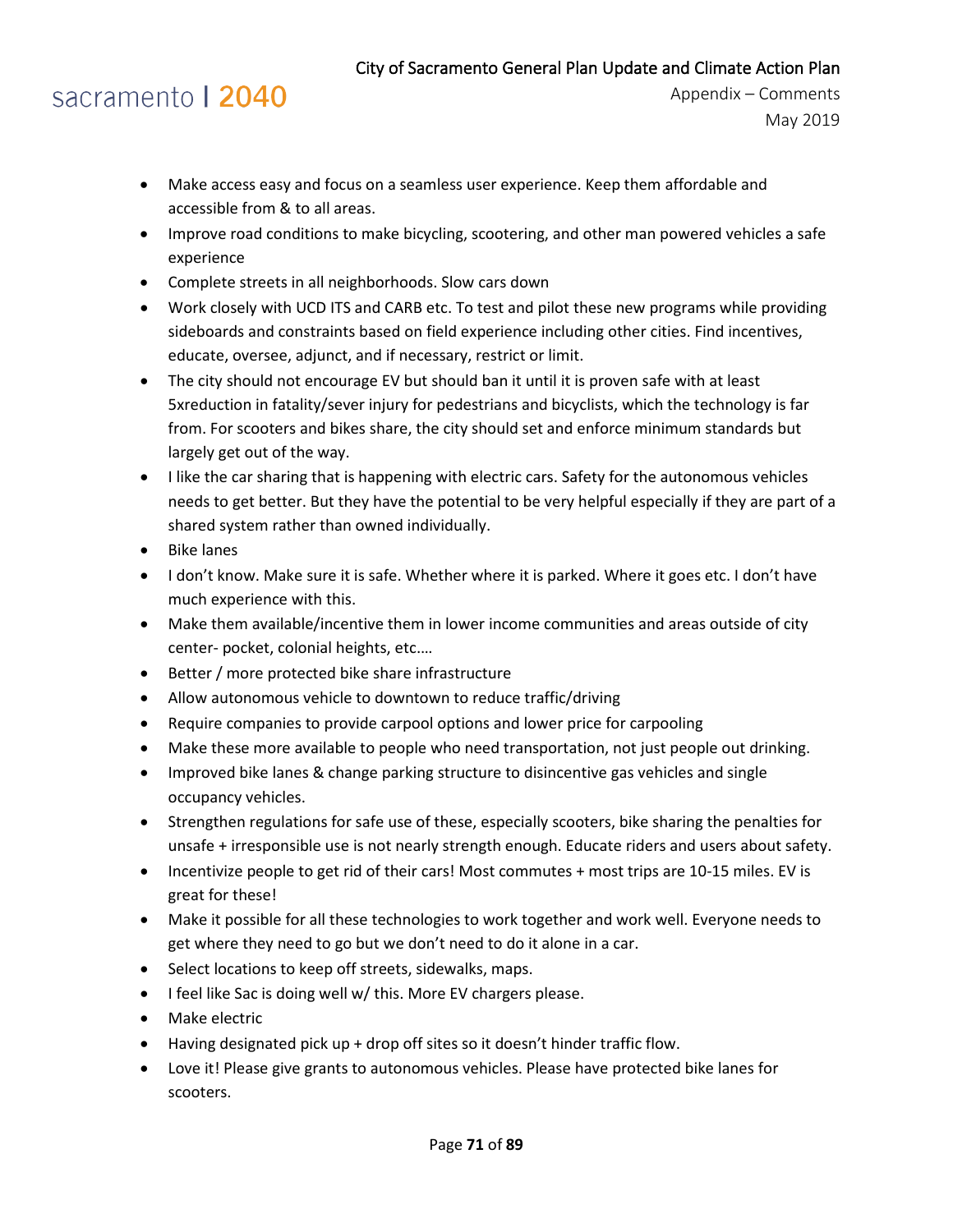- Make access easy and focus on a seamless user experience. Keep them affordable and accessible from & to all areas.
- Improve road conditions to make bicycling, scootering, and other man powered vehicles a safe experience
- Complete streets in all neighborhoods. Slow cars down
- Work closely with UCD ITS and CARB etc. To test and pilot these new programs while providing sideboards and constraints based on field experience including other cities. Find incentives, educate, oversee, adjunct, and if necessary, restrict or limit.
- The city should not encourage EV but should ban it until it is proven safe with at least 5xreduction in fatality/sever injury for pedestrians and bicyclists, which the technology is far from. For scooters and bikes share, the city should set and enforce minimum standards but largely get out of the way.
- I like the car sharing that is happening with electric cars. Safety for the autonomous vehicles needs to get better. But they have the potential to be very helpful especially if they are part of a shared system rather than owned individually.
- Bike lanes
- I don't know. Make sure it is safe. Whether where it is parked. Where it goes etc. I don't have much experience with this.
- Make them available/incentive them in lower income communities and areas outside of city center- pocket, colonial heights, etc.…
- Better / more protected bike share infrastructure
- Allow autonomous vehicle to downtown to reduce traffic/driving
- Require companies to provide carpool options and lower price for carpooling
- Make these more available to people who need transportation, not just people out drinking.
- Improved bike lanes & change parking structure to disincentive gas vehicles and single occupancy vehicles.
- Strengthen regulations for safe use of these, especially scooters, bike sharing the penalties for unsafe + irresponsible use is not nearly strength enough. Educate riders and users about safety.
- Incentivize people to get rid of their cars! Most commutes + most trips are 10-15 miles. EV is great for these!
- Make it possible for all these technologies to work together and work well. Everyone needs to get where they need to go but we don't need to do it alone in a car.
- Select locations to keep off streets, sidewalks, maps.
- I feel like Sac is doing well w/ this. More EV chargers please.
- Make electric
- Having designated pick up + drop off sites so it doesn't hinder traffic flow.
- Love it! Please give grants to autonomous vehicles. Please have protected bike lanes for scooters.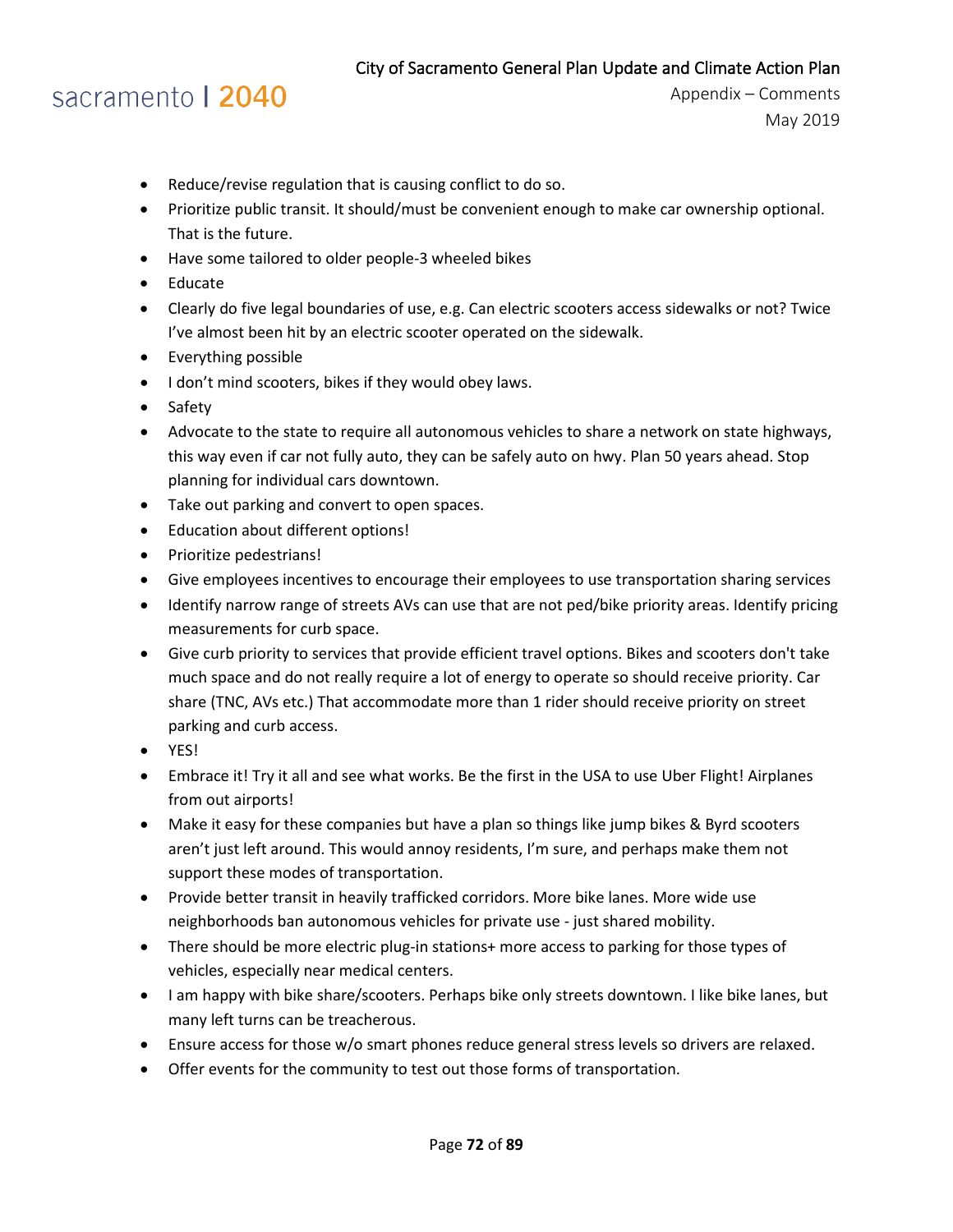- Reduce/revise regulation that is causing conflict to do so.
- Prioritize public transit. It should/must be convenient enough to make car ownership optional. That is the future.
- Have some tailored to older people-3 wheeled bikes
- Educate
- Clearly do five legal boundaries of use, e.g. Can electric scooters access sidewalks or not? Twice I've almost been hit by an electric scooter operated on the sidewalk.
- Everything possible
- I don't mind scooters, bikes if they would obey laws.
- Safety
- Advocate to the state to require all autonomous vehicles to share a network on state highways, this way even if car not fully auto, they can be safely auto on hwy. Plan 50 years ahead. Stop planning for individual cars downtown.
- Take out parking and convert to open spaces.
- Education about different options!
- Prioritize pedestrians!
- Give employees incentives to encourage their employees to use transportation sharing services
- Identify narrow range of streets AVs can use that are not ped/bike priority areas. Identify pricing measurements for curb space.
- Give curb priority to services that provide efficient travel options. Bikes and scooters don't take much space and do not really require a lot of energy to operate so should receive priority. Car share (TNC, AVs etc.) That accommodate more than 1 rider should receive priority on street parking and curb access.
- YES!
- Embrace it! Try it all and see what works. Be the first in the USA to use Uber Flight! Airplanes from out airports!
- Make it easy for these companies but have a plan so things like jump bikes & Byrd scooters aren't just left around. This would annoy residents, I'm sure, and perhaps make them not support these modes of transportation.
- Provide better transit in heavily trafficked corridors. More bike lanes. More wide use neighborhoods ban autonomous vehicles for private use - just shared mobility.
- There should be more electric plug-in stations+ more access to parking for those types of vehicles, especially near medical centers.
- I am happy with bike share/scooters. Perhaps bike only streets downtown. I like bike lanes, but many left turns can be treacherous.
- Ensure access for those w/o smart phones reduce general stress levels so drivers are relaxed.
- Offer events for the community to test out those forms of transportation.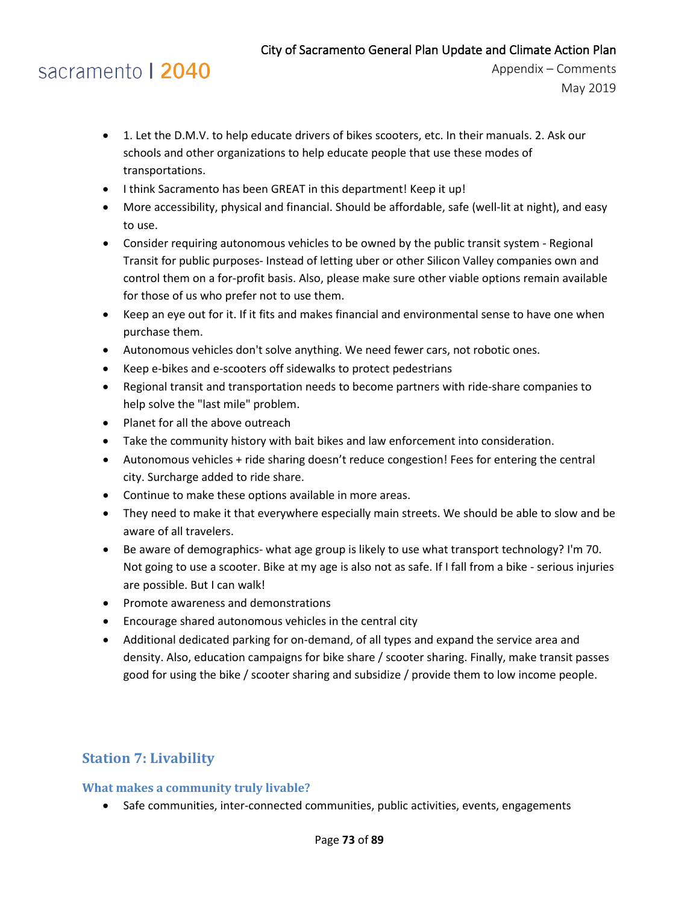- 1. Let the D.M.V. to help educate drivers of bikes scooters, etc. In their manuals. 2. Ask our schools and other organizations to help educate people that use these modes of transportations.
- I think Sacramento has been GREAT in this department! Keep it up!
- More accessibility, physical and financial. Should be affordable, safe (well-lit at night), and easy to use.
- Consider requiring autonomous vehicles to be owned by the public transit system - Regional Transit for public purposes- Instead of letting uber or other Silicon Valley companies own and control them on a for-profit basis. Also, please make sure other viable options remain available for those of us who prefer not to use them.
- Keep an eye out for it. If it fits and makes financial and environmental sense to have one when purchase them.
- Autonomous vehicles don't solve anything. We need fewer cars, not robotic ones.
- Keep e-bikes and e-scooters off sidewalks to protect pedestrians
- Regional transit and transportation needs to become partners with ride-share companies to help solve the "last mile" problem.
- Planet for all the above outreach
- Take the community history with bait bikes and law enforcement into consideration.
- Autonomous vehicles + ride sharing doesn't reduce congestion! Fees for entering the central city. Surcharge added to ride share.
- Continue to make these options available in more areas.
- They need to make it that everywhere especially main streets. We should be able to slow and be aware of all travelers.
- Be aware of demographics- what age group is likely to use what transport technology? I'm 70. Not going to use a scooter. Bike at my age is also not as safe. If I fall from a bike - serious injuries are possible. But I can walk!
- Promote awareness and demonstrations
- Encourage shared autonomous vehicles in the central city
- Additional dedicated parking for on-demand, of all types and expand the service area and density. Also, education campaigns for bike share / scooter sharing. Finally, make transit passes good for using the bike / scooter sharing and subsidize / provide them to low income people.

## Station 7: Livability

### What makes a community truly livable?

- Safe communities, inter-connected communities, public activities, events, engagements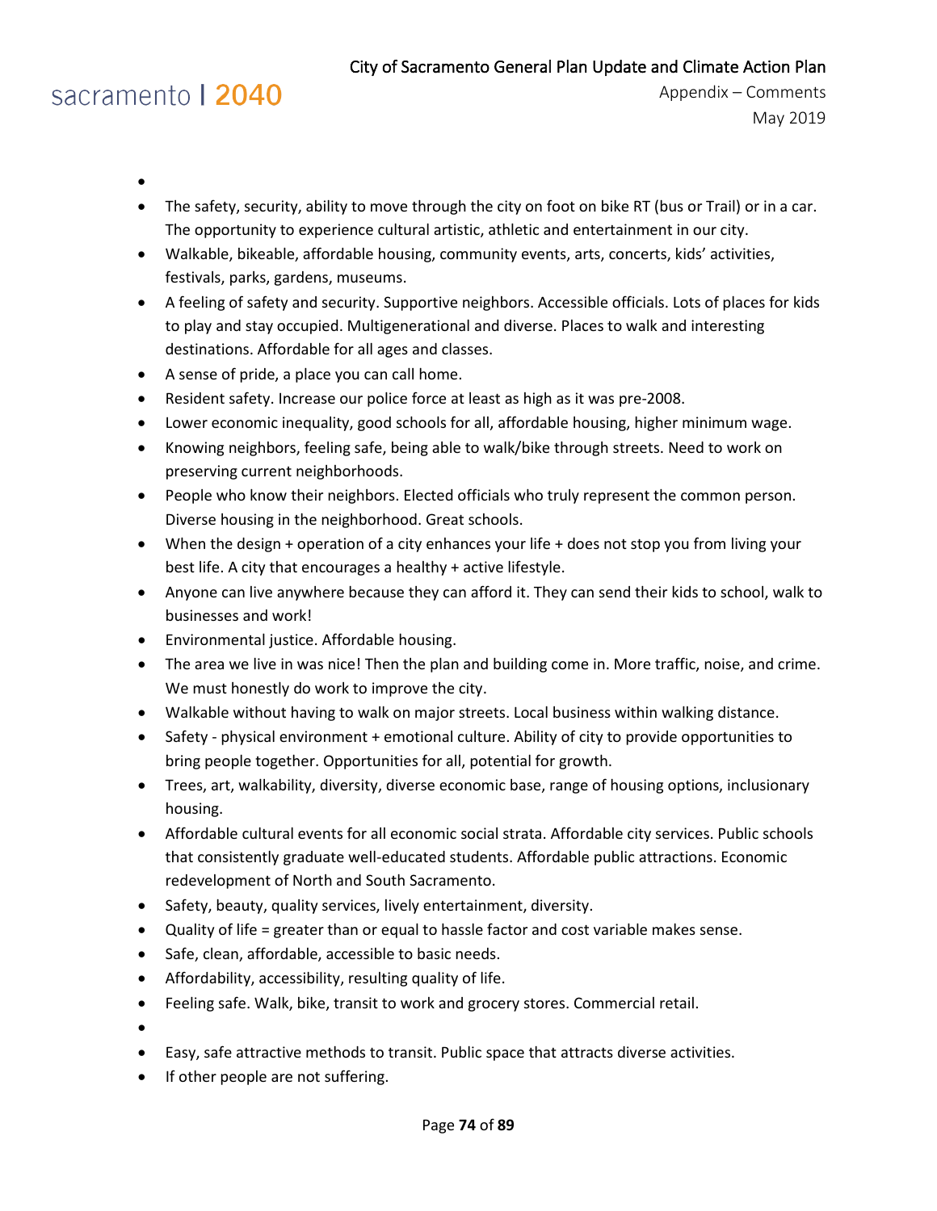- 
- The safety, security, ability to move through the city on foot on bike RT (bus or Trail) or in a car. The opportunity to experience cultural artistic, athletic and entertainment in our city.
- Walkable, bikeable, affordable housing, community events, arts, concerts, kids' activities, festivals, parks, gardens, museums.
- A feeling of safety and security. Supportive neighbors. Accessible officials. Lots of places for kids to play and stay occupied. Multigenerational and diverse. Places to walk and interesting destinations. Affordable for all ages and classes.
- A sense of pride, a place you can call home.
- Resident safety. Increase our police force at least as high as it was pre-2008.
- Lower economic inequality, good schools for all, affordable housing, higher minimum wage.
- Knowing neighbors, feeling safe, being able to walk/bike through streets. Need to work on preserving current neighborhoods.
- People who know their neighbors. Elected officials who truly represent the common person. Diverse housing in the neighborhood. Great schools.
- When the design + operation of a city enhances your life + does not stop you from living your best life. A city that encourages a healthy + active lifestyle.
- Anyone can live anywhere because they can afford it. They can send their kids to school, walk to businesses and work!
- Environmental justice. Affordable housing.
- The area we live in was nice! Then the plan and building come in. More traffic, noise, and crime. We must honestly do work to improve the city.
- Walkable without having to walk on major streets. Local business within walking distance.
- Safety - physical environment + emotional culture. Ability of city to provide opportunities to bring people together. Opportunities for all, potential for growth.
- Trees, art, walkability, diversity, diverse economic base, range of housing options, inclusionary housing.
- Affordable cultural events for all economic social strata. Affordable city services. Public schools that consistently graduate well-educated students. Affordable public attractions. Economic redevelopment of North and South Sacramento.
- Safety, beauty, quality services, lively entertainment, diversity.
- Quality of life = greater than or equal to hassle factor and cost variable makes sense.
- Safe, clean, affordable, accessible to basic needs.
- Affordability, accessibility, resulting quality of life.
- Feeling safe. Walk, bike, transit to work and grocery stores. Commercial retail.
- 
- Easy, safe attractive methods to transit. Public space that attracts diverse activities.
- If other people are not suffering.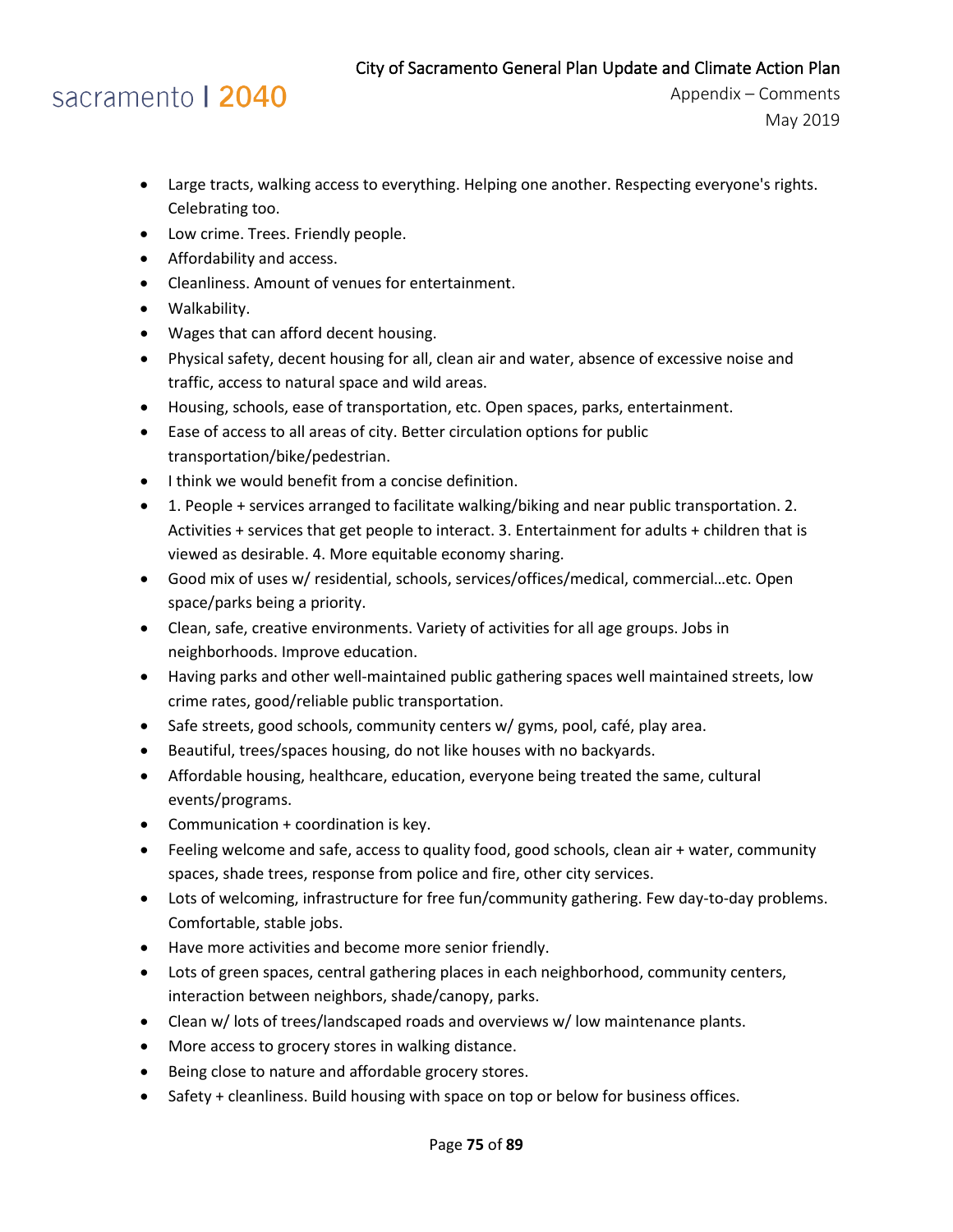- Large tracts, walking access to everything. Helping one another. Respecting everyone's rights. Celebrating too.
- Low crime. Trees. Friendly people.
- Affordability and access.
- Cleanliness. Amount of venues for entertainment.
- Walkability.
- Wages that can afford decent housing.
- Physical safety, decent housing for all, clean air and water, absence of excessive noise and traffic, access to natural space and wild areas.
- Housing, schools, ease of transportation, etc. Open spaces, parks, entertainment.
- Ease of access to all areas of city. Better circulation options for public transportation/bike/pedestrian.
- I think we would benefit from a concise definition.
- 1. People + services arranged to facilitate walking/biking and near public transportation. 2. Activities + services that get people to interact. 3. Entertainment for adults + children that is viewed as desirable. 4. More equitable economy sharing.
- Good mix of uses w/ residential, schools, services/offices/medical, commercial…etc. Open space/parks being a priority.
- Clean, safe, creative environments. Variety of activities for all age groups. Jobs in neighborhoods. Improve education.
- Having parks and other well-maintained public gathering spaces well maintained streets, low crime rates, good/reliable public transportation.
- Safe streets, good schools, community centers w/ gyms, pool, café, play area.
- Beautiful, trees/spaces housing, do not like houses with no backyards.
- Affordable housing, healthcare, education, everyone being treated the same, cultural events/programs.
- Communication + coordination is key.
- Feeling welcome and safe, access to quality food, good schools, clean air + water, community spaces, shade trees, response from police and fire, other city services.
- Lots of welcoming, infrastructure for free fun/community gathering. Few day-to-day problems. Comfortable, stable jobs.
- Have more activities and become more senior friendly.
- Lots of green spaces, central gathering places in each neighborhood, community centers, interaction between neighbors, shade/canopy, parks.
- Clean w/ lots of trees/landscaped roads and overviews w/ low maintenance plants.
- More access to grocery stores in walking distance.
- Being close to nature and affordable grocery stores.
- Safety + cleanliness. Build housing with space on top or below for business offices.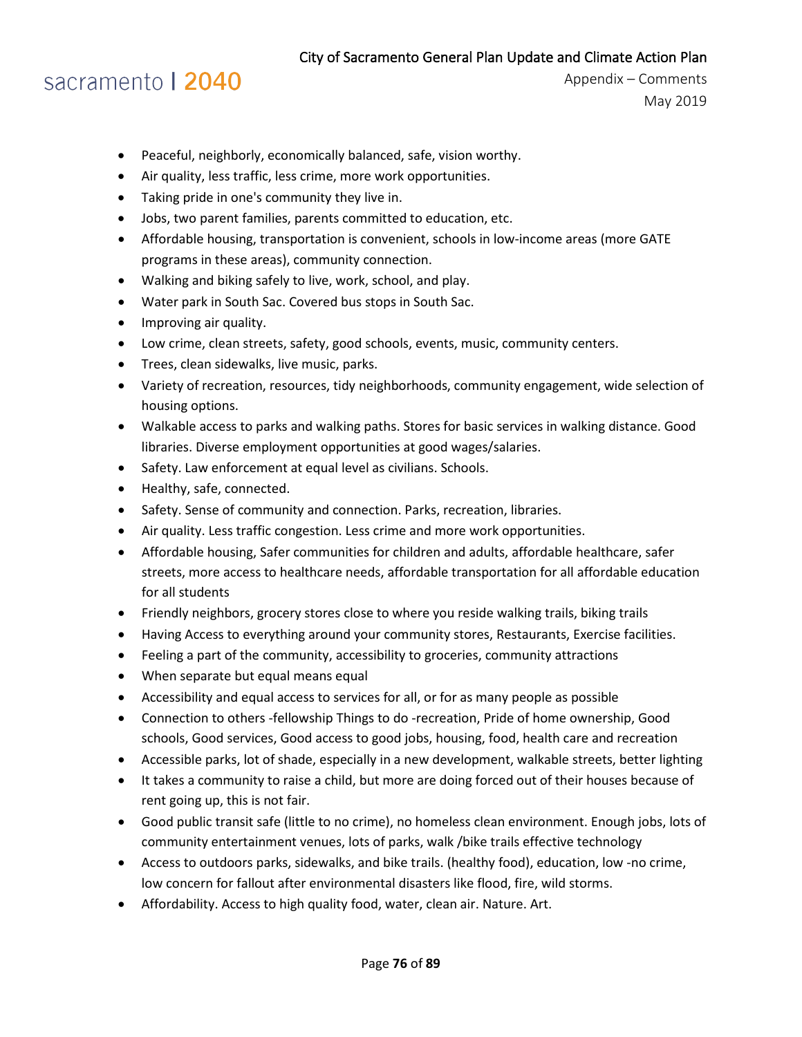- Peaceful, neighborly, economically balanced, safe, vision worthy.
- Air quality, less traffic, less crime, more work opportunities.
- Taking pride in one's community they live in.
- Jobs, two parent families, parents committed to education, etc.
- Affordable housing, transportation is convenient, schools in low-income areas (more GATE programs in these areas), community connection.
- Walking and biking safely to live, work, school, and play.
- Water park in South Sac. Covered bus stops in South Sac.
- Improving air quality.
- Low crime, clean streets, safety, good schools, events, music, community centers.
- Trees, clean sidewalks, live music, parks.
- Variety of recreation, resources, tidy neighborhoods, community engagement, wide selection of housing options.
- Walkable access to parks and walking paths. Stores for basic services in walking distance. Good libraries. Diverse employment opportunities at good wages/salaries.
- Safety. Law enforcement at equal level as civilians. Schools.
- Healthy, safe, connected.
- Safety. Sense of community and connection. Parks, recreation, libraries.
- Air quality. Less traffic congestion. Less crime and more work opportunities.
- Affordable housing, Safer communities for children and adults, affordable healthcare, safer streets, more access to healthcare needs, affordable transportation for all affordable education for all students
- Friendly neighbors, grocery stores close to where you reside walking trails, biking trails
- Having Access to everything around your community stores, Restaurants, Exercise facilities.
- Feeling a part of the community, accessibility to groceries, community attractions
- When separate but equal means equal
- Accessibility and equal access to services for all, or for as many people as possible
- Connection to others -fellowship Things to do -recreation, Pride of home ownership, Good schools, Good services, Good access to good jobs, housing, food, health care and recreation
- Accessible parks, lot of shade, especially in a new development, walkable streets, better lighting
- It takes a community to raise a child, but more are doing forced out of their houses because of rent going up, this is not fair.
- Good public transit safe (little to no crime), no homeless clean environment. Enough jobs, lots of community entertainment venues, lots of parks, walk /bike trails effective technology
- Access to outdoors parks, sidewalks, and bike trails. (healthy food), education, low -no crime, low concern for fallout after environmental disasters like flood, fire, wild storms.
- Affordability. Access to high quality food, water, clean air. Nature. Art.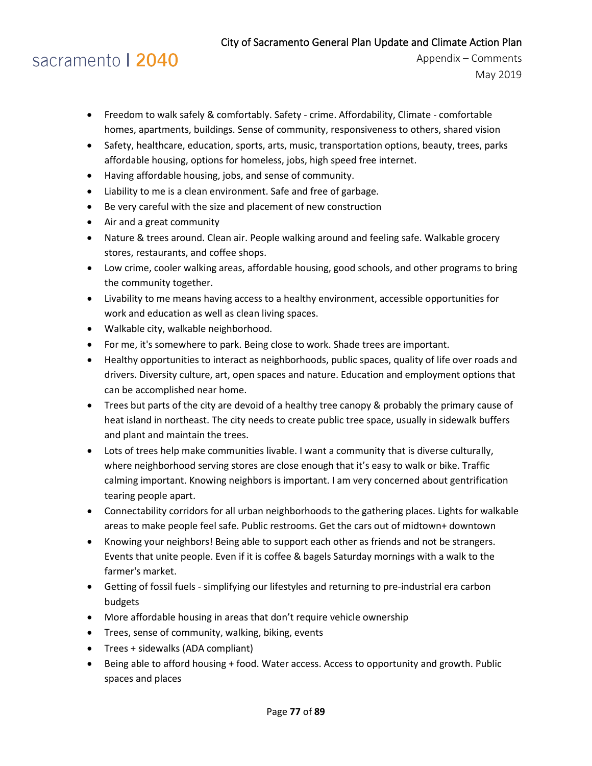- Freedom to walk safely & comfortably. Safety - crime. Affordability, Climate - comfortable homes, apartments, buildings. Sense of community, responsiveness to others, shared vision
- Safety, healthcare, education, sports, arts, music, transportation options, beauty, trees, parks affordable housing, options for homeless, jobs, high speed free internet.
- Having affordable housing, jobs, and sense of community.
- Liability to me is a clean environment. Safe and free of garbage.
- Be very careful with the size and placement of new construction
- Air and a great community
- Nature & trees around. Clean air. People walking around and feeling safe. Walkable grocery stores, restaurants, and coffee shops.
- Low crime, cooler walking areas, affordable housing, good schools, and other programs to bring the community together.
- Livability to me means having access to a healthy environment, accessible opportunities for work and education as well as clean living spaces.
- Walkable city, walkable neighborhood.
- For me, it's somewhere to park. Being close to work. Shade trees are important.
- Healthy opportunities to interact as neighborhoods, public spaces, quality of life over roads and drivers. Diversity culture, art, open spaces and nature. Education and employment options that can be accomplished near home.
- Trees but parts of the city are devoid of a healthy tree canopy & probably the primary cause of heat island in northeast. The city needs to create public tree space, usually in sidewalk buffers and plant and maintain the trees.
- Lots of trees help make communities livable. I want a community that is diverse culturally, where neighborhood serving stores are close enough that it's easy to walk or bike. Traffic calming important. Knowing neighbors is important. I am very concerned about gentrification tearing people apart.
- Connectability corridors for all urban neighborhoods to the gathering places. Lights for walkable areas to make people feel safe. Public restrooms. Get the cars out of midtown+ downtown
- Knowing your neighbors! Being able to support each other as friends and not be strangers. Events that unite people. Even if it is coffee & bagels Saturday mornings with a walk to the farmer's market.
- Getting of fossil fuels - simplifying our lifestyles and returning to pre-industrial era carbon budgets
- More affordable housing in areas that don't require vehicle ownership
- Trees, sense of community, walking, biking, events
- Trees + sidewalks (ADA compliant)
- Being able to afford housing + food. Water access. Access to opportunity and growth. Public spaces and places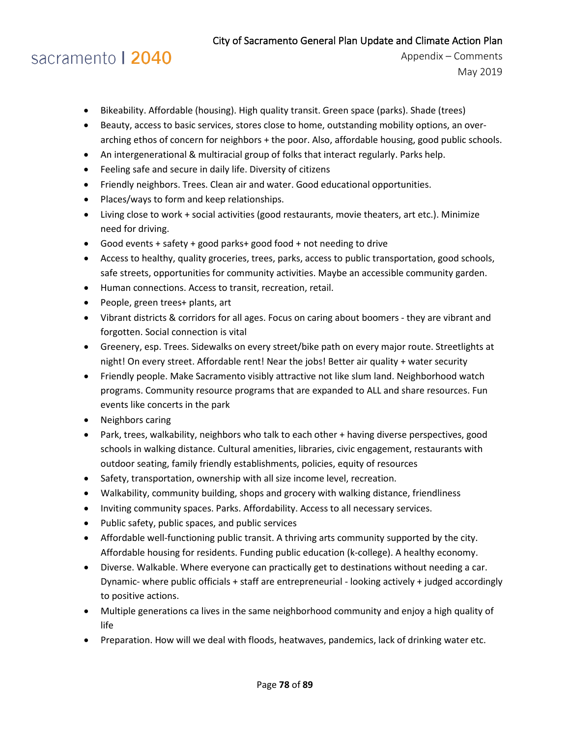- Bikeability. Affordable (housing). High quality transit. Green space (parks). Shade (trees)
- Beauty, access to basic services, stores close to home, outstanding mobility options, an over-arching ethos of concern for neighbors + the poor. Also, affordable housing, good public schools.
- An intergenerational & multiracial group of folks that interact regularly. Parks help.
- Feeling safe and secure in daily life. Diversity of citizens
- Friendly neighbors. Trees. Clean air and water. Good educational opportunities.
- Places/ways to form and keep relationships.
- Living close to work + social activities (good restaurants, movie theaters, art etc.). Minimize need for driving.
- Good events + safety + good parks+ good food + not needing to drive
- Access to healthy, quality groceries, trees, parks, access to public transportation, good schools, safe streets, opportunities for community activities. Maybe an accessible community garden.
- Human connections. Access to transit, recreation, retail.
- People, green trees+ plants, art
- Vibrant districts & corridors for all ages. Focus on caring about boomers - they are vibrant and forgotten. Social connection is vital
- Greenery, esp. Trees. Sidewalks on every street/bike path on every major route. Streetlights at night! On every street. Affordable rent! Near the jobs! Better air quality + water security
- Friendly people. Make Sacramento visibly attractive not like slum land. Neighborhood watch programs. Community resource programs that are expanded to ALL and share resources. Fun events like concerts in the park
- Neighbors caring
- Park, trees, walkability, neighbors who talk to each other + having diverse perspectives, good schools in walking distance. Cultural amenities, libraries, civic engagement, restaurants with outdoor seating, family friendly establishments, policies, equity of resources
- Safety, transportation, ownership with all size income level, recreation.
- Walkability, community building, shops and grocery with walking distance, friendliness
- Inviting community spaces. Parks. Affordability. Access to all necessary services.
- Public safety, public spaces, and public services
- Affordable well-functioning public transit. A thriving arts community supported by the city. Affordable housing for residents. Funding public education (k-college). A healthy economy.
- Diverse. Walkable. Where everyone can practically get to destinations without needing a car. Dynamic- where public officials + staff are entrepreneurial - looking actively + judged accordingly to positive actions.
- Multiple generations ca lives in the same neighborhood community and enjoy a high quality of life
- Preparation. How will we deal with floods, heatwaves, pandemics, lack of drinking water etc.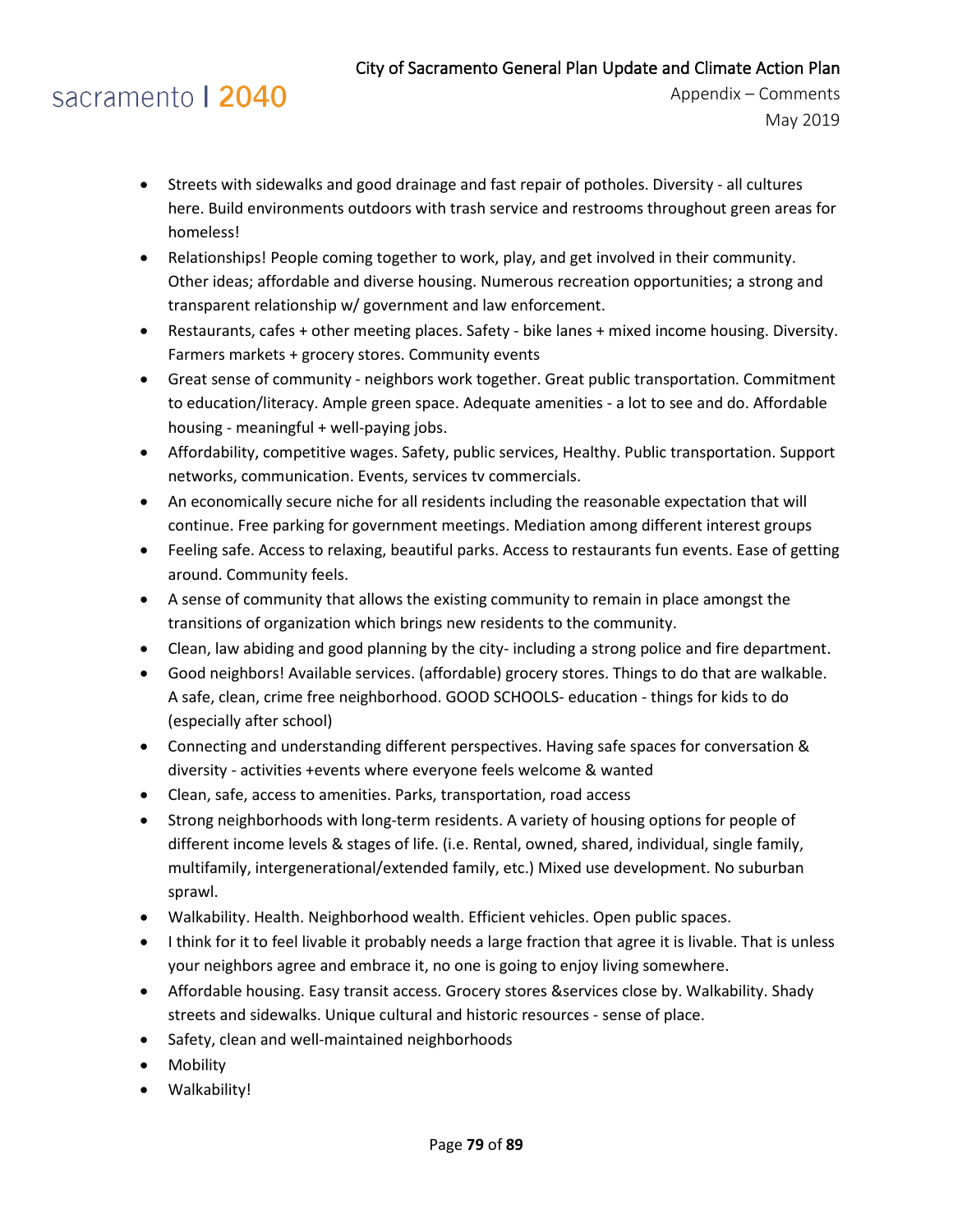- Streets with sidewalks and good drainage and fast repair of potholes. Diversity - all cultures here. Build environments outdoors with trash service and restrooms throughout green areas for homeless!
- Relationships! People coming together to work, play, and get involved in their community. Other ideas; affordable and diverse housing. Numerous recreation opportunities; a strong and transparent relationship w/ government and law enforcement.
- Restaurants, cafes + other meeting places. Safety - bike lanes + mixed income housing. Diversity. Farmers markets + grocery stores. Community events
- Great sense of community - neighbors work together. Great public transportation. Commitment to education/literacy. Ample green space. Adequate amenities - a lot to see and do. Affordable housing - meaningful + well-paying jobs.
- Affordability, competitive wages. Safety, public services, Healthy. Public transportation. Support networks, communication. Events, services tv commercials.
- An economically secure niche for all residents including the reasonable expectation that will continue. Free parking for government meetings. Mediation among different interest groups
- Feeling safe. Access to relaxing, beautiful parks. Access to restaurants fun events. Ease of getting around. Community feels.
- A sense of community that allows the existing community to remain in place amongst the transitions of organization which brings new residents to the community.
- Clean, law abiding and good planning by the city- including a strong police and fire department.
- Good neighbors! Available services. (affordable) grocery stores. Things to do that are walkable. A safe, clean, crime free neighborhood. GOOD SCHOOLS- education - things for kids to do (especially after school)
- Connecting and understanding different perspectives. Having safe spaces for conversation & diversity - activities +events where everyone feels welcome & wanted
- Clean, safe, access to amenities. Parks, transportation, road access
- Strong neighborhoods with long-term residents. A variety of housing options for people of different income levels & stages of life. (i.e. Rental, owned, shared, individual, single family, multifamily, intergenerational/extended family, etc.) Mixed use development. No suburban sprawl.
- Walkability. Health. Neighborhood wealth. Efficient vehicles. Open public spaces.
- I think for it to feel livable it probably needs a large fraction that agree it is livable. That is unless your neighbors agree and embrace it, no one is going to enjoy living somewhere.
- Affordable housing. Easy transit access. Grocery stores &services close by. Walkability. Shady streets and sidewalks. Unique cultural and historic resources - sense of place.
- Safety, clean and well-maintained neighborhoods
- Mobility
- Walkability!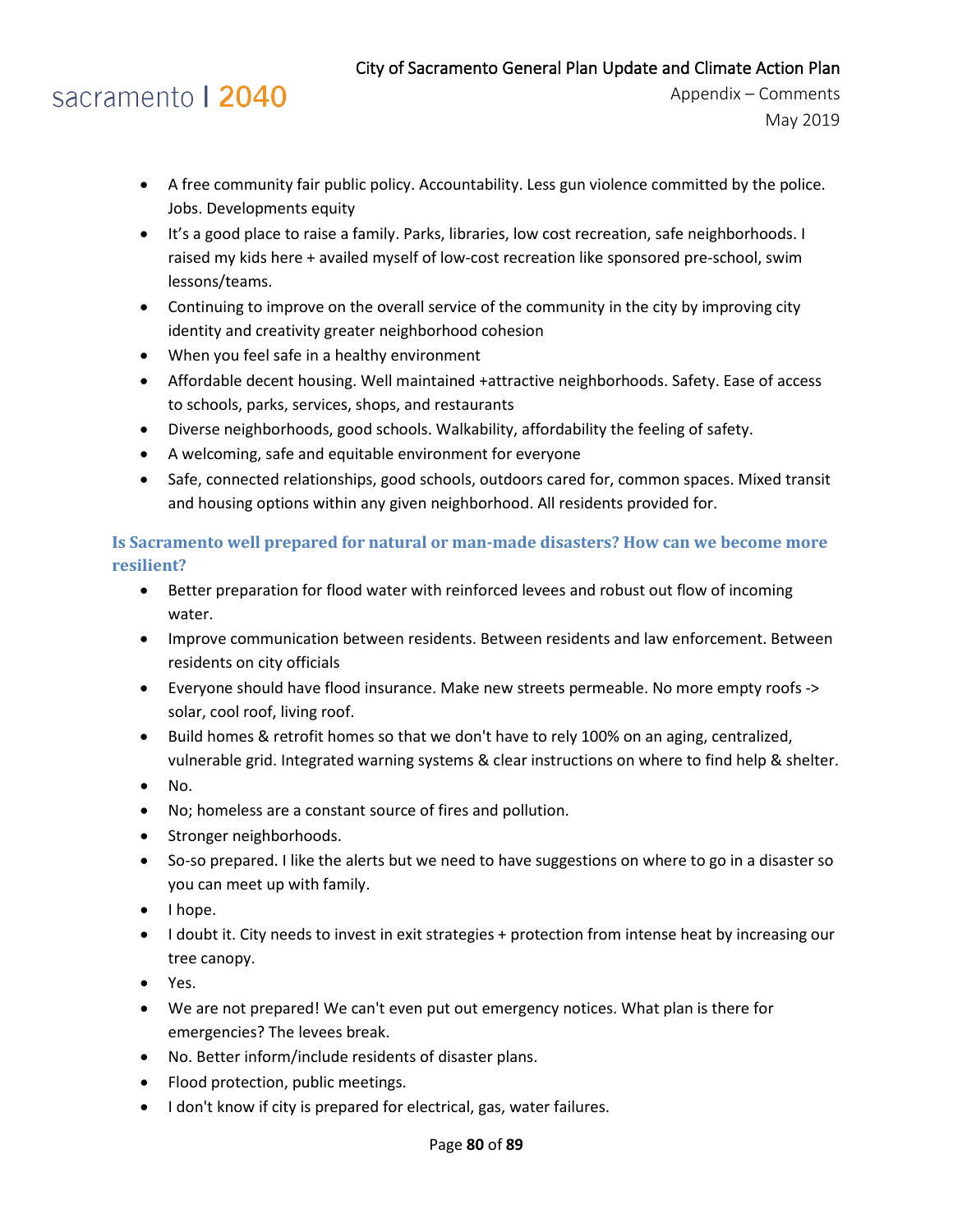- A free community fair public policy. Accountability. Less gun violence committed by the police. Jobs. Developments equity
- It's a good place to raise a family. Parks, libraries, low cost recreation, safe neighborhoods. I raised my kids here + availed myself of low-cost recreation like sponsored pre-school, swim lessons/teams.
- Continuing to improve on the overall service of the community in the city by improving city identity and creativity greater neighborhood cohesion
- When you feel safe in a healthy environment
- Affordable decent housing. Well maintained +attractive neighborhoods. Safety. Ease of access to schools, parks, services, shops, and restaurants
- Diverse neighborhoods, good schools. Walkability, affordability the feeling of safety.
- A welcoming, safe and equitable environment for everyone
- Safe, connected relationships, good schools, outdoors cared for, common spaces. Mixed transit and housing options within any given neighborhood. All residents provided for.

### Is Sacramento well prepared for natural or man-made disasters? How can we become more resilient?

- Better preparation for flood water with reinforced levees and robust out flow of incoming water.
- Improve communication between residents. Between residents and law enforcement. Between residents on city officials
- Everyone should have flood insurance. Make new streets permeable. No more empty roofs -> solar, cool roof, living roof.
- Build homes & retrofit homes so that we don't have to rely 100% on an aging, centralized, vulnerable grid. Integrated warning systems & clear instructions on where to find help & shelter.
- No.
- No; homeless are a constant source of fires and pollution.
- Stronger neighborhoods.
- So-so prepared. I like the alerts but we need to have suggestions on where to go in a disaster so you can meet up with family.
- I hope.
- I doubt it. City needs to invest in exit strategies + protection from intense heat by increasing our tree canopy.
- Yes.
- We are not prepared! We can't even put out emergency notices. What plan is there for emergencies? The levees break.
- No. Better inform/include residents of disaster plans.
- Flood protection, public meetings.
- I don't know if city is prepared for electrical, gas, water failures.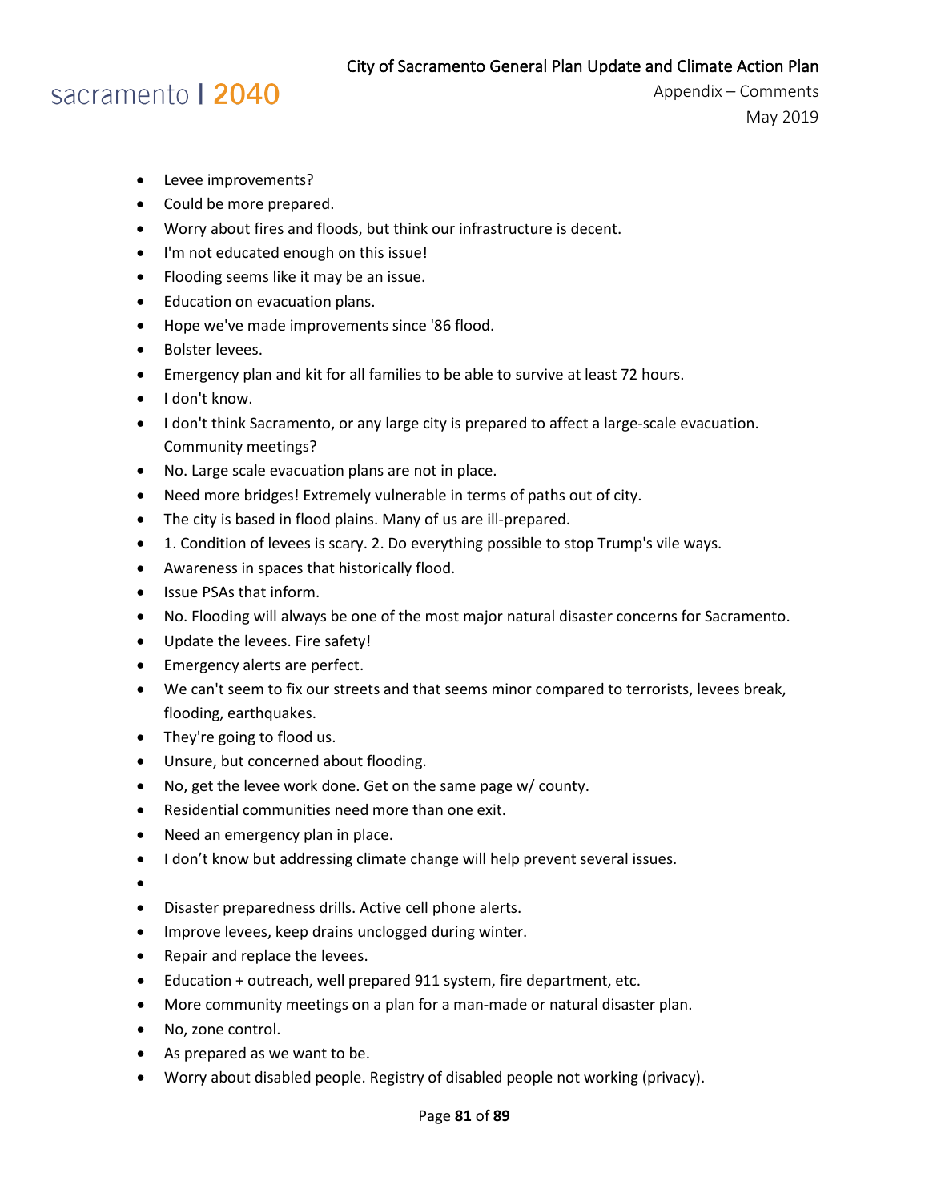- Levee improvements?
- Could be more prepared.
- Worry about fires and floods, but think our infrastructure is decent.
- I'm not educated enough on this issue!
- Flooding seems like it may be an issue.
- Education on evacuation plans.
- Hope we've made improvements since '86 flood.
- Bolster levees.
- Emergency plan and kit for all families to be able to survive at least 72 hours.
- I don't know.
- I don't think Sacramento, or any large city is prepared to affect a large-scale evacuation. Community meetings?
- No. Large scale evacuation plans are not in place.
- Need more bridges! Extremely vulnerable in terms of paths out of city.
- The city is based in flood plains. Many of us are ill-prepared.
- 1. Condition of levees is scary. 2. Do everything possible to stop Trump's vile ways.
- Awareness in spaces that historically flood.
- Issue PSAs that inform.
- No. Flooding will always be one of the most major natural disaster concerns for Sacramento.
- Update the levees. Fire safety!
- Emergency alerts are perfect.
- We can't seem to fix our streets and that seems minor compared to terrorists, levees break, flooding, earthquakes.
- They're going to flood us.
- Unsure, but concerned about flooding.
- No, get the levee work done. Get on the same page w/ county.
- Residential communities need more than one exit.
- Need an emergency plan in place.
- I don't know but addressing climate change will help prevent several issues.
- 
- Disaster preparedness drills. Active cell phone alerts.
- Improve levees, keep drains unclogged during winter.
- Repair and replace the levees.
- Education + outreach, well prepared 911 system, fire department, etc.
- More community meetings on a plan for a man-made or natural disaster plan.
- No, zone control.
- As prepared as we want to be.
- Worry about disabled people. Registry of disabled people not working (privacy).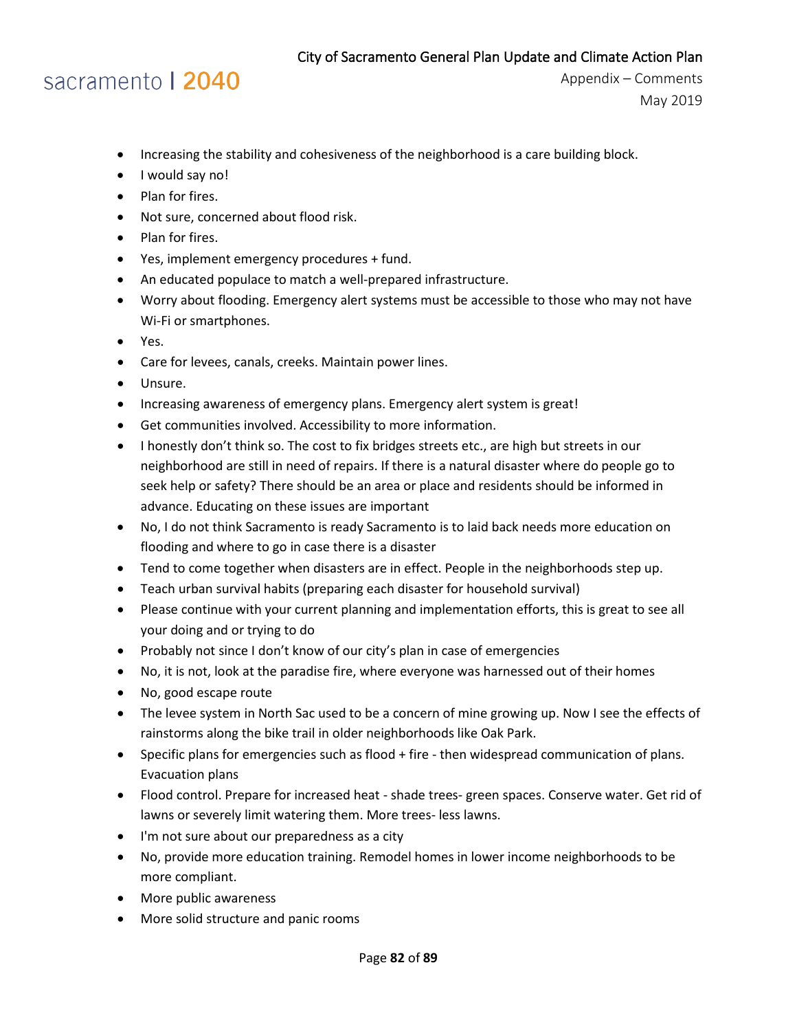- Increasing the stability and cohesiveness of the neighborhood is a care building block.
- I would say no!
- Plan for fires.
- Not sure, concerned about flood risk.
- Plan for fires.
- Yes, implement emergency procedures + fund.
- An educated populace to match a well-prepared infrastructure.
- Worry about flooding. Emergency alert systems must be accessible to those who may not have Wi-Fi or smartphones.
- Yes.
- Care for levees, canals, creeks. Maintain power lines.
- Unsure.
- Increasing awareness of emergency plans. Emergency alert system is great!
- Get communities involved. Accessibility to more information.
- I honestly don't think so. The cost to fix bridges streets etc., are high but streets in our neighborhood are still in need of repairs. If there is a natural disaster where do people go to seek help or safety? There should be an area or place and residents should be informed in advance. Educating on these issues are important
- No, I do not think Sacramento is ready Sacramento is to laid back needs more education on flooding and where to go in case there is a disaster
- Tend to come together when disasters are in effect. People in the neighborhoods step up.
- Teach urban survival habits (preparing each disaster for household survival)
- Please continue with your current planning and implementation efforts, this is great to see all your doing and or trying to do
- Probably not since I don't know of our city's plan in case of emergencies
- No, it is not, look at the paradise fire, where everyone was harnessed out of their homes
- No, good escape route
- The levee system in North Sac used to be a concern of mine growing up. Now I see the effects of rainstorms along the bike trail in older neighborhoods like Oak Park.
- Specific plans for emergencies such as flood + fire - then widespread communication of plans. Evacuation plans
- Flood control. Prepare for increased heat - shade trees- green spaces. Conserve water. Get rid of lawns or severely limit watering them. More trees- less lawns.
- I'm not sure about our preparedness as a city
- No, provide more education training. Remodel homes in lower income neighborhoods to be more compliant.
- More public awareness
- More solid structure and panic rooms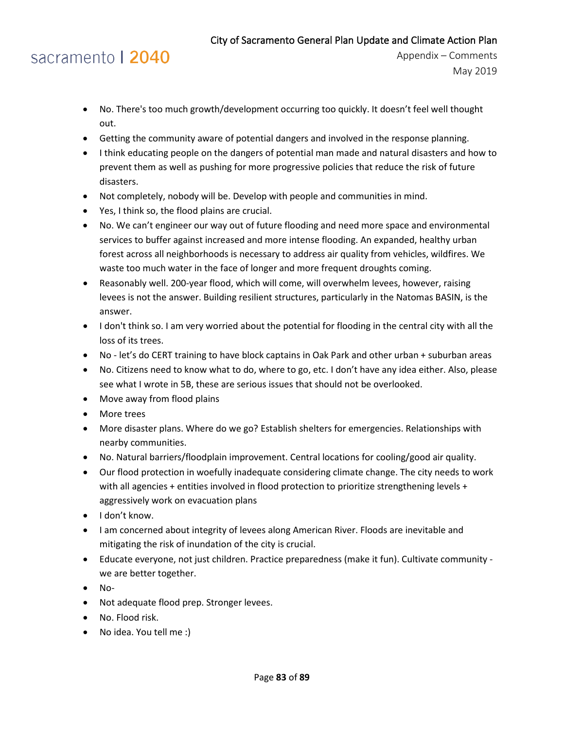- No. There's too much growth/development occurring too quickly. It doesn't feel well thought out.
- Getting the community aware of potential dangers and involved in the response planning.
- I think educating people on the dangers of potential man made and natural disasters and how to prevent them as well as pushing for more progressive policies that reduce the risk of future disasters.
- Not completely, nobody will be. Develop with people and communities in mind.
- Yes, I think so, the flood plains are crucial.
- No. We can't engineer our way out of future flooding and need more space and environmental services to buffer against increased and more intense flooding. An expanded, healthy urban forest across all neighborhoods is necessary to address air quality from vehicles, wildfires. We waste too much water in the face of longer and more frequent droughts coming.
- Reasonably well. 200-year flood, which will come, will overwhelm levees, however, raising levees is not the answer. Building resilient structures, particularly in the Natomas BASIN, is the answer.
- I don't think so. I am very worried about the potential for flooding in the central city with all the loss of its trees.
- No - let's do CERT training to have block captains in Oak Park and other urban + suburban areas
- No. Citizens need to know what to do, where to go, etc. I don't have any idea either. Also, please see what I wrote in 5B, these are serious issues that should not be overlooked.
- Move away from flood plains
- More trees
- More disaster plans. Where do we go? Establish shelters for emergencies. Relationships with nearby communities.
- No. Natural barriers/floodplain improvement. Central locations for cooling/good air quality.
- Our flood protection in woefully inadequate considering climate change. The city needs to work with all agencies + entities involved in flood protection to prioritize strengthening levels + aggressively work on evacuation plans
- I don't know.
- I am concerned about integrity of levees along American River. Floods are inevitable and mitigating the risk of inundation of the city is crucial.
- Educate everyone, not just children. Practice preparedness (make it fun). Cultivate community - we are better together.
- No-
- Not adequate flood prep. Stronger levees.
- No. Flood risk.
- No idea. You tell me :)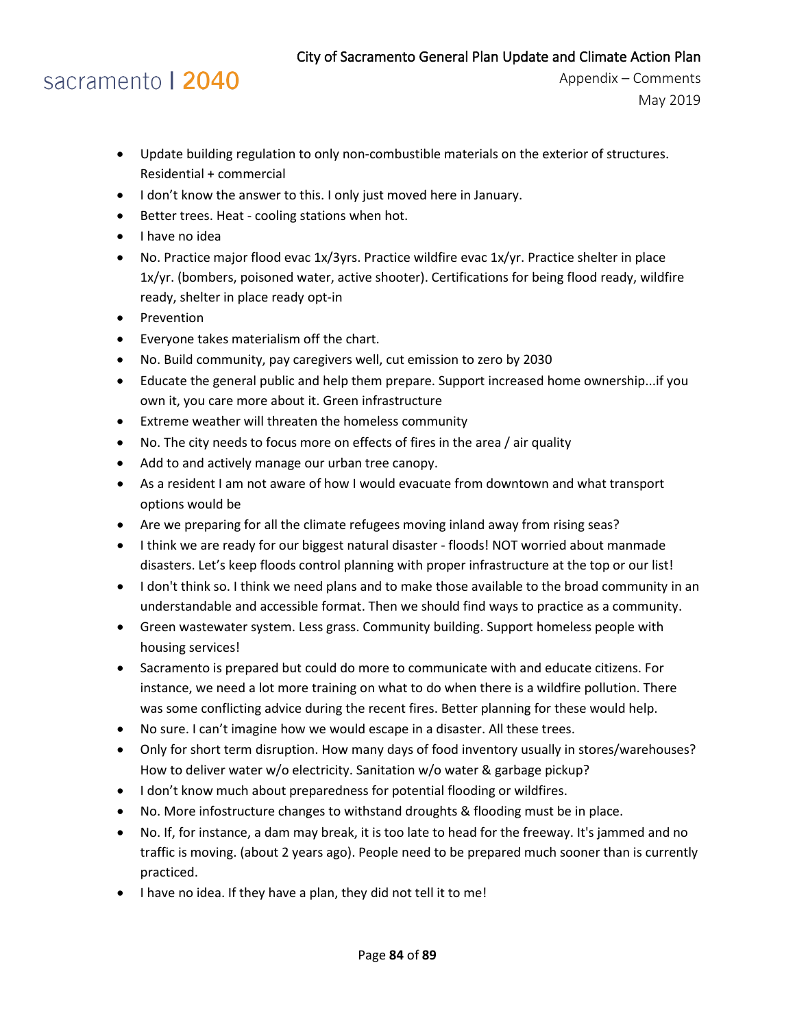- Update building regulation to only non-combustible materials on the exterior of structures. Residential + commercial
- I don't know the answer to this. I only just moved here in January.
- Better trees. Heat - cooling stations when hot.
- I have no idea
- No. Practice major flood evac 1x/3yrs. Practice wildfire evac 1x/yr. Practice shelter in place 1x/yr. (bombers, poisoned water, active shooter). Certifications for being flood ready, wildfire ready, shelter in place ready opt-in
- Prevention
- Everyone takes materialism off the chart.
- No. Build community, pay caregivers well, cut emission to zero by 2030
- Educate the general public and help them prepare. Support increased home ownership...if you own it, you care more about it. Green infrastructure
- Extreme weather will threaten the homeless community
- No. The city needs to focus more on effects of fires in the area / air quality
- Add to and actively manage our urban tree canopy.
- As a resident I am not aware of how I would evacuate from downtown and what transport options would be
- Are we preparing for all the climate refugees moving inland away from rising seas?
- I think we are ready for our biggest natural disaster - floods! NOT worried about manmade disasters. Let's keep floods control planning with proper infrastructure at the top or our list!
- I don't think so. I think we need plans and to make those available to the broad community in an understandable and accessible format. Then we should find ways to practice as a community.
- Green wastewater system. Less grass. Community building. Support homeless people with housing services!
- Sacramento is prepared but could do more to communicate with and educate citizens. For instance, we need a lot more training on what to do when there is a wildfire pollution. There was some conflicting advice during the recent fires. Better planning for these would help.
- No sure. I can't imagine how we would escape in a disaster. All these trees.
- Only for short term disruption. How many days of food inventory usually in stores/warehouses? How to deliver water w/o electricity. Sanitation w/o water & garbage pickup?
- I don't know much about preparedness for potential flooding or wildfires.
- No. More infostructure changes to withstand droughts & flooding must be in place.
- No. If, for instance, a dam may break, it is too late to head for the freeway. It's jammed and no traffic is moving. (about 2 years ago). People need to be prepared much sooner than is currently practiced.
- I have no idea. If they have a plan, they did not tell it to me!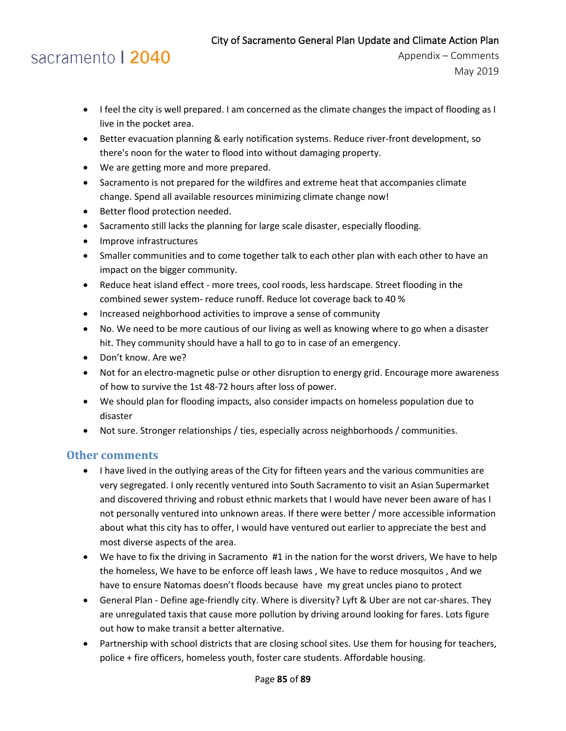- I feel the city is well prepared. I am concerned as the climate changes the impact of flooding as I live in the pocket area.
- Better evacuation planning & early notification systems. Reduce river-front development, so there's noon for the water to flood into without damaging property.
- We are getting more and more prepared.
- Sacramento is not prepared for the wildfires and extreme heat that accompanies climate change. Spend all available resources minimizing climate change now!
- Better flood protection needed.
- Sacramento still lacks the planning for large scale disaster, especially flooding.
- Improve infrastructures
- Smaller communities and to come together talk to each other plan with each other to have an impact on the bigger community.
- Reduce heat island effect - more trees, cool roods, less hardscape. Street flooding in the combined sewer system- reduce runoff. Reduce lot coverage back to 40 %
- Increased neighborhood activities to improve a sense of community
- No. We need to be more cautious of our living as well as knowing where to go when a disaster hit. They community should have a hall to go to in case of an emergency.
- Don't know. Are we?
- Not for an electro-magnetic pulse or other disruption to energy grid. Encourage more awareness of how to survive the 1st 48-72 hours after loss of power.
- We should plan for flooding impacts, also consider impacts on homeless population due to disaster
- Not sure. Stronger relationships / ties, especially across neighborhoods / communities.

## Other comments

- I have lived in the outlying areas of the City for fifteen years and the various communities are very segregated. I only recently ventured into South Sacramento to visit an Asian Supermarket and discovered thriving and robust ethnic markets that I would have never been aware of has I not personally ventured into unknown areas. If there were better / more accessible information about what this city has to offer, I would have ventured out earlier to appreciate the best and most diverse aspects of the area.
- We have to fix the driving in Sacramento #1 in the nation for the worst drivers, We have to help the homeless, We have to be enforce off leash laws , We have to reduce mosquitos , And we have to ensure Natomas doesn't floods because have my great uncles piano to protect
- General Plan - Define age-friendly city. Where is diversity? Lyft & Uber are not car-shares. They are unregulated taxis that cause more pollution by driving around looking for fares. Lots figure out how to make transit a better alternative.
- Partnership with school districts that are closing school sites. Use them for housing for teachers, police + fire officers, homeless youth, foster care students. Affordable housing.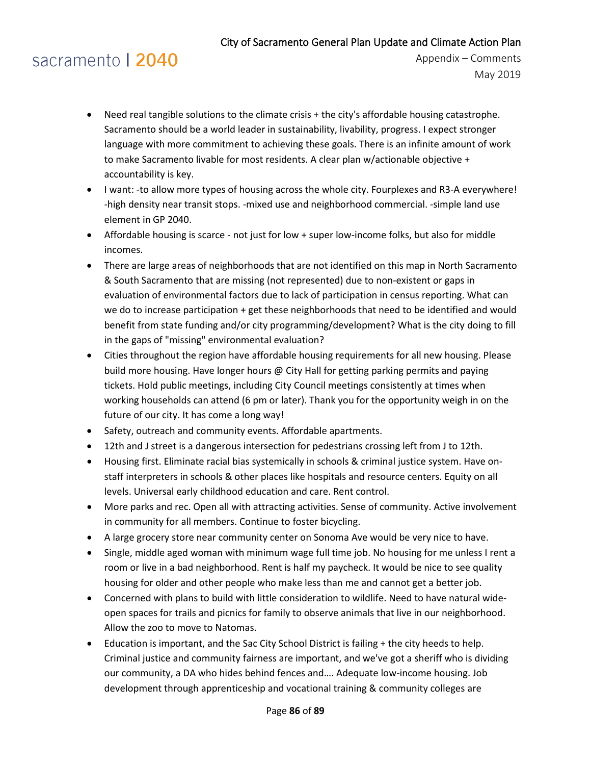- Need real tangible solutions to the climate crisis + the city's affordable housing catastrophe. Sacramento should be a world leader in sustainability, livability, progress. I expect stronger language with more commitment to achieving these goals. There is an infinite amount of work to make Sacramento livable for most residents. A clear plan w/actionable objective + accountability is key.
- I want: -to allow more types of housing across the whole city. Fourplexes and R3-A everywhere! -high density near transit stops. -mixed use and neighborhood commercial. -simple land use element in GP 2040.
- Affordable housing is scarce - not just for low + super low-income folks, but also for middle incomes.
- There are large areas of neighborhoods that are not identified on this map in North Sacramento & South Sacramento that are missing (not represented) due to non-existent or gaps in evaluation of environmental factors due to lack of participation in census reporting. What can we do to increase participation + get these neighborhoods that need to be identified and would benefit from state funding and/or city programming/development? What is the city doing to fill in the gaps of "missing" environmental evaluation?
- Cities throughout the region have affordable housing requirements for all new housing. Please build more housing. Have longer hours @ City Hall for getting parking permits and paying tickets. Hold public meetings, including City Council meetings consistently at times when working households can attend (6 pm or later). Thank you for the opportunity weigh in on the future of our city. It has come a long way!
- Safety, outreach and community events. Affordable apartments.
- 12th and J street is a dangerous intersection for pedestrians crossing left from J to 12th.
- Housing first. Eliminate racial bias systemically in schools & criminal justice system. Have on-staff interpreters in schools & other places like hospitals and resource centers. Equity on all levels. Universal early childhood education and care. Rent control.
- More parks and rec. Open all with attracting activities. Sense of community. Active involvement in community for all members. Continue to foster bicycling.
- A large grocery store near community center on Sonoma Ave would be very nice to have.
- Single, middle aged woman with minimum wage full time job. No housing for me unless I rent a room or live in a bad neighborhood. Rent is half my paycheck. It would be nice to see quality housing for older and other people who make less than me and cannot get a better job.
- Concerned with plans to build with little consideration to wildlife. Need to have natural wide-open spaces for trails and picnics for family to observe animals that live in our neighborhood. Allow the zoo to move to Natomas.
- Education is important, and the Sac City School District is failing + the city heeds to help. Criminal justice and community fairness are important, and we've got a sheriff who is dividing our community, a DA who hides behind fences and…. Adequate low-income housing. Job development through apprenticeship and vocational training & community colleges are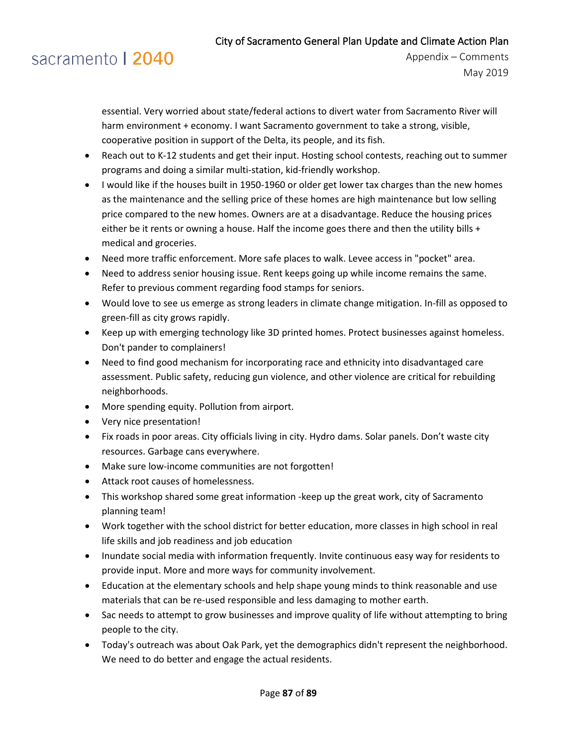essential. Very worried about state/federal actions to divert water from Sacramento River will harm environment + economy. I want Sacramento government to take a strong, visible, cooperative position in support of the Delta, its people, and its fish.

- Reach out to K-12 students and get their input. Hosting school contests, reaching out to summer programs and doing a similar multi-station, kid-friendly workshop.
- I would like if the houses built in 1950-1960 or older get lower tax charges than the new homes as the maintenance and the selling price of these homes are high maintenance but low selling price compared to the new homes. Owners are at a disadvantage. Reduce the housing prices either be it rents or owning a house. Half the income goes there and then the utility bills + medical and groceries.
- Need more traffic enforcement. More safe places to walk. Levee access in "pocket" area.
- Need to address senior housing issue. Rent keeps going up while income remains the same. Refer to previous comment regarding food stamps for seniors.
- Would love to see us emerge as strong leaders in climate change mitigation. In-fill as opposed to green-fill as city grows rapidly.
- Keep up with emerging technology like 3D printed homes. Protect businesses against homeless. Don't pander to complainers!
- Need to find good mechanism for incorporating race and ethnicity into disadvantaged care assessment. Public safety, reducing gun violence, and other violence are critical for rebuilding neighborhoods.
- More spending equity. Pollution from airport.
- Very nice presentation!
- Fix roads in poor areas. City officials living in city. Hydro dams. Solar panels. Don't waste city resources. Garbage cans everywhere.
- Make sure low-income communities are not forgotten!
- Attack root causes of homelessness.
- This workshop shared some great information -keep up the great work, city of Sacramento planning team!
- Work together with the school district for better education, more classes in high school in real life skills and job readiness and job education
- Inundate social media with information frequently. Invite continuous easy way for residents to provide input. More and more ways for community involvement.
- Education at the elementary schools and help shape young minds to think reasonable and use materials that can be re-used responsible and less damaging to mother earth.
- Sac needs to attempt to grow businesses and improve quality of life without attempting to bring people to the city.
- Today's outreach was about Oak Park, yet the demographics didn't represent the neighborhood. We need to do better and engage the actual residents.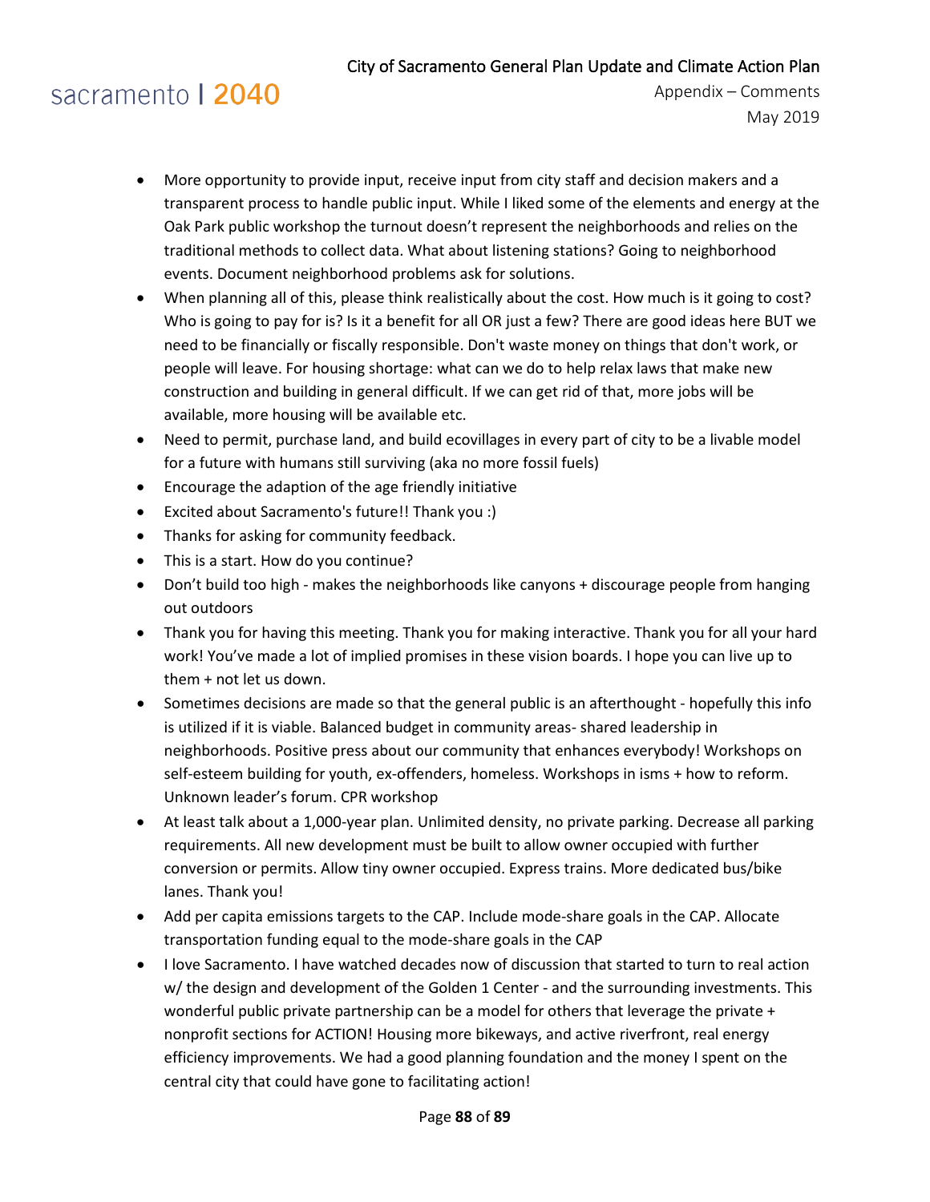- More opportunity to provide input, receive input from city staff and decision makers and a transparent process to handle public input. While I liked some of the elements and energy at the Oak Park public workshop the turnout doesn't represent the neighborhoods and relies on the traditional methods to collect data. What about listening stations? Going to neighborhood events. Document neighborhood problems ask for solutions.
- When planning all of this, please think realistically about the cost. How much is it going to cost? Who is going to pay for is? Is it a benefit for all OR just a few? There are good ideas here BUT we need to be financially or fiscally responsible. Don't waste money on things that don't work, or people will leave. For housing shortage: what can we do to help relax laws that make new construction and building in general difficult. If we can get rid of that, more jobs will be available, more housing will be available etc.
- Need to permit, purchase land, and build ecovillages in every part of city to be a livable model for a future with humans still surviving (aka no more fossil fuels)
- Encourage the adaption of the age friendly initiative
- Excited about Sacramento's future!! Thank you :)
- Thanks for asking for community feedback.
- This is a start. How do you continue?
- Don't build too high - makes the neighborhoods like canyons + discourage people from hanging out outdoors
- Thank you for having this meeting. Thank you for making interactive. Thank you for all your hard work! You've made a lot of implied promises in these vision boards. I hope you can live up to them + not let us down.
- Sometimes decisions are made so that the general public is an afterthought - hopefully this info is utilized if it is viable. Balanced budget in community areas- shared leadership in neighborhoods. Positive press about our community that enhances everybody! Workshops on self-esteem building for youth, ex-offenders, homeless. Workshops in isms + how to reform. Unknown leader's forum. CPR workshop
- At least talk about a 1,000-year plan. Unlimited density, no private parking. Decrease all parking requirements. All new development must be built to allow owner occupied with further conversion or permits. Allow tiny owner occupied. Express trains. More dedicated bus/bike lanes. Thank you!
- Add per capita emissions targets to the CAP. Include mode-share goals in the CAP. Allocate transportation funding equal to the mode-share goals in the CAP
- I love Sacramento. I have watched decades now of discussion that started to turn to real action w/ the design and development of the Golden 1 Center - and the surrounding investments. This wonderful public private partnership can be a model for others that leverage the private + nonprofit sections for ACTION! Housing more bikeways, and active riverfront, real energy efficiency improvements. We had a good planning foundation and the money I spent on the central city that could have gone to facilitating action!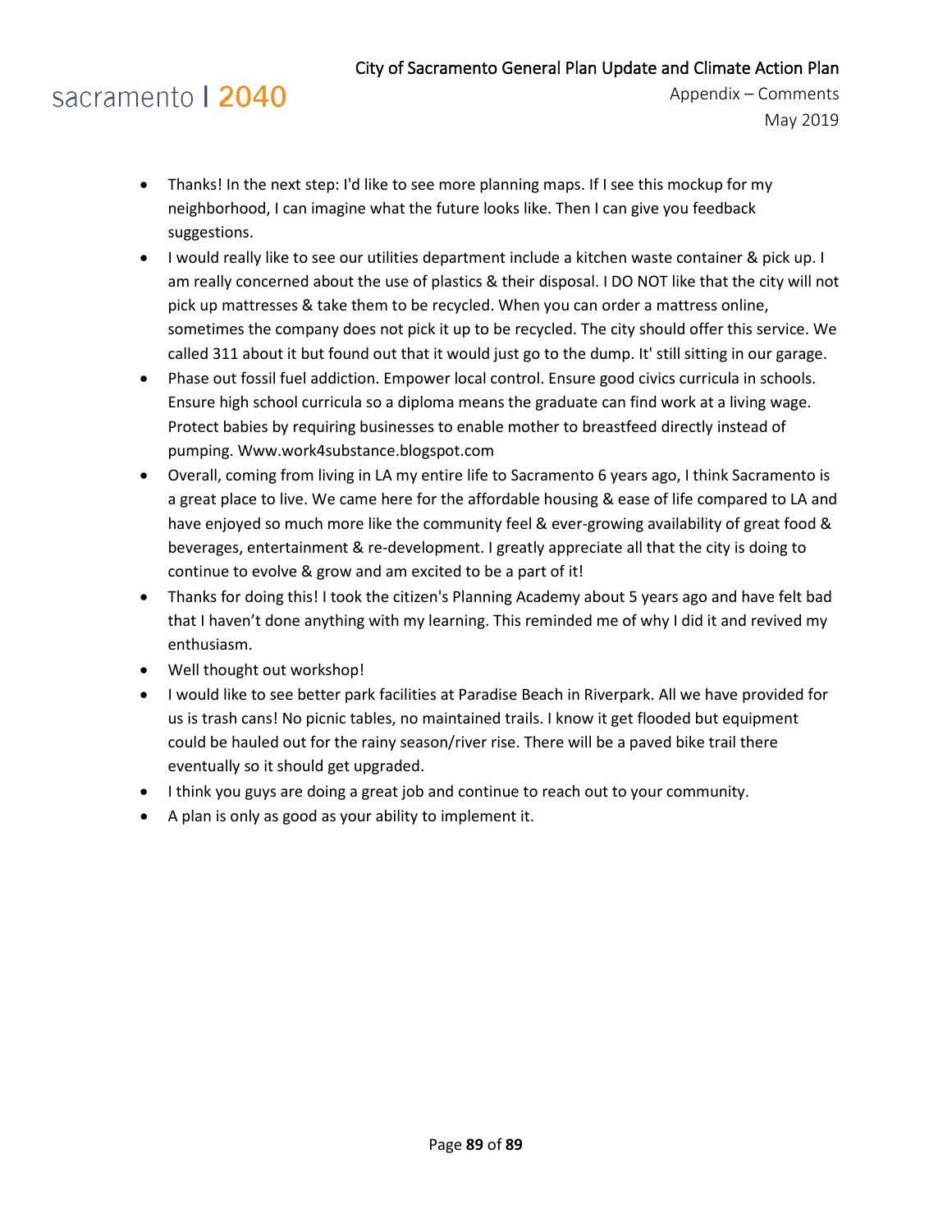- Thanks! In the next step: I'd like to see more planning maps. If I see this mockup for my neighborhood, I can imagine what the future looks like. Then I can give you feedback suggestions.
- I would really like to see our utilities department include a kitchen waste container & pick up. I am really concerned about the use of plastics & their disposal. I DO NOT like that the city will not pick up mattresses & take them to be recycled. When you can order a mattress online, sometimes the company does not pick it up to be recycled. The city should offer this service. We called 311 about it but found out that it would just go to the dump. It' still sitting in our garage.
- Phase out fossil fuel addiction. Empower local control. Ensure good civics curricula in schools. Ensure high school curricula so a diploma means the graduate can find work at a living wage. Protect babies by requiring businesses to enable mother to breastfeed directly instead of pumping. Www.work4substance.blogspot.com
- Overall, coming from living in LA my entire life to Sacramento 6 years ago, I think Sacramento is a great place to live. We came here for the affordable housing & ease of life compared to LA and have enjoyed so much more like the community feel & ever-growing availability of great food & beverages, entertainment & re-development. I greatly appreciate all that the city is doing to continue to evolve & grow and am excited to be a part of it!
- Thanks for doing this! I took the citizen's Planning Academy about 5 years ago and have felt bad that I haven't done anything with my learning. This reminded me of why I did it and revived my enthusiasm.
- Well thought out workshop!
- I would like to see better park facilities at Paradise Beach in Riverpark. All we have provided for us is trash cans! No picnic tables, no maintained trails. I know it get flooded but equipment could be hauled out for the rainy season/river rise. There will be a paved bike trail there eventually so it should get upgraded.
- I think you guys are doing a great job and continue to reach out to your community.
- A plan is only as good as your ability to implement it.